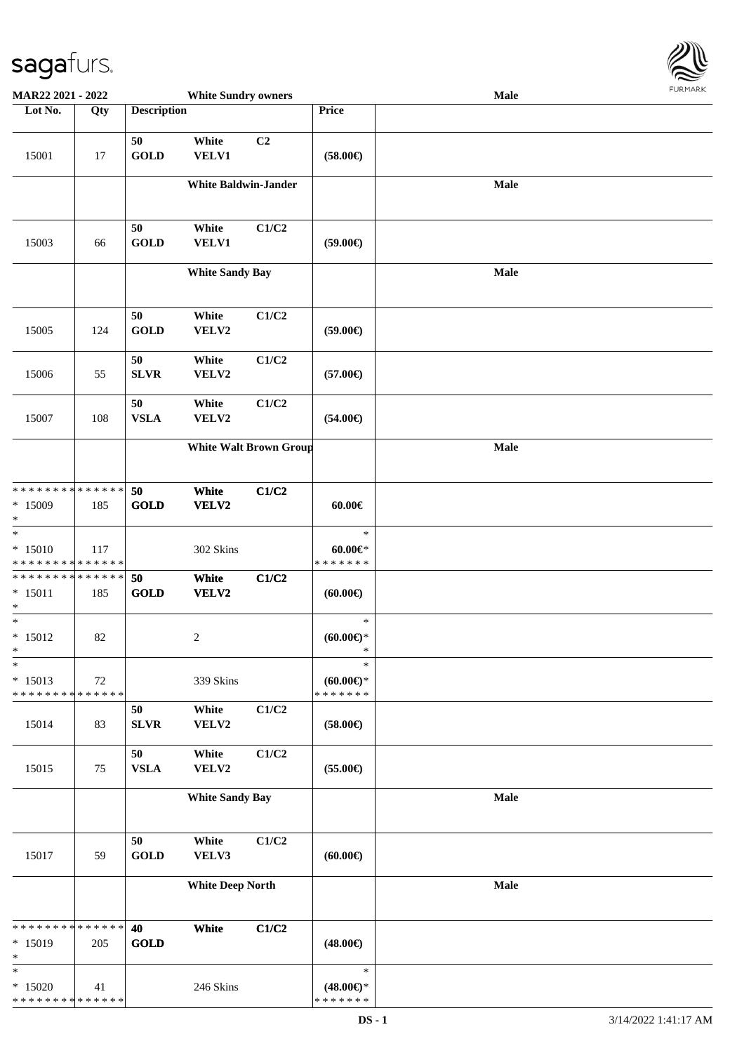| Lot No. | Qty | Description | | | Price | |
|---|---|---|---|---|---|---|
| | | | **White Sundry owners** | | | **Male** |
| 15001 | 17 | 50 GOLD | White VELV1 | C2 | (58.00€) | |
| | | | **White Baldwin-Jander** | | | **Male** |
| 15003 | 66 | 50 GOLD | White VELV1 | C1/C2 | (59.00€) | |
| | | | **White Sandy Bay** | | | **Male** |
| 15005 | 124 | 50 GOLD | White VELV2 | C1/C2 | (59.00€) | |
| 15006 | 55 | 50 SLVR | White VELV2 | C1/C2 | (57.00€) | |
| 15007 | 108 | 50 VSLA | White VELV2 | C1/C2 | (54.00€) | |
| | | | **White Walt Brown Group** | | | **Male** |
| * * * * * * * * * * * * * * * 15009 * | 185 | **50 GOLD** | **White VELV2** | **C1/C2** | 60.00€ | |
| * * 15010 * * * * * * * * * * * * * * | 117 | | 302 Skins | | * 60.00€* * * * * * * * | |
| * * * * * * * * * * * * * * * 15011 * | 185 | **50 GOLD** | **White VELV2** | **C1/C2** | (60.00€) | |
| * * 15012 * | 82 | | 2 | | * (60.00€)* * | |
| * * 15013 * * * * * * * * * * * * * * | 72 | | 339 Skins | | * (60.00€)* * * * * * * * | |
| 15014 | 83 | 50 SLVR | White VELV2 | C1/C2 | (58.00€) | |
| 15015 | 75 | 50 VSLA | White VELV2 | C1/C2 | (55.00€) | |
| | | | **White Sandy Bay** | | | **Male** |
| 15017 | 59 | 50 GOLD | White VELV3 | C1/C2 | (60.00€) | |
| | | | **White Deep North** | | | **Male** |
| * * * * * * * * * * * * * * * 15019 * | 205 | **40 GOLD** | **White** | **C1/C2** | (48.00€) | |
| * * 15020 * * * * * * * * * * * * * * | 41 | | 246 Skins | | * (48.00€)* * * * * * * * | |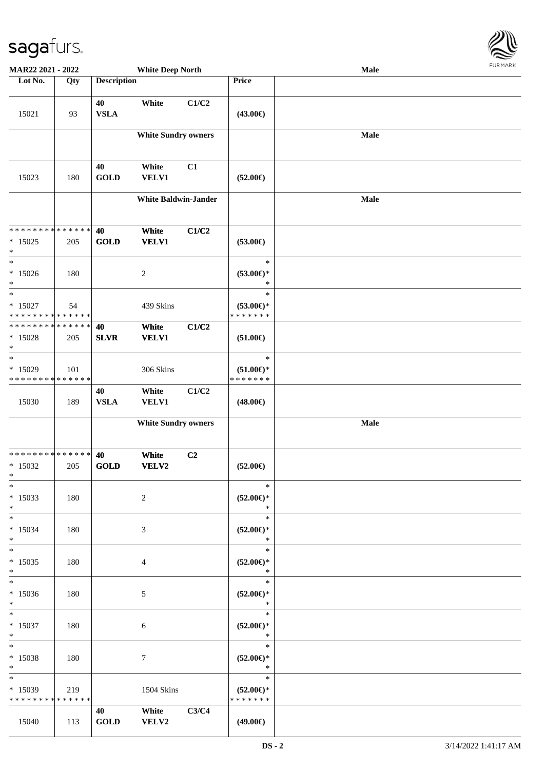**MAR22 2021 - 2022** — **White Deep North** — **Male**

| Lot No. | Qty | Description | | | Price | |
|---|---|---|---|---|---|---|
| 15021 | 93 | 40 VSLA | White | C1/C2 | (43.00€) | |
| | | | White Sundry owners | | | Male |
| 15023 | 180 | 40 GOLD | White VELV1 | C1 | (52.00€) | |
| | | | White Baldwin-Jander | | | Male |
| * * * * * * * * * * * * * * <br>* 15025<br>* | 205 | 40 GOLD | White VELV1 | C1/C2 | (53.00€) | |
| *<br>* 15026<br>* | 180 | | 2 | | *<br>(53.00€)*<br>* | |
| *<br>* 15027<br>* * * * * * * * * * * * * * | 54 | | 439 Skins | | *<br>(53.00€)*<br>* * * * * * * | |
| * * * * * * * * * * * * * * <br>* 15028<br>* | 205 | 40 SLVR | White VELV1 | C1/C2 | (51.00€) | |
| *<br>* 15029<br>* * * * * * * * * * * * * * | 101 | | 306 Skins | | *<br>(51.00€)*<br>* * * * * * * | |
| 15030 | 189 | 40 VSLA | White VELV1 | C1/C2 | (48.00€) | |
| | | | White Sundry owners | | | Male |
| * * * * * * * * * * * * * * <br>* 15032<br>* | 205 | 40 GOLD | White VELV2 | C2 | (52.00€) | |
| *<br>* 15033<br>* | 180 | | 2 | | *<br>(52.00€)*<br>* | |
| *<br>* 15034<br>* | 180 | | 3 | | *<br>(52.00€)*<br>* | |
| *<br>* 15035<br>* | 180 | | 4 | | *<br>(52.00€)*<br>* | |
| *<br>* 15036<br>* | 180 | | 5 | | *<br>(52.00€)*<br>* | |
| *<br>* 15037<br>* | 180 | | 6 | | *<br>(52.00€)*<br>* | |
| *<br>* 15038<br>* | 180 | | 7 | | *<br>(52.00€)*<br>* | |
| *<br>* 15039<br>* * * * * * * * * * * * * * | 219 | | 1504 Skins | | *<br>(52.00€)*<br>* * * * * * * | |
| 15040 | 113 | 40 GOLD | White VELV2 | C3/C4 | (49.00€) | |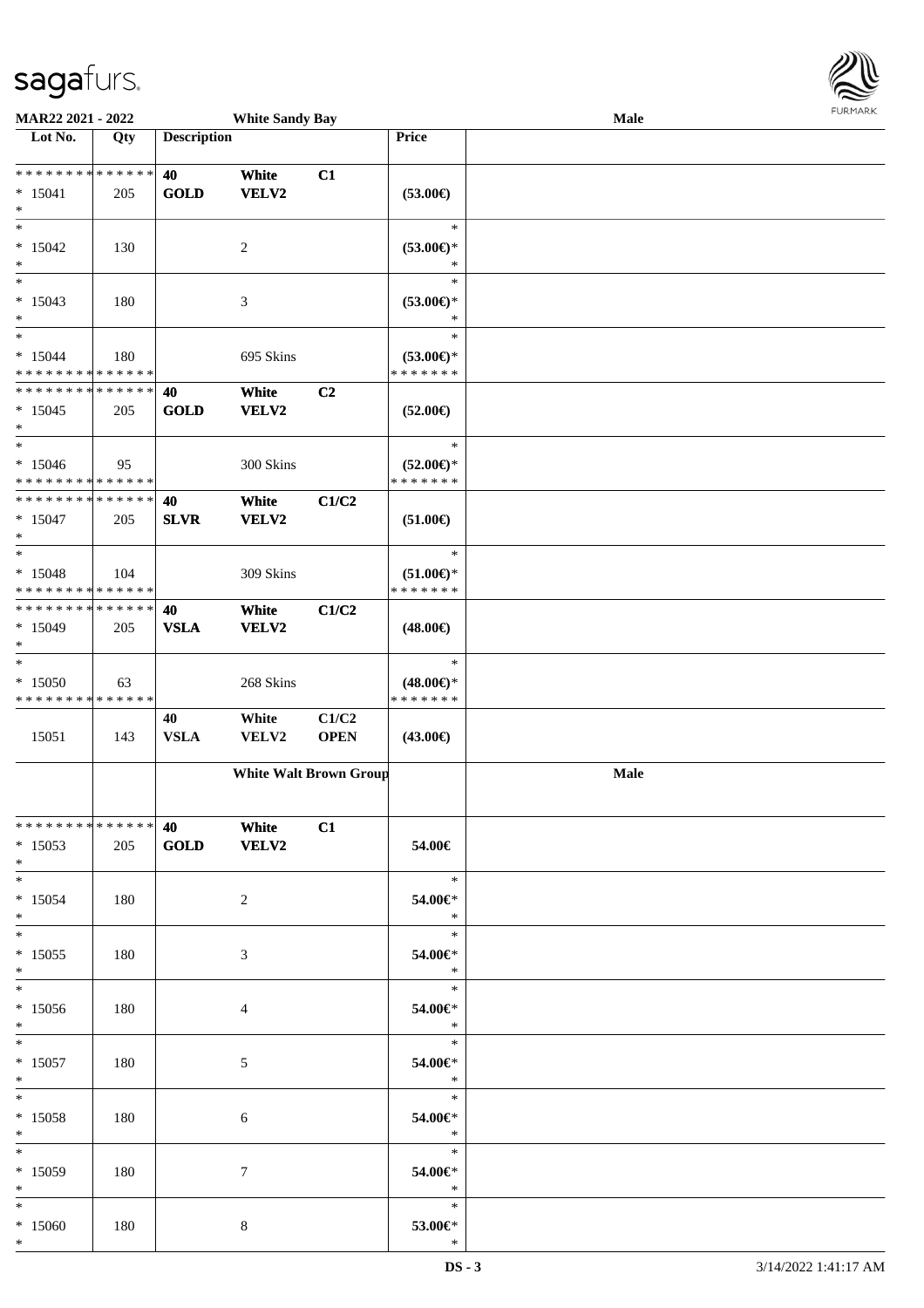| Lot No. | Qty | Description | | | Price | |
|---|---|---|---|---|---|---|
| * * * * * * * * * * * * * * | | 40 | White | C1 | | |
| * 15041 | 205 | GOLD | VELV2 | | (53.00€) | |
| * | | | | | | |
| * | | | | | * | |
| * 15042 | 130 | | 2 | | (53.00€)* | |
| * | | | | | * | |
| * | | | | | * | |
| * 15043 | 180 | | 3 | | (53.00€)* | |
| * | | | | | * | |
| * | | | | | * | |
| * 15044 | 180 | | 695 Skins | | (53.00€)* | |
| * * * * * * * * * * * * * * | | | | | * * * * * * * | |
| * * * * * * * * * * * * * * | | 40 | White | C2 | | |
| * 15045 | 205 | GOLD | VELV2 | | (52.00€) | |
| * | | | | | | |
| * | | | | | * | |
| * 15046 | 95 | | 300 Skins | | (52.00€)* | |
| * * * * * * * * * * * * * * | | | | | * * * * * * * | |
| * * * * * * * * * * * * * * | | 40 | White | C1/C2 | | |
| * 15047 | 205 | SLVR | VELV2 | | (51.00€) | |
| * | | | | | | |
| * | | | | | * | |
| * 15048 | 104 | | 309 Skins | | (51.00€)* | |
| * * * * * * * * * * * * * * | | | | | * * * * * * * | |
| * * * * * * * * * * * * * * | | 40 | White | C1/C2 | | |
| * 15049 | 205 | VSLA | VELV2 | | (48.00€) | |
| * | | | | | | |
| * | | | | | * | |
| * 15050 | 63 | | 268 Skins | | (48.00€)* | |
| * * * * * * * * * * * * * * | | | | | * * * * * * * | |
| | | 40 | White | C1/C2 | | |
| 15051 | 143 | VSLA | VELV2 | OPEN | (43.00€) | |
| | | White Walt Brown Group | | | | Male |
| * * * * * * * * * * * * * * | | 40 | White | C1 | | |
| * 15053 | 205 | GOLD | VELV2 | | 54.00€ | |
| * | | | | | | |
| * | | | | | * | |
| * 15054 | 180 | | 2 | | 54.00€* | |
| * | | | | | * | |
| * | | | | | * | |
| * 15055 | 180 | | 3 | | 54.00€* | |
| * | | | | | * | |
| * | | | | | * | |
| * 15056 | 180 | | 4 | | 54.00€* | |
| * | | | | | * | |
| * | | | | | * | |
| * 15057 | 180 | | 5 | | 54.00€* | |
| * | | | | | * | |
| * | | | | | * | |
| * 15058 | 180 | | 6 | | 54.00€* | |
| * | | | | | * | |
| * | | | | | * | |
| * 15059 | 180 | | 7 | | 54.00€* | |
| * | | | | | * | |
| * | | | | | * | |
| * 15060 | 180 | | 8 | | 53.00€* | |
| * | | | | | * | |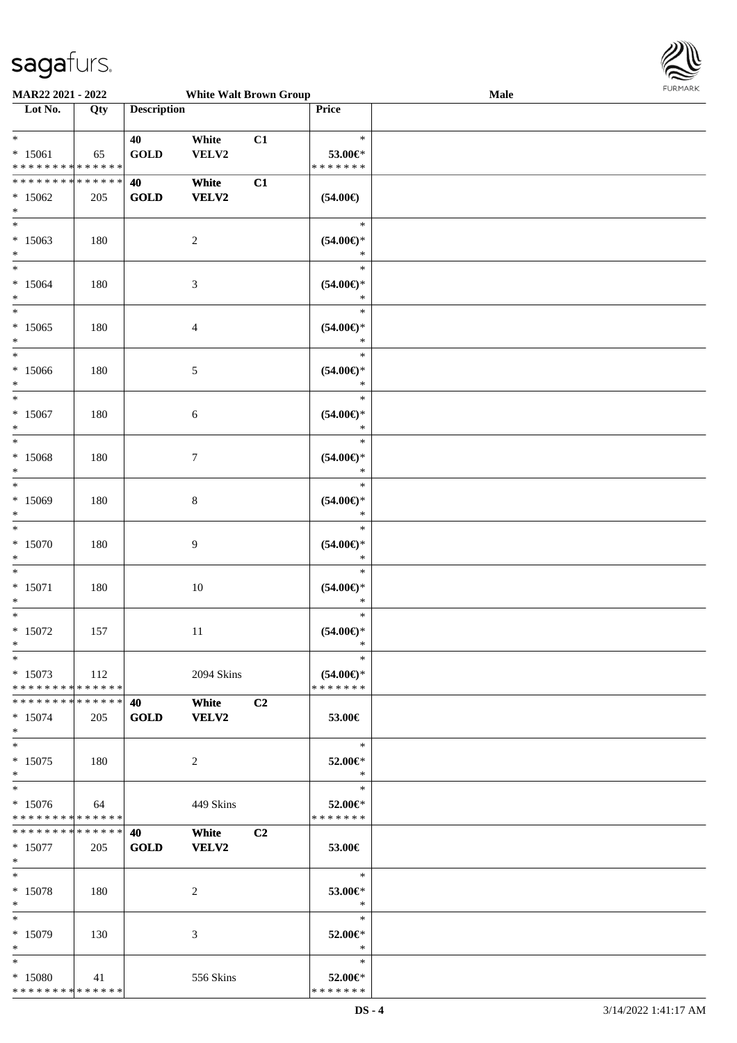**MAR22 2021 - 2022** | **White Walt Brown Group** | **Male**

| Lot No. | Qty | Description | | | Price | |
|---|---|---|---|---|---|---|
| * | | 40 | White | C1 | * | |
| * 15061 | 65 | GOLD | VELV2 | | 53.00€* | |
| * * * * * * * * * * * * * * | | | | | * * * * * * * | |
| * * * * * * * * * * * * * * | | 40 | White | C1 | | |
| * 15062 | 205 | GOLD | VELV2 | | (54.00€) | |
| * | | | | | | |
| * | | | | | * | |
| * 15063 | 180 | | 2 | | (54.00€)* | |
| * | | | | | * | |
| * | | | | | * | |
| * 15064 | 180 | | 3 | | (54.00€)* | |
| * | | | | | * | |
| * | | | | | * | |
| * 15065 | 180 | | 4 | | (54.00€)* | |
| * | | | | | * | |
| * | | | | | * | |
| * 15066 | 180 | | 5 | | (54.00€)* | |
| * | | | | | * | |
| * | | | | | * | |
| * 15067 | 180 | | 6 | | (54.00€)* | |
| * | | | | | * | |
| * | | | | | * | |
| * 15068 | 180 | | 7 | | (54.00€)* | |
| * | | | | | * | |
| * | | | | | * | |
| * 15069 | 180 | | 8 | | (54.00€)* | |
| * | | | | | * | |
| * | | | | | * | |
| * 15070 | 180 | | 9 | | (54.00€)* | |
| * | | | | | * | |
| * | | | | | * | |
| * 15071 | 180 | | 10 | | (54.00€)* | |
| * | | | | | * | |
| * | | | | | * | |
| * 15072 | 157 | | 11 | | (54.00€)* | |
| * | | | | | * | |
| * | | | | | * | |
| * 15073 | 112 | | 2094 Skins | | (54.00€)* | |
| * * * * * * * * * * * * * * | | | | | * * * * * * * | |
| * * * * * * * * * * * * * * | | 40 | White | C2 | | |
| * 15074 | 205 | GOLD | VELV2 | | 53.00€ | |
| * | | | | | | |
| * | | | | | * | |
| * 15075 | 180 | | 2 | | 52.00€* | |
| * | | | | | * | |
| * | | | | | * | |
| * 15076 | 64 | | 449 Skins | | 52.00€* | |
| * * * * * * * * * * * * * * | | | | | * * * * * * * | |
| * * * * * * * * * * * * * * | | 40 | White | C2 | | |
| * 15077 | 205 | GOLD | VELV2 | | 53.00€ | |
| * | | | | | | |
| * | | | | | * | |
| * 15078 | 180 | | 2 | | 53.00€* | |
| * | | | | | * | |
| * | | | | | * | |
| * 15079 | 130 | | 3 | | 52.00€* | |
| * | | | | | * | |
| * | | | | | * | |
| * 15080 | 41 | | 556 Skins | | 52.00€* | |
| * * * * * * * * * * * * * * | | | | | * * * * * * * | |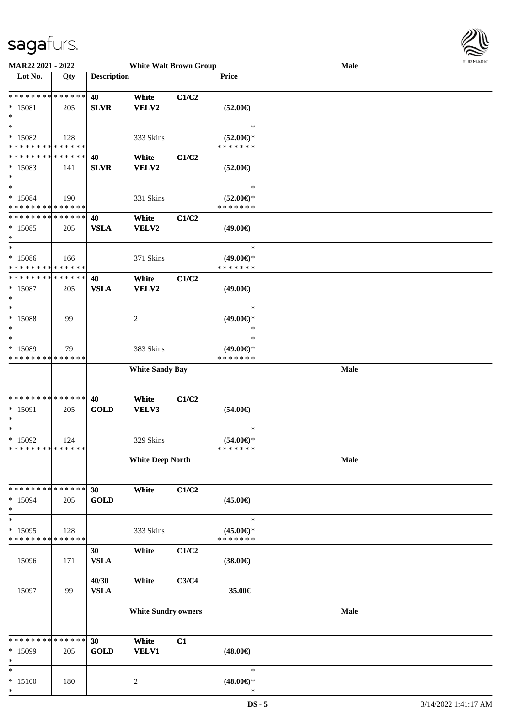**MAR22 2021 - 2022** — **White Walt Brown Group** — **Male**

| Lot No. | Qty | Description | | | Price | |
|---|---|---|---|---|---|---|
| * * * * * * * * * * * * * * | | 40 | White | C1/C2 | | |
| * 15081 | 205 | SLVR | VELV2 | | (52.00€) | |
| * | | | | | | |
| * | | | | | * | |
| * 15082 | 128 | | 333 Skins | | (52.00€)* | |
| * * * * * * * * * * * * * * | | | | | * * * * * * * | |
| * * * * * * * * * * * * * * | | 40 | White | C1/C2 | | |
| * 15083 | 141 | SLVR | VELV2 | | (52.00€) | |
| * | | | | | | |
| * | | | | | * | |
| * 15084 | 190 | | 331 Skins | | (52.00€)* | |
| * * * * * * * * * * * * * * | | | | | * * * * * * * | |
| * * * * * * * * * * * * * * | | 40 | White | C1/C2 | | |
| * 15085 | 205 | VSLA | VELV2 | | (49.00€) | |
| * | | | | | | |
| * | | | | | * | |
| * 15086 | 166 | | 371 Skins | | (49.00€)* | |
| * * * * * * * * * * * * * * | | | | | * * * * * * * | |
| * * * * * * * * * * * * * * | | 40 | White | C1/C2 | | |
| * 15087 | 205 | VSLA | VELV2 | | (49.00€) | |
| * | | | | | | |
| * | | | | | * | |
| * 15088 | 99 | | 2 | | (49.00€)* | |
| * | | | | | * | |
| * | | | | | * | |
| * 15089 | 79 | | 383 Skins | | (49.00€)* | |
| * * * * * * * * * * * * * * | | | | | * * * * * * * | |
| | | | **White Sandy Bay** | | | **Male** |
| * * * * * * * * * * * * * * | | 40 | White | C1/C2 | | |
| * 15091 | 205 | GOLD | VELV3 | | (54.00€) | |
| * | | | | | | |
| * | | | | | * | |
| * 15092 | 124 | | 329 Skins | | (54.00€)* | |
| * * * * * * * * * * * * * * | | | | | * * * * * * * | |
| | | | **White Deep North** | | | **Male** |
| * * * * * * * * * * * * * * | | 30 | White | C1/C2 | | |
| * 15094 | 205 | GOLD | | | (45.00€) | |
| * | | | | | | |
| * | | | | | * | |
| * 15095 | 128 | | 333 Skins | | (45.00€)* | |
| * * * * * * * * * * * * * * | | | | | * * * * * * * | |
| 15096 | 171 | 30 VSLA | White | C1/C2 | (38.00€) | |
| 15097 | 99 | 40/30 VSLA | White | C3/C4 | 35.00€ | |
| | | | **White Sundry owners** | | | **Male** |
| * * * * * * * * * * * * * * | | 30 | White | C1 | | |
| * 15099 | 205 | GOLD | VELV1 | | (48.00€) | |
| * | | | | | | |
| * | | | | | * | |
| * 15100 | 180 | | 2 | | (48.00€)* | |
| * | | | | | * | |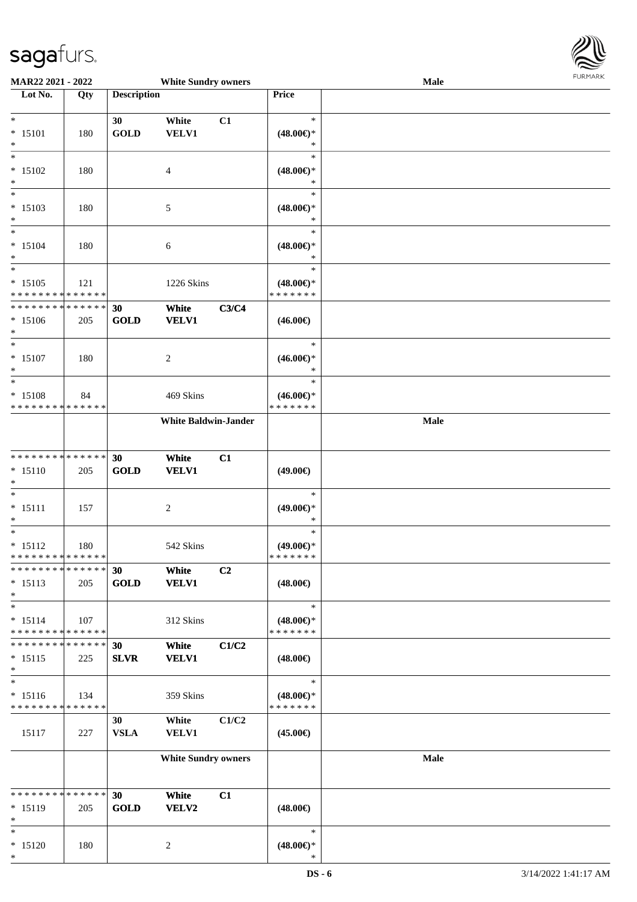MAR22 2021 - 2022 White Sundry owners Male

| Lot No. | Qty | Description | | | Price | |
|---|---|---|---|---|---|---|
| * | | 30 | White | C1 | * | |
| * 15101 | 180 | GOLD | VELV1 | | (48.00€)* | |
| * | | | | | * | |
| * 15102 | 180 | | 4 | | (48.00€)* | |
| * | | | | | * | |
| * 15103 | 180 | | 5 | | (48.00€)* | |
| * | | | | | * | |
| * 15104 | 180 | | 6 | | (48.00€)* | |
| * | | | | | * | |
| * 15105 | 121 | | 1226 Skins | | (48.00€)* | |
| * * * * * * * * * * * * * * | | 30 | White | C3/C4 | | |
| * 15106 | 205 | GOLD | VELV1 | | (46.00€) | |
| * | | | | | * | |
| * 15107 | 180 | | 2 | | (46.00€)* | |
| * | | | | | * | |
| * 15108 | 84 | | 469 Skins | | (46.00€)* | |
| | | White Baldwin-Jander | | | | Male |
| * * * * * * * * * * * * * * | | 30 | White | C1 | | |
| * 15110 | 205 | GOLD | VELV1 | | (49.00€) | |
| * | | | | | * | |
| * 15111 | 157 | | 2 | | (49.00€)* | |
| * | | | | | * | |
| * 15112 | 180 | | 542 Skins | | (49.00€)* | |
| * * * * * * * * * * * * * * | | 30 | White | C2 | | |
| * 15113 | 205 | GOLD | VELV1 | | (48.00€) | |
| * | | | | | * | |
| * 15114 | 107 | | 312 Skins | | (48.00€)* | |
| * * * * * * * * * * * * * * | | 30 | White | C1/C2 | | |
| * 15115 | 225 | SLVR | VELV1 | | (48.00€) | |
| * | | | | | * | |
| * 15116 | 134 | | 359 Skins | | (48.00€)* | |
| | | 30 | White | C1/C2 | | |
| 15117 | 227 | VSLA | VELV1 | | (45.00€) | |
| | | White Sundry owners | | | | Male |
| * * * * * * * * * * * * * * | | 30 | White | C1 | | |
| * 15119 | 205 | GOLD | VELV2 | | (48.00€) | |
| * | | | | | * | |
| * 15120 | 180 | | 2 | | (48.00€)* | |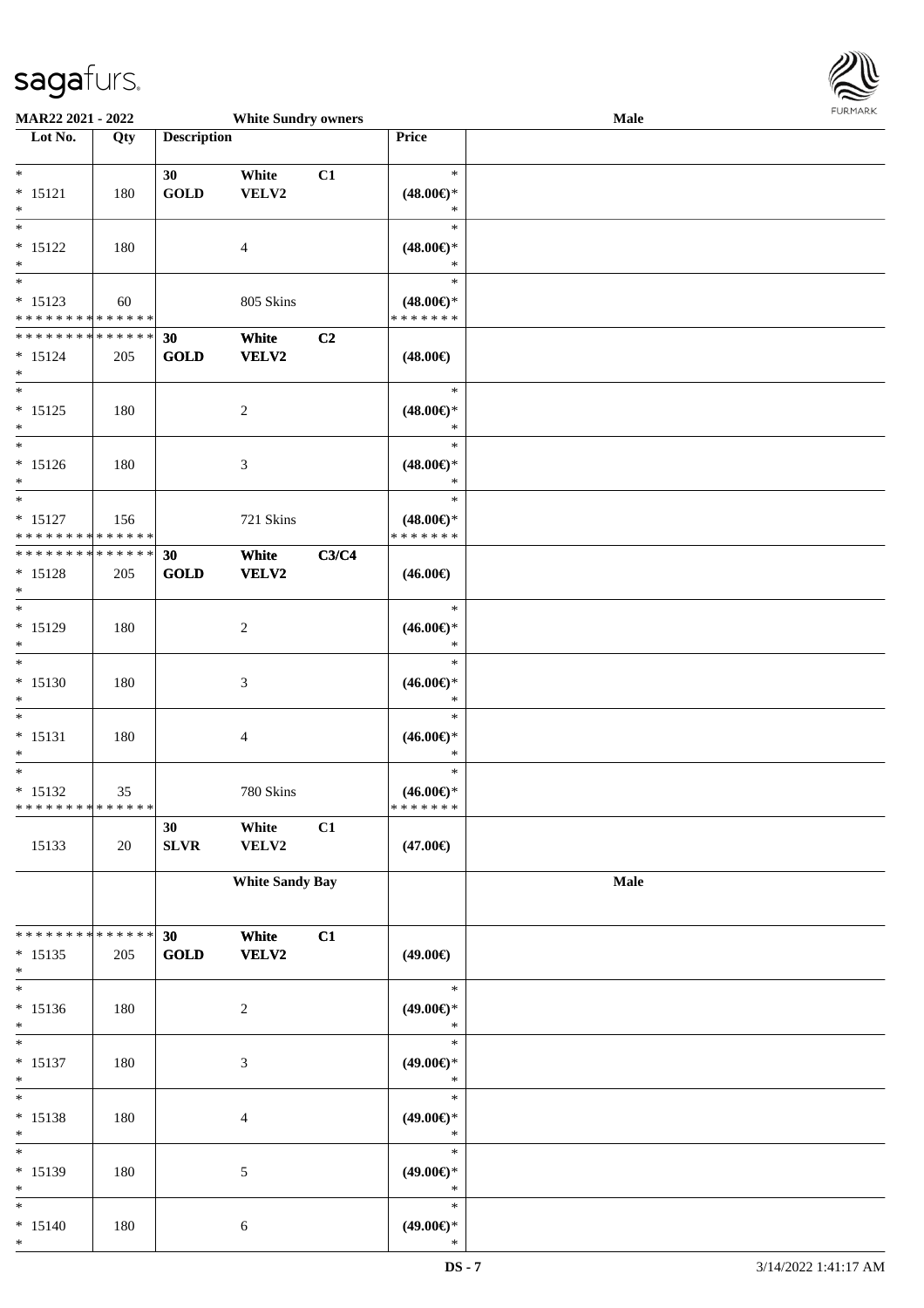| Lot No. | Qty | Description | | | Price | |
|---|---|---|---|---|---|---|
| *<br>* 15121<br>* | 180 | 30<br>**GOLD** | White<br>VELV2 | C1 | *<br>**(48.00€)***<br>* | |
| *<br>* 15122<br>* | 180 | | 4 | | *<br>**(48.00€)***<br>* | |
| *<br>* 15123<br>* * * * * * * * * * * * * * | 60 | | 805 Skins | | *<br>**(48.00€)***<br>* * * * * * * | |
| * * * * * * * * * * * * * *<br>* 15124<br>* | 205 | **30**<br>**GOLD** | **White**<br>**VELV2** | **C2** | **(48.00€)** | |
| *<br>* 15125<br>* | 180 | | 2 | | *<br>**(48.00€)***<br>* | |
| *<br>* 15126<br>* | 180 | | 3 | | *<br>**(48.00€)***<br>* | |
| *<br>* 15127<br>* * * * * * * * * * * * * * | 156 | | 721 Skins | | *<br>**(48.00€)***<br>* * * * * * * | |
| * * * * * * * * * * * * * *<br>* 15128<br>* | 205 | **30**<br>**GOLD** | **White**<br>**VELV2** | **C3/C4** | **(46.00€)** | |
| *<br>* 15129<br>* | 180 | | 2 | | *<br>**(46.00€)***<br>* | |
| *<br>* 15130<br>* | 180 | | 3 | | *<br>**(46.00€)***<br>* | |
| *<br>* 15131<br>* | 180 | | 4 | | *<br>**(46.00€)***<br>* | |
| *<br>* 15132<br>* * * * * * * * * * * * * * | 35 | | 780 Skins | | *<br>**(46.00€)***<br>* * * * * * * | |
| 15133 | 20 | **30**<br>**SLVR** | **White**<br>**VELV2** | **C1** | **(47.00€)** | |
| | | **White Sandy Bay** | | | | **Male** |
| * * * * * * * * * * * * * *<br>* 15135<br>* | 205 | **30**<br>**GOLD** | **White**<br>**VELV2** | **C1** | **(49.00€)** | |
| *<br>* 15136<br>* | 180 | | 2 | | *<br>**(49.00€)***<br>* | |
| *<br>* 15137<br>* | 180 | | 3 | | *<br>**(49.00€)***<br>* | |
| *<br>* 15138<br>* | 180 | | 4 | | *<br>**(49.00€)***<br>* | |
| *<br>* 15139<br>* | 180 | | 5 | | *<br>**(49.00€)***<br>* | |
| *<br>* 15140<br>* | 180 | | 6 | | *<br>**(49.00€)***<br>* | |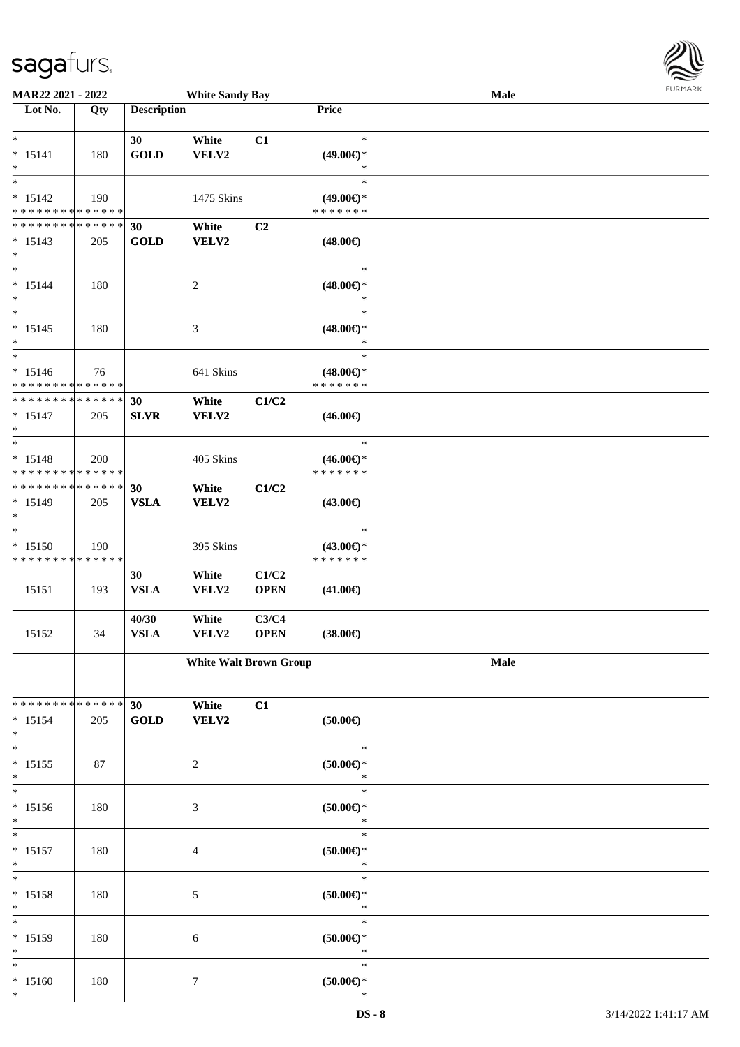| Lot No. | Qty | Description | | | Price | |
|---|---|---|---|---|---|---|
| * <br> * 15141 <br> * | 180 | 30 <br> **GOLD** | White <br> VELV2 | C1 | * <br> **(49.00€)*** <br> * | |
| * <br> * 15142 <br> * * * * * * * * * * * * * * | 190 | | 1475 Skins | | * <br> **(49.00€)*** <br> * * * * * * * | |
| * * * * * * * * * * * * * * <br> * 15143 <br> * | 205 | **30** <br> **GOLD** | **White** <br> **VELV2** | **C2** | **(48.00€)** | |
| * <br> * 15144 <br> * | 180 | | 2 | | * <br> **(48.00€)*** <br> * | |
| * <br> * 15145 <br> * | 180 | | 3 | | * <br> **(48.00€)*** <br> * | |
| * <br> * 15146 <br> * * * * * * * * * * * * * * | 76 | | 641 Skins | | * <br> **(48.00€)*** <br> * * * * * * * | |
| * * * * * * * * * * * * * * <br> * 15147 <br> * | 205 | **30** <br> **SLVR** | **White** <br> **VELV2** | **C1/C2** | **(46.00€)** | |
| * <br> * 15148 <br> * * * * * * * * * * * * * * | 200 | | 405 Skins | | * <br> **(46.00€)*** <br> * * * * * * * | |
| * * * * * * * * * * * * * * <br> * 15149 <br> * | 205 | **30** <br> **VSLA** | **White** <br> **VELV2** | **C1/C2** | **(43.00€)** | |
| * <br> * 15150 <br> * * * * * * * * * * * * * * | 190 | | 395 Skins | | * <br> **(43.00€)*** <br> * * * * * * * | |
| 15151 | 193 | **30** <br> **VSLA** | **White** <br> **VELV2** | **C1/C2** <br> **OPEN** | **(41.00€)** | |
| 15152 | 34 | **40/30** <br> **VSLA** | **White** <br> **VELV2** | **C3/C4** <br> **OPEN** | **(38.00€)** | |
| | | | **White Walt Brown Group** | | | **Male** |
| * * * * * * * * * * * * * * <br> * 15154 <br> * | 205 | **30** <br> **GOLD** | **White** <br> **VELV2** | **C1** | **(50.00€)** | |
| * <br> * 15155 <br> * | 87 | | 2 | | * <br> **(50.00€)*** <br> * | |
| * <br> * 15156 <br> * | 180 | | 3 | | * <br> **(50.00€)*** <br> * | |
| * <br> * 15157 <br> * | 180 | | 4 | | * <br> **(50.00€)*** <br> * | |
| * <br> * 15158 <br> * | 180 | | 5 | | * <br> **(50.00€)*** <br> * | |
| * <br> * 15159 <br> * | 180 | | 6 | | * <br> **(50.00€)*** <br> * | |
| * <br> * 15160 <br> * | 180 | | 7 | | * <br> **(50.00€)*** <br> * | |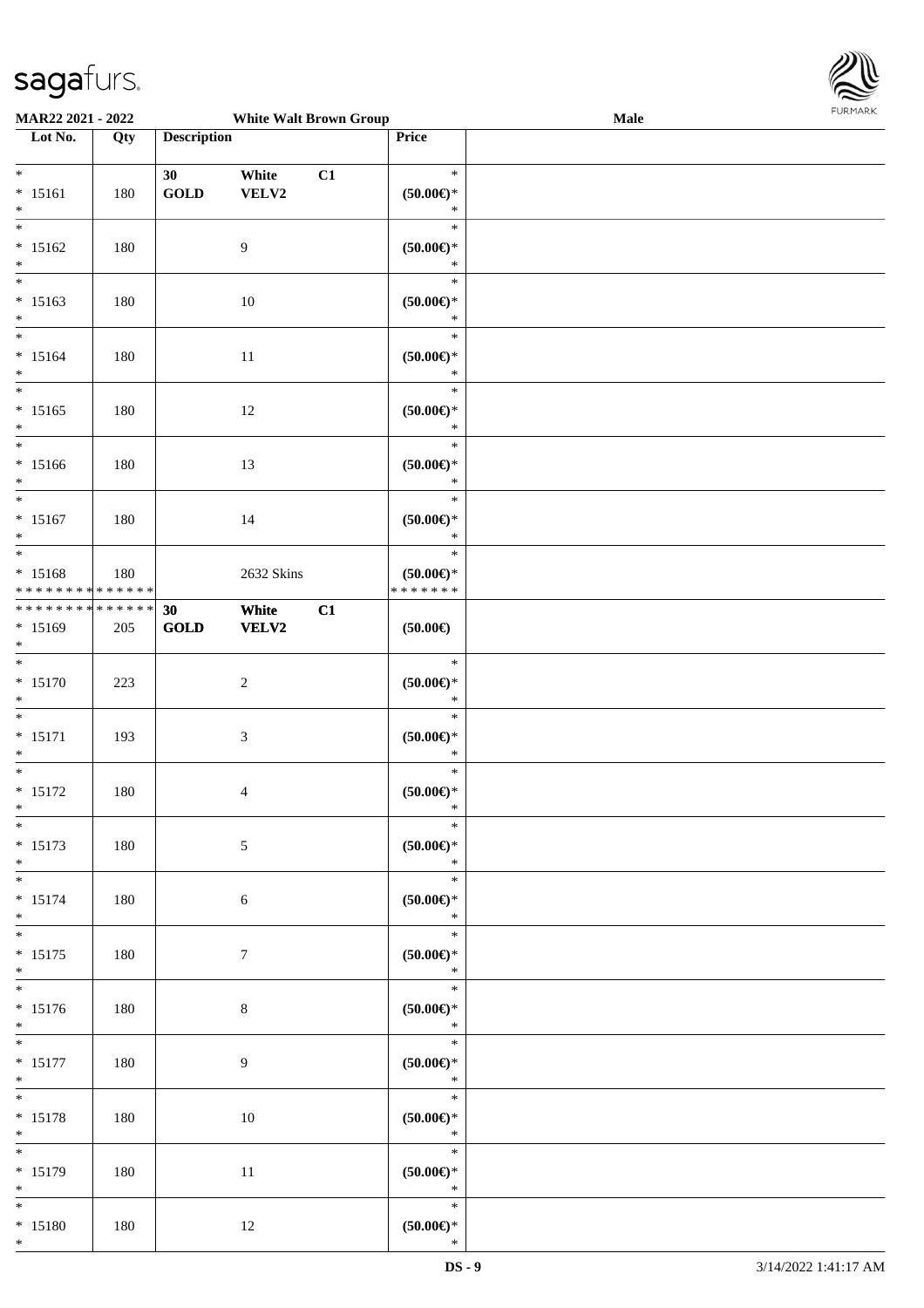| Lot No. | Qty | Description | | | Price | |
|---|---|---|---|---|---|---|
| *<br>* 15161<br>* | 180 | 30<br>**GOLD** | White<br>**VELV2** | C1 | *<br>**(50.00€)***<br>* | |
| *<br>* 15162<br>* | 180 | | 9 | | *<br>**(50.00€)***<br>* | |
| *<br>* 15163<br>* | 180 | | 10 | | *<br>**(50.00€)***<br>* | |
| *<br>* 15164<br>* | 180 | | 11 | | *<br>**(50.00€)***<br>* | |
| *<br>* 15165<br>* | 180 | | 12 | | *<br>**(50.00€)***<br>* | |
| *<br>* 15166<br>* | 180 | | 13 | | *<br>**(50.00€)***<br>* | |
| *<br>* 15167<br>* | 180 | | 14 | | *<br>**(50.00€)***<br>* | |
| *<br>* 15168<br>************** | 180 | | 2632 Skins | | *<br>**(50.00€)***<br>******* | |
| **************<br>* 15169<br>* | 205 | **30**<br>**GOLD** | **White**<br>**VELV2** | **C1** | **(50.00€)** | |
| *<br>* 15170<br>* | 223 | | 2 | | *<br>**(50.00€)***<br>* | |
| *<br>* 15171<br>* | 193 | | 3 | | *<br>**(50.00€)***<br>* | |
| *<br>* 15172<br>* | 180 | | 4 | | *<br>**(50.00€)***<br>* | |
| *<br>* 15173<br>* | 180 | | 5 | | *<br>**(50.00€)***<br>* | |
| *<br>* 15174<br>* | 180 | | 6 | | *<br>**(50.00€)***<br>* | |
| *<br>* 15175<br>* | 180 | | 7 | | *<br>**(50.00€)***<br>* | |
| *<br>* 15176<br>* | 180 | | 8 | | *<br>**(50.00€)***<br>* | |
| *<br>* 15177<br>* | 180 | | 9 | | *<br>**(50.00€)***<br>* | |
| *<br>* 15178<br>* | 180 | | 10 | | *<br>**(50.00€)***<br>* | |
| *<br>* 15179<br>* | 180 | | 11 | | *<br>**(50.00€)***<br>* | |
| *<br>* 15180<br>* | 180 | | 12 | | *<br>**(50.00€)***<br>* | |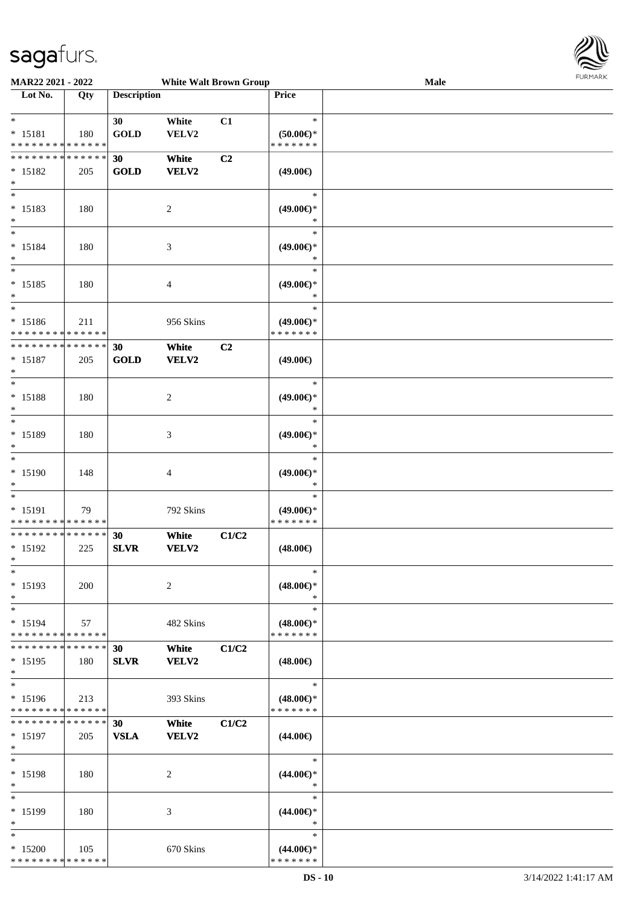MAR22 2021 - 2022 White Walt Brown Group Male

| Lot No. | Qty | Description | | | Price | |
|---|---|---|---|---|---|---|
| * | | 30 | White | C1 | * | |
| * 15181 | 180 | GOLD | VELV2 | | (50.00€)* | |
| * * * * * * * * * * * * * * | | | | | * * * * * * * | |
| * * * * * * * * * * * * * * | | 30 | White | C2 | | |
| * 15182 | 205 | GOLD | VELV2 | | (49.00€) | |
| * | | | | | | |
| * | | | | | * | |
| * 15183 | 180 | | 2 | | (49.00€)* | |
| * | | | | | * | |
| * | | | | | * | |
| * 15184 | 180 | | 3 | | (49.00€)* | |
| * | | | | | * | |
| * | | | | | * | |
| * 15185 | 180 | | 4 | | (49.00€)* | |
| * | | | | | * | |
| * | | | | | * | |
| * 15186 | 211 | | 956 Skins | | (49.00€)* | |
| * * * * * * * * * * * * * * | | | | | * * * * * * * | |
| * * * * * * * * * * * * * * | | 30 | White | C2 | | |
| * 15187 | 205 | GOLD | VELV2 | | (49.00€) | |
| * | | | | | | |
| * | | | | | * | |
| * 15188 | 180 | | 2 | | (49.00€)* | |
| * | | | | | * | |
| * | | | | | * | |
| * 15189 | 180 | | 3 | | (49.00€)* | |
| * | | | | | * | |
| * | | | | | * | |
| * 15190 | 148 | | 4 | | (49.00€)* | |
| * | | | | | * | |
| * | | | | | * | |
| * 15191 | 79 | | 792 Skins | | (49.00€)* | |
| * * * * * * * * * * * * * * | | | | | * * * * * * * | |
| * * * * * * * * * * * * * * | | 30 | White | C1/C2 | | |
| * 15192 | 225 | SLVR | VELV2 | | (48.00€) | |
| * | | | | | | |
| * | | | | | * | |
| * 15193 | 200 | | 2 | | (48.00€)* | |
| * | | | | | * | |
| * | | | | | * | |
| * 15194 | 57 | | 482 Skins | | (48.00€)* | |
| * * * * * * * * * * * * * * | | | | | * * * * * * * | |
| * * * * * * * * * * * * * * | | 30 | White | C1/C2 | | |
| * 15195 | 180 | SLVR | VELV2 | | (48.00€) | |
| * | | | | | | |
| * | | | | | * | |
| * 15196 | 213 | | 393 Skins | | (48.00€)* | |
| * * * * * * * * * * * * * * | | | | | * * * * * * * | |
| * * * * * * * * * * * * * * | | 30 | White | C1/C2 | | |
| * 15197 | 205 | VSLA | VELV2 | | (44.00€) | |
| * | | | | | | |
| * | | | | | * | |
| * 15198 | 180 | | 2 | | (44.00€)* | |
| * | | | | | * | |
| * | | | | | * | |
| * 15199 | 180 | | 3 | | (44.00€)* | |
| * | | | | | * | |
| * | | | | | * | |
| * 15200 | 105 | | 670 Skins | | (44.00€)* | |
| * * * * * * * * * * * * * * | | | | | * * * * * * * | |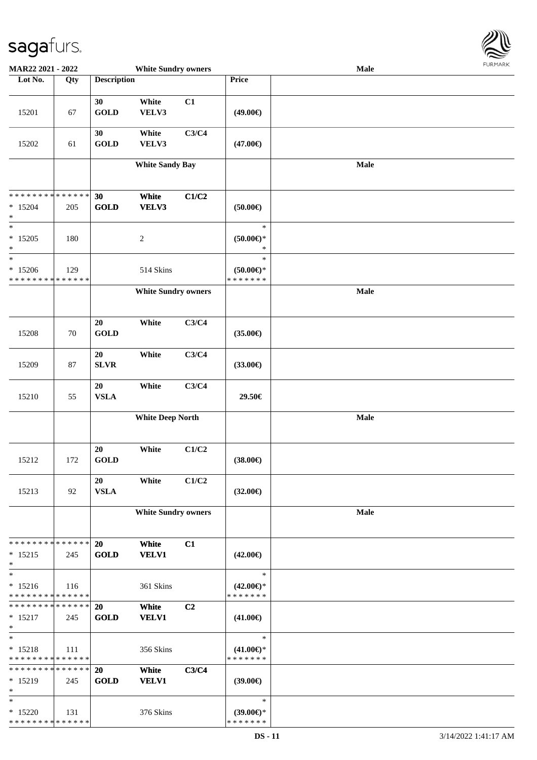**MAR22 2021 - 2022** **White Sundry owners** **Male**

| Lot No. | Qty | Description | | | Price | |
|---|---|---|---|---|---|---|
| 15201 | 67 | 30 GOLD | White VELV3 | C1 | (49.00€) | |
| 15202 | 61 | 30 GOLD | White VELV3 | C3/C4 | (47.00€) | |
| | | | **White Sandy Bay** | | | **Male** |
| * * * * * * * * * * * * * * <br>* 15204<br>* | 205 | **30 GOLD** | **White VELV3** | **C1/C2** | (50.00€) | |
| *<br>* 15205<br>* | 180 | | 2 | | *<br>(50.00€)*<br>* | |
| *<br>* 15206<br>* * * * * * * * * * * * * * | 129 | | 514 Skins | | *<br>(50.00€)*<br>* * * * * * * | |
| | | | **White Sundry owners** | | | **Male** |
| 15208 | 70 | 20 GOLD | White | C3/C4 | (35.00€) | |
| 15209 | 87 | 20 SLVR | White | C3/C4 | (33.00€) | |
| 15210 | 55 | 20 VSLA | White | C3/C4 | 29.50€ | |
| | | | **White Deep North** | | | **Male** |
| 15212 | 172 | 20 GOLD | White | C1/C2 | (38.00€) | |
| 15213 | 92 | 20 VSLA | White | C1/C2 | (32.00€) | |
| | | | **White Sundry owners** | | | **Male** |
| * * * * * * * * * * * * * * <br>* 15215<br>* | 245 | **20 GOLD** | **White VELV1** | **C1** | (42.00€) | |
| *<br>* 15216<br>* * * * * * * * * * * * * * | 116 | | 361 Skins | | *<br>(42.00€)*<br>* * * * * * * | |
| * * * * * * * * * * * * * * <br>* 15217<br>* | 245 | **20 GOLD** | **White VELV1** | **C2** | (41.00€) | |
| *<br>* 15218<br>* * * * * * * * * * * * * * | 111 | | 356 Skins | | *<br>(41.00€)*<br>* * * * * * * | |
| * * * * * * * * * * * * * * <br>* 15219<br>* | 245 | **20 GOLD** | **White VELV1** | **C3/C4** | (39.00€) | |
| *<br>* 15220<br>* * * * * * * * * * * * * * | 131 | | 376 Skins | | *<br>(39.00€)*<br>* * * * * * * | |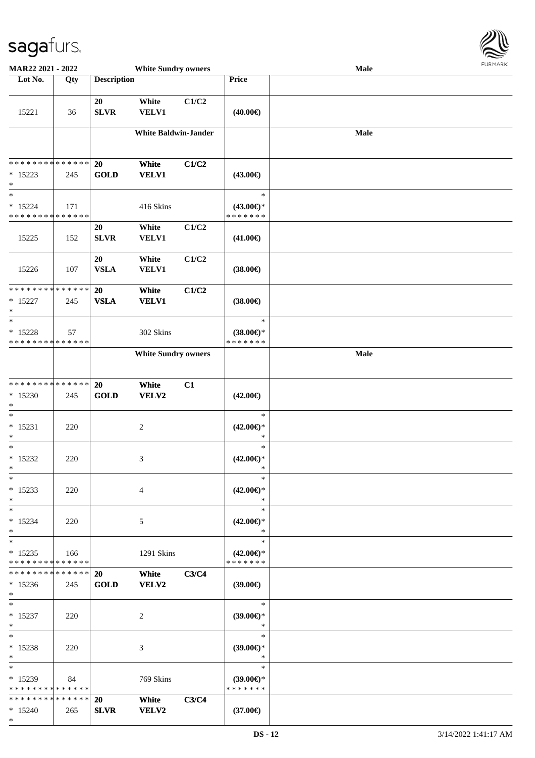| Lot No. | Qty | Description | | | Price | |
|---|---|---|---|---|---|---|
| 15221 | 36 | 20 SLVR | White VELV1 | C1/C2 | (40.00€) | |
| | | | White Baldwin-Jander | | | Male |
| * * * * * * * * * * * * * * <br>* 15223<br>* | 245 | 20 GOLD | White VELV1 | C1/C2 | (43.00€) | |
| *<br>* 15224<br>* * * * * * * * * * * * * * | 171 | | 416 Skins | | *<br>(43.00€)*<br>* * * * * * * | |
| 15225 | 152 | 20 SLVR | White VELV1 | C1/C2 | (41.00€) | |
| 15226 | 107 | 20 VSLA | White VELV1 | C1/C2 | (38.00€) | |
| * * * * * * * * * * * * * * <br>* 15227<br>* | 245 | 20 VSLA | White VELV1 | C1/C2 | (38.00€) | |
| *<br>* 15228<br>* * * * * * * * * * * * * * | 57 | | 302 Skins | | *<br>(38.00€)*<br>* * * * * * * | |
| | | | White Sundry owners | | | Male |
| * * * * * * * * * * * * * * <br>* 15230<br>* | 245 | 20 GOLD | White VELV2 | C1 | (42.00€) | |
| *<br>* 15231<br>* | 220 | | 2 | | *<br>(42.00€)*<br>* | |
| *<br>* 15232<br>* | 220 | | 3 | | *<br>(42.00€)*<br>* | |
| *<br>* 15233<br>* | 220 | | 4 | | *<br>(42.00€)*<br>* | |
| *<br>* 15234<br>* | 220 | | 5 | | *<br>(42.00€)*<br>* | |
| *<br>* 15235<br>* * * * * * * * * * * * * * | 166 | | 1291 Skins | | *<br>(42.00€)*<br>* * * * * * * | |
| * * * * * * * * * * * * * * <br>* 15236<br>* | 245 | 20 GOLD | White VELV2 | C3/C4 | (39.00€) | |
| *<br>* 15237<br>* | 220 | | 2 | | *<br>(39.00€)*<br>* | |
| *<br>* 15238<br>* | 220 | | 3 | | *<br>(39.00€)*<br>* | |
| *<br>* 15239<br>* * * * * * * * * * * * * * | 84 | | 769 Skins | | *<br>(39.00€)*<br>* * * * * * * | |
| * * * * * * * * * * * * * * <br>* 15240<br>* | 265 | 20 SLVR | White VELV2 | C3/C4 | (37.00€) | |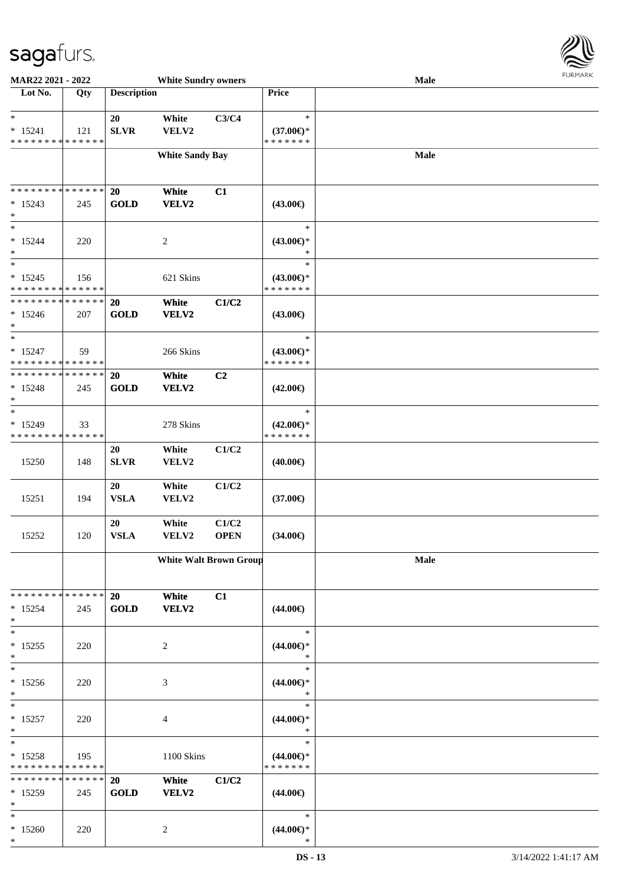MAR22 2021 - 2022 White Sundry owners Male

| Lot No. | Qty | Description | | | Price | |
|---|---|---|---|---|---|---|
| * | | 20 | White | C3/C4 | * | |
| * 15241 | 121 | SLVR | VELV2 | | (37.00€)* | |
| * * * * * * * * * * * * * * | | | | | * * * * * * * | |
| | | | White Sandy Bay | | | Male |
| * * * * * * * * * * * * * * | | 20 | White | C1 | | |
| * 15243 | 245 | GOLD | VELV2 | | (43.00€) | |
| * | | | | | | |
| * | | | | | * | |
| * 15244 | 220 | | 2 | | (43.00€)* | |
| * | | | | | * | |
| * | | | | | * | |
| * 15245 | 156 | | 621 Skins | | (43.00€)* | |
| * * * * * * * * * * * * * * | | | | | * * * * * * * | |
| * * * * * * * * * * * * * * | | 20 | White | C1/C2 | | |
| * 15246 | 207 | GOLD | VELV2 | | (43.00€) | |
| * | | | | | | |
| * | | | | | * | |
| * 15247 | 59 | | 266 Skins | | (43.00€)* | |
| * * * * * * * * * * * * * * | | | | | * * * * * * * | |
| * * * * * * * * * * * * * * | | 20 | White | C2 | | |
| * 15248 | 245 | GOLD | VELV2 | | (42.00€) | |
| * | | | | | | |
| * | | | | | * | |
| * 15249 | 33 | | 278 Skins | | (42.00€)* | |
| * * * * * * * * * * * * * * | | | | | * * * * * * * | |
| | | 20 | White | C1/C2 | | |
| 15250 | 148 | SLVR | VELV2 | | (40.00€) | |
| | | 20 | White | C1/C2 | | |
| 15251 | 194 | VSLA | VELV2 | | (37.00€) | |
| | | 20 | White | C1/C2 | | |
| 15252 | 120 | VSLA | VELV2 | OPEN | (34.00€) | |
| | | | White Walt Brown Group | | | Male |
| * * * * * * * * * * * * * * | | 20 | White | C1 | | |
| * 15254 | 245 | GOLD | VELV2 | | (44.00€) | |
| * | | | | | | |
| * | | | | | * | |
| * 15255 | 220 | | 2 | | (44.00€)* | |
| * | | | | | * | |
| * | | | | | * | |
| * 15256 | 220 | | 3 | | (44.00€)* | |
| * | | | | | * | |
| * | | | | | * | |
| * 15257 | 220 | | 4 | | (44.00€)* | |
| * | | | | | * | |
| * | | | | | * | |
| * 15258 | 195 | | 1100 Skins | | (44.00€)* | |
| * * * * * * * * * * * * * * | | | | | * * * * * * * | |
| * * * * * * * * * * * * * * | | 20 | White | C1/C2 | | |
| * 15259 | 245 | GOLD | VELV2 | | (44.00€) | |
| * | | | | | | |
| * | | | | | * | |
| * 15260 | 220 | | 2 | | (44.00€)* | |
| * | | | | | * | |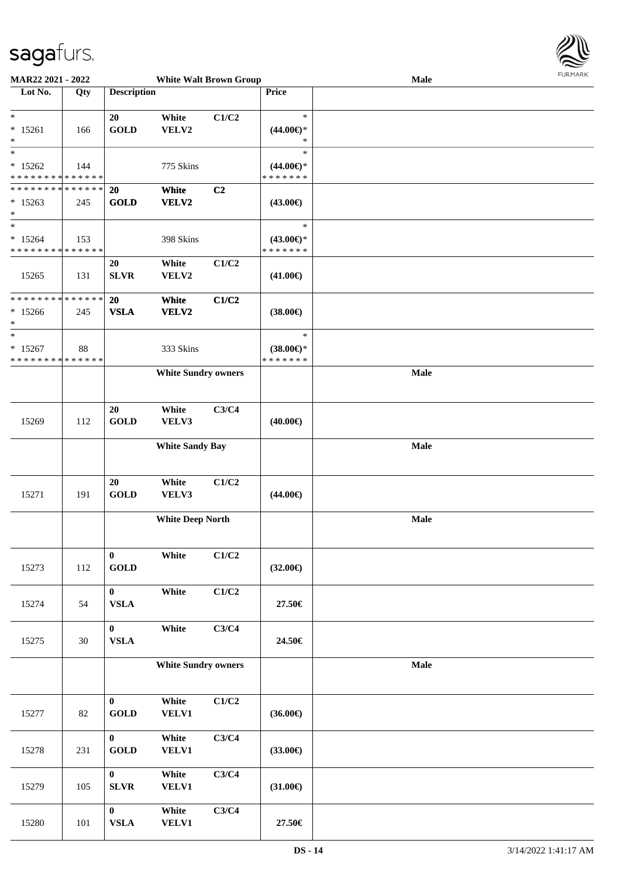**MAR22 2021 - 2022** — **White Walt Brown Group** — **Male**

| Lot No. | Qty | Description | | | Price | |
|---|---|---|---|---|---|---|
| *<br>* 15261<br>* | 166 | 20<br>GOLD | White<br>VELV2 | C1/C2 | *<br>(44.00€)*<br>* | |
| *<br>* 15262<br>* * * * * * * * * * * * * * | 144 | | 775 Skins | | *<br>(44.00€)*<br>* * * * * * * | |
| * * * * * * * * * * * * * *<br>* 15263<br>* | 245 | 20<br>GOLD | White<br>VELV2 | C2 | (43.00€) | |
| *<br>* 15264<br>* * * * * * * * * * * * * * | 153 | | 398 Skins | | *<br>(43.00€)*<br>* * * * * * * | |
| 15265 | 131 | 20<br>SLVR | White<br>VELV2 | C1/C2 | (41.00€) | |
| * * * * * * * * * * * * * *<br>* 15266<br>* | 245 | 20<br>VSLA | White<br>VELV2 | C1/C2 | (38.00€) | |
| *<br>* 15267<br>* * * * * * * * * * * * * * | 88 | | 333 Skins | | *<br>(38.00€)*<br>* * * * * * * | |
| | | **White Sundry owners** | | | | **Male** |
| 15269 | 112 | 20<br>GOLD | White<br>VELV3 | C3/C4 | (40.00€) | |
| | | **White Sandy Bay** | | | | **Male** |
| 15271 | 191 | 20<br>GOLD | White<br>VELV3 | C1/C2 | (44.00€) | |
| | | **White Deep North** | | | | **Male** |
| 15273 | 112 | 0<br>GOLD | White | C1/C2 | (32.00€) | |
| 15274 | 54 | 0<br>VSLA | White | C1/C2 | 27.50€ | |
| 15275 | 30 | 0<br>VSLA | White | C3/C4 | 24.50€ | |
| | | **White Sundry owners** | | | | **Male** |
| 15277 | 82 | 0<br>GOLD | White<br>VELV1 | C1/C2 | (36.00€) | |
| 15278 | 231 | 0<br>GOLD | White<br>VELV1 | C3/C4 | (33.00€) | |
| 15279 | 105 | 0<br>SLVR | White<br>VELV1 | C3/C4 | (31.00€) | |
| 15280 | 101 | 0<br>VSLA | White<br>VELV1 | C3/C4 | 27.50€ | |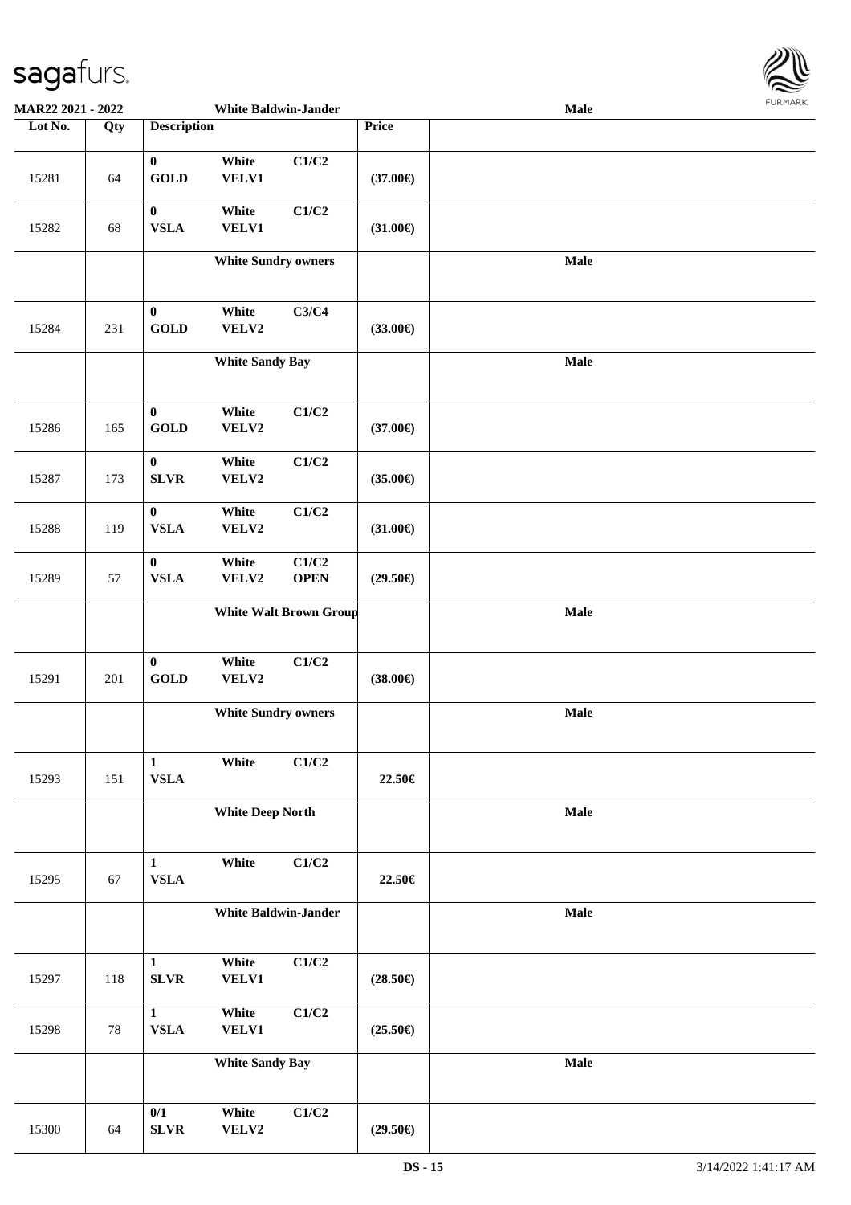**MAR22 2021 - 2022** | **White Baldwin-Jander** | **Male**

| Lot No. | Qty | Description | | | Price | |
|---|---|---|---|---|---|---|
| 15281 | 64 | 0 GOLD | White VELV1 | C1/C2 | (37.00€) | |
| 15282 | 68 | 0 VSLA | White VELV1 | C1/C2 | (31.00€) | |
| | | White Sundry owners | | | | Male |
| 15284 | 231 | 0 GOLD | White VELV2 | C3/C4 | (33.00€) | |
| | | White Sandy Bay | | | | Male |
| 15286 | 165 | 0 GOLD | White VELV2 | C1/C2 | (37.00€) | |
| 15287 | 173 | 0 SLVR | White VELV2 | C1/C2 | (35.00€) | |
| 15288 | 119 | 0 VSLA | White VELV2 | C1/C2 | (31.00€) | |
| 15289 | 57 | 0 VSLA | White VELV2 | C1/C2 OPEN | (29.50€) | |
| | | White Walt Brown Group | | | | Male |
| 15291 | 201 | 0 GOLD | White VELV2 | C1/C2 | (38.00€) | |
| | | White Sundry owners | | | | Male |
| 15293 | 151 | 1 VSLA | White | C1/C2 | 22.50€ | |
| | | White Deep North | | | | Male |
| 15295 | 67 | 1 VSLA | White | C1/C2 | 22.50€ | |
| | | White Baldwin-Jander | | | | Male |
| 15297 | 118 | 1 SLVR | White VELV1 | C1/C2 | (28.50€) | |
| 15298 | 78 | 1 VSLA | White VELV1 | C1/C2 | (25.50€) | |
| | | White Sandy Bay | | | | Male |
| 15300 | 64 | 0/1 SLVR | White VELV2 | C1/C2 | (29.50€) | |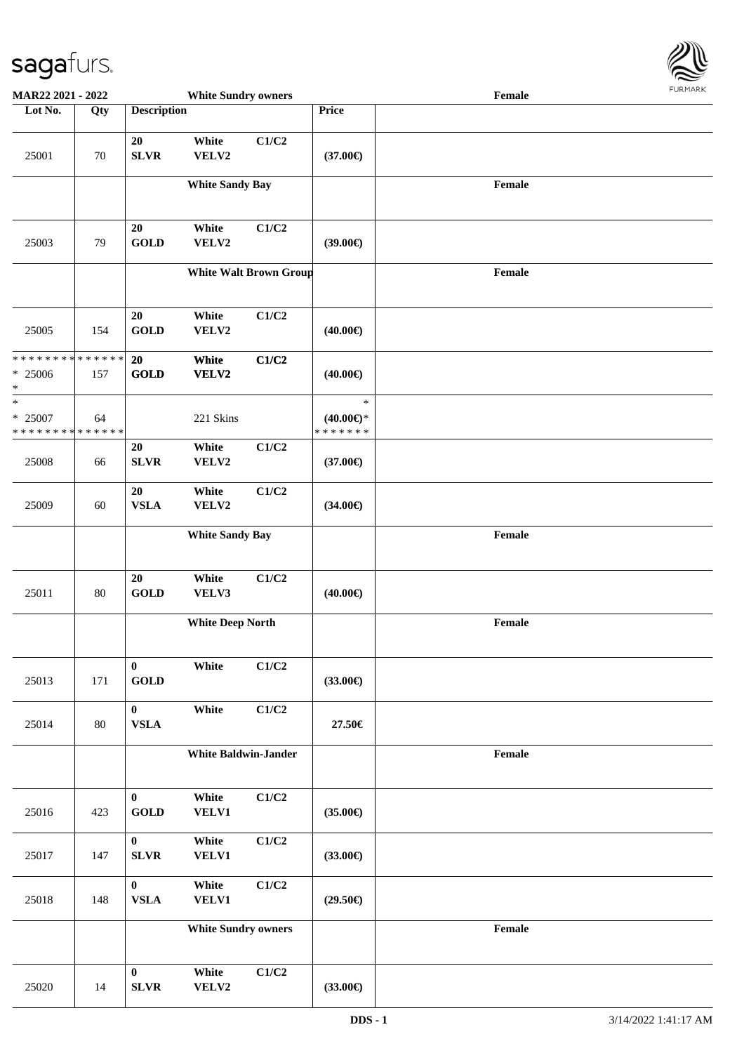**MAR22 2021 - 2022** — **White Sundry owners** — **Female**

| Lot No. | Qty | Description | | | Price | |
|---|---|---|---|---|---|---|
| 25001 | 70 | 20 SLVR | White VELV2 | C1/C2 | (37.00€) | |
| | | | **White Sandy Bay** | | | **Female** |
| 25003 | 79 | 20 GOLD | White VELV2 | C1/C2 | (39.00€) | |
| | | | **White Walt Brown Group** | | | **Female** |
| 25005 | 154 | 20 GOLD | White VELV2 | C1/C2 | (40.00€) | |
| * * * * * * * * * * * * * * * 25006 * | 157 | **20 GOLD** | **White VELV2** | **C1/C2** | **(40.00€)** | |
| * * 25007 * * * * * * * * * * * * * * | 64 | | 221 Skins | | * (40.00€)* * * * * * * * | |
| 25008 | 66 | 20 SLVR | White VELV2 | C1/C2 | (37.00€) | |
| 25009 | 60 | 20 VSLA | White VELV2 | C1/C2 | (34.00€) | |
| | | | **White Sandy Bay** | | | **Female** |
| 25011 | 80 | 20 GOLD | White VELV3 | C1/C2 | (40.00€) | |
| | | | **White Deep North** | | | **Female** |
| 25013 | 171 | 0 GOLD | White | C1/C2 | (33.00€) | |
| 25014 | 80 | 0 VSLA | White | C1/C2 | 27.50€ | |
| | | | **White Baldwin-Jander** | | | **Female** |
| 25016 | 423 | 0 GOLD | White VELV1 | C1/C2 | (35.00€) | |
| 25017 | 147 | 0 SLVR | White VELV1 | C1/C2 | (33.00€) | |
| 25018 | 148 | 0 VSLA | White VELV1 | C1/C2 | (29.50€) | |
| | | | **White Sundry owners** | | | **Female** |
| 25020 | 14 | 0 SLVR | White VELV2 | C1/C2 | (33.00€) | |

DDS - 1 &nbsp;&nbsp;&nbsp; 3/14/2022 1:41:17 AM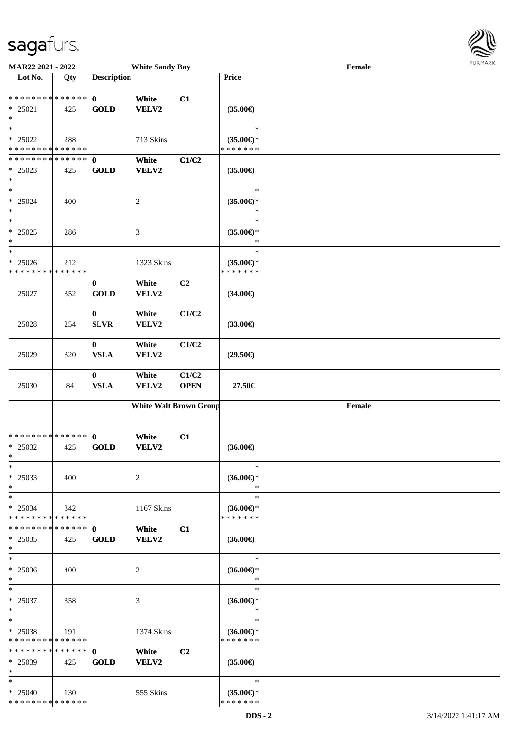**MAR22 2021 - 2022** | **White Sandy Bay** | **Female**

| Lot No. | Qty | Description | | | Price | |
|---|---|---|---|---|---|---|
| * * * * * * * * * * * * * * | | 0 | White | C1 | | |
| * 25021 | 425 | GOLD | VELV2 | | (35.00€) | |
| * | | | | | | |
| * | | | | | * | |
| * 25022 | 288 | | 713 Skins | | (35.00€)* | |
| * * * * * * * * * * * * * * | | | | | * * * * * * * | |
| * * * * * * * * * * * * * * | | 0 | White | C1/C2 | | |
| * 25023 | 425 | GOLD | VELV2 | | (35.00€) | |
| * | | | | | | |
| * | | | | | * | |
| * 25024 | 400 | | 2 | | (35.00€)* | |
| * | | | | | * | |
| * | | | | | * | |
| * 25025 | 286 | | 3 | | (35.00€)* | |
| * | | | | | * | |
| * | | | | | * | |
| * 25026 | 212 | | 1323 Skins | | (35.00€)* | |
| * * * * * * * * * * * * * * | | | | | * * * * * * * | |
| | | 0 | White | C2 | | |
| 25027 | 352 | GOLD | VELV2 | | (34.00€) | |
| | | 0 | White | C1/C2 | | |
| 25028 | 254 | SLVR | VELV2 | | (33.00€) | |
| | | 0 | White | C1/C2 | | |
| 25029 | 320 | VSLA | VELV2 | | (29.50€) | |
| | | 0 | White | C1/C2 | | |
| 25030 | 84 | VSLA | VELV2 | OPEN | 27.50€ | |
| | | **White Walt Brown Group** | | | | **Female** |
| * * * * * * * * * * * * * * | | 0 | White | C1 | | |
| * 25032 | 425 | GOLD | VELV2 | | (36.00€) | |
| * | | | | | | |
| * | | | | | * | |
| * 25033 | 400 | | 2 | | (36.00€)* | |
| * | | | | | * | |
| * | | | | | * | |
| * 25034 | 342 | | 1167 Skins | | (36.00€)* | |
| * * * * * * * * * * * * * * | | | | | * * * * * * * | |
| * * * * * * * * * * * * * * | | 0 | White | C1 | | |
| * 25035 | 425 | GOLD | VELV2 | | (36.00€) | |
| * | | | | | | |
| * | | | | | * | |
| * 25036 | 400 | | 2 | | (36.00€)* | |
| * | | | | | * | |
| * | | | | | * | |
| * 25037 | 358 | | 3 | | (36.00€)* | |
| * | | | | | * | |
| * | | | | | * | |
| * 25038 | 191 | | 1374 Skins | | (36.00€)* | |
| * * * * * * * * * * * * * * | | | | | * * * * * * * | |
| * * * * * * * * * * * * * * | | 0 | White | C2 | | |
| * 25039 | 425 | GOLD | VELV2 | | (35.00€) | |
| * | | | | | | |
| * | | | | | * | |
| * 25040 | 130 | | 555 Skins | | (35.00€)* | |
| * * * * * * * * * * * * * * | | | | | * * * * * * * | |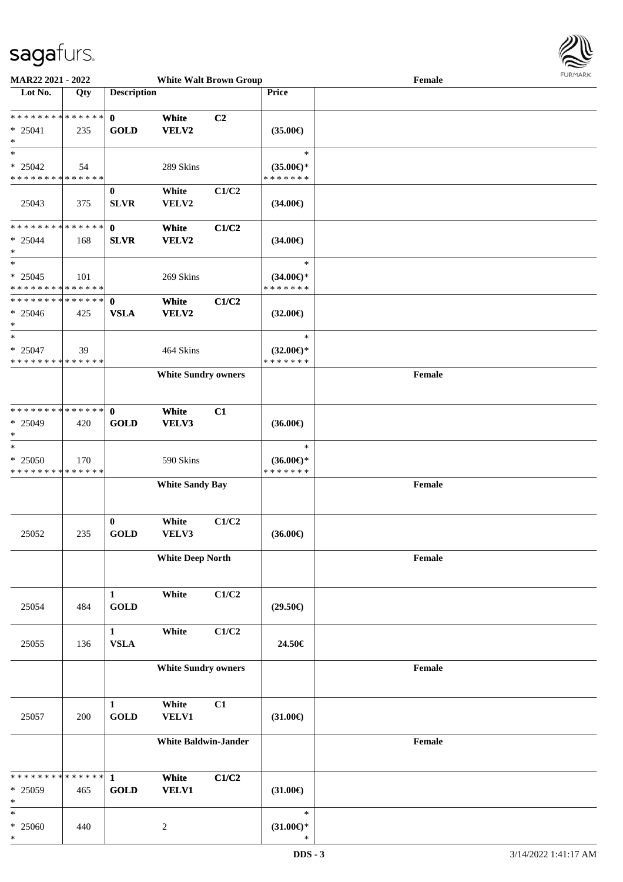| Lot No. | Qty | Description | | | Price | White Walt Brown Group Female |
|---|---|---|---|---|---|---|
| * * * * * * * * * * * * * * | | 0 | White | C2 | | |
| * 25041 | 235 | GOLD | VELV2 | | (35.00€) | |
| * | | | | | | |
| * | | | | | * | |
| * 25042 | 54 | | 289 Skins | | (35.00€)* | |
| * * * * * * * * * * * * * * | | | | | * * * * * * * | |
| | | 0 | White | C1/C2 | | |
| 25043 | 375 | SLVR | VELV2 | | (34.00€) | |
| * * * * * * * * * * * * * * | | 0 | White | C1/C2 | | |
| * 25044 | 168 | SLVR | VELV2 | | (34.00€) | |
| * | | | | | | |
| * | | | | | * | |
| * 25045 | 101 | | 269 Skins | | (34.00€)* | |
| * * * * * * * * * * * * * * | | | | | * * * * * * * | |
| * * * * * * * * * * * * * * | | 0 | White | C1/C2 | | |
| * 25046 | 425 | VSLA | VELV2 | | (32.00€) | |
| * | | | | | | |
| * | | | | | * | |
| * 25047 | 39 | | 464 Skins | | (32.00€)* | |
| * * * * * * * * * * * * * * | | | | | * * * * * * * | |
| | | White Sundry owners | | | | Female |
| * * * * * * * * * * * * * * | | 0 | White | C1 | | |
| * 25049 | 420 | GOLD | VELV3 | | (36.00€) | |
| * | | | | | | |
| * | | | | | * | |
| * 25050 | 170 | | 590 Skins | | (36.00€)* | |
| * * * * * * * * * * * * * * | | | | | * * * * * * * | |
| | | White Sandy Bay | | | | Female |
| | | 0 | White | C1/C2 | | |
| 25052 | 235 | GOLD | VELV3 | | (36.00€) | |
| | | White Deep North | | | | Female |
| | | 1 | White | C1/C2 | | |
| 25054 | 484 | GOLD | | | (29.50€) | |
| | | 1 | White | C1/C2 | | |
| 25055 | 136 | VSLA | | | 24.50€ | |
| | | White Sundry owners | | | | Female |
| | | 1 | White | C1 | | |
| 25057 | 200 | GOLD | VELV1 | | (31.00€) | |
| | | White Baldwin-Jander | | | | Female |
| * * * * * * * * * * * * * * | | 1 | White | C1/C2 | | |
| * 25059 | 465 | GOLD | VELV1 | | (31.00€) | |
| * | | | | | | |
| * | | | | | * | |
| * 25060 | 440 | | 2 | | (31.00€)* | |
| * | | | | | * | |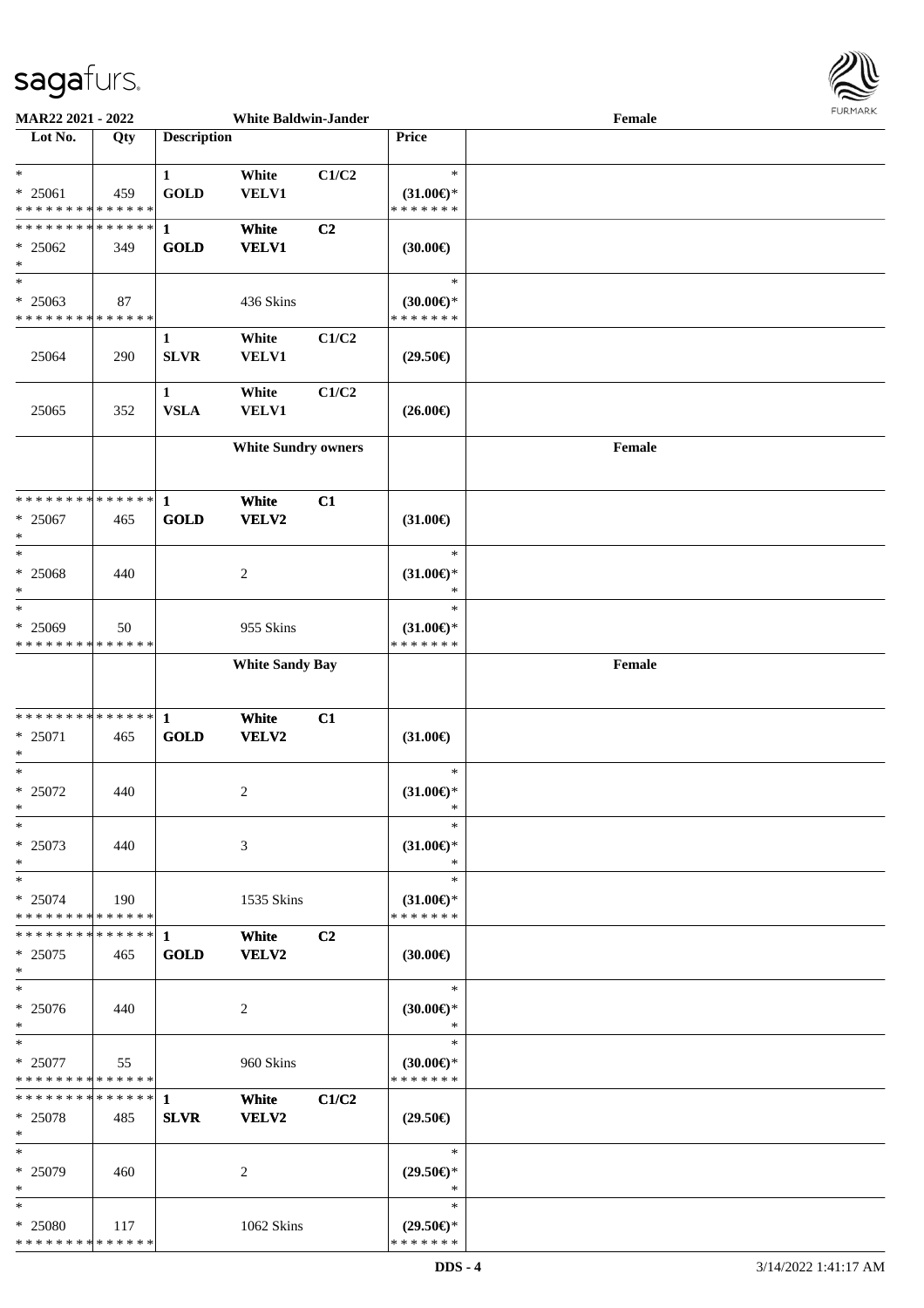**MAR22 2021 - 2022** | **White Baldwin-Jander** | **Female**

| Lot No. | Qty | Description | | | Price | |
|---|---|---|---|---|---|---|
| * | | 1 | White | C1/C2 | * | |
| * 25061 | 459 | GOLD | VELV1 | | (31.00€)* | |
| * * * * * * * * * * * * * * | | | | | * * * * * * * | |
| * * * * * * * * * * * * * * | | 1 | White | C2 | | |
| * 25062 | 349 | GOLD | VELV1 | | (30.00€) | |
| * | | | | | | |
| * | | | | | * | |
| * 25063 | 87 | | 436 Skins | | (30.00€)* | |
| * * * * * * * * * * * * * * | | | | | * * * * * * * | |
| | | 1 | White | C1/C2 | | |
| 25064 | 290 | SLVR | VELV1 | | (29.50€) | |
| | | 1 | White | C1/C2 | | |
| 25065 | 352 | VSLA | VELV1 | | (26.00€) | |
| | | | White Sundry owners | | | Female |
| * * * * * * * * * * * * * * | | 1 | White | C1 | | |
| * 25067 | 465 | GOLD | VELV2 | | (31.00€) | |
| * | | | | | | |
| * | | | | | * | |
| * 25068 | 440 | | 2 | | (31.00€)* | |
| * | | | | | * | |
| * | | | | | * | |
| * 25069 | 50 | | 955 Skins | | (31.00€)* | |
| * * * * * * * * * * * * * * | | | | | * * * * * * * | |
| | | | White Sandy Bay | | | Female |
| * * * * * * * * * * * * * * | | 1 | White | C1 | | |
| * 25071 | 465 | GOLD | VELV2 | | (31.00€) | |
| * | | | | | | |
| * | | | | | * | |
| * 25072 | 440 | | 2 | | (31.00€)* | |
| * | | | | | * | |
| * | | | | | * | |
| * 25073 | 440 | | 3 | | (31.00€)* | |
| * | | | | | * | |
| * | | | | | * | |
| * 25074 | 190 | | 1535 Skins | | (31.00€)* | |
| * * * * * * * * * * * * * * | | | | | * * * * * * * | |
| * * * * * * * * * * * * * * | | 1 | White | C2 | | |
| * 25075 | 465 | GOLD | VELV2 | | (30.00€) | |
| * | | | | | | |
| * | | | | | * | |
| * 25076 | 440 | | 2 | | (30.00€)* | |
| * | | | | | * | |
| * | | | | | * | |
| * 25077 | 55 | | 960 Skins | | (30.00€)* | |
| * * * * * * * * * * * * * * | | | | | * * * * * * * | |
| * * * * * * * * * * * * * * | | 1 | White | C1/C2 | | |
| * 25078 | 485 | SLVR | VELV2 | | (29.50€) | |
| * | | | | | | |
| * | | | | | * | |
| * 25079 | 460 | | 2 | | (29.50€)* | |
| * | | | | | * | |
| * | | | | | * | |
| * 25080 | 117 | | 1062 Skins | | (29.50€)* | |
| * * * * * * * * * * * * * * | | | | | * * * * * * * | |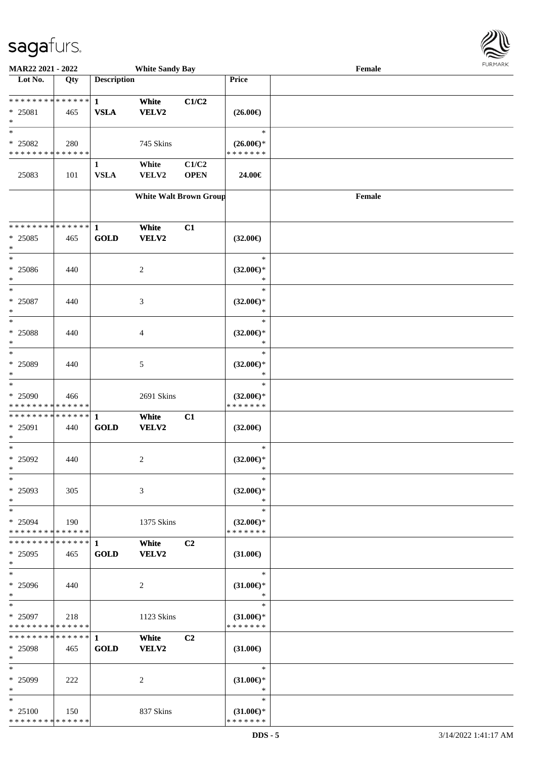| MAR22 2021 - 2022 | | White Sandy Bay | | | | Female |
|---|---|---|---|---|---|---|
| **Lot No.** | **Qty** | **Description** | | | **Price** | |
| * * * * * * * * * * * * * * | | **1** | **White** | **C1/C2** | | |
| * 25081 | 465 | **VSLA** | **VELV2** | | **(26.00€)** | |
| * | | | | | | |
| * | | | | | * | |
| * 25082 | 280 | | 745 Skins | | **(26.00€)*** | |
| * * * * * * * * * * * * * * | | | | | * * * * * * * | |
| | | **1** | **White** | **C1/C2** | | |
| 25083 | 101 | **VSLA** | **VELV2** | **OPEN** | **24.00€** | |
| | | **White Walt Brown Group** | | | | **Female** |
| * * * * * * * * * * * * * * | | **1** | **White** | **C1** | | |
| * 25085 | 465 | **GOLD** | **VELV2** | | **(32.00€)** | |
| * | | | | | | |
| * | | | | | * | |
| * 25086 | 440 | | 2 | | **(32.00€)*** | |
| * | | | | | * | |
| * | | | | | * | |
| * 25087 | 440 | | 3 | | **(32.00€)*** | |
| * | | | | | * | |
| * | | | | | * | |
| * 25088 | 440 | | 4 | | **(32.00€)*** | |
| * | | | | | * | |
| * | | | | | * | |
| * 25089 | 440 | | 5 | | **(32.00€)*** | |
| * | | | | | * | |
| * | | | | | * | |
| * 25090 | 466 | | 2691 Skins | | **(32.00€)*** | |
| * * * * * * * * * * * * * * | | | | | * * * * * * * | |
| * * * * * * * * * * * * * * | | **1** | **White** | **C1** | | |
| * 25091 | 440 | **GOLD** | **VELV2** | | **(32.00€)** | |
| * | | | | | | |
| * | | | | | * | |
| * 25092 | 440 | | 2 | | **(32.00€)*** | |
| * | | | | | * | |
| * | | | | | * | |
| * 25093 | 305 | | 3 | | **(32.00€)*** | |
| * | | | | | * | |
| * | | | | | * | |
| * 25094 | 190 | | 1375 Skins | | **(32.00€)*** | |
| * * * * * * * * * * * * * * | | | | | * * * * * * * | |
| * * * * * * * * * * * * * * | | **1** | **White** | **C2** | | |
| * 25095 | 465 | **GOLD** | **VELV2** | | **(31.00€)** | |
| * | | | | | | |
| * | | | | | * | |
| * 25096 | 440 | | 2 | | **(31.00€)*** | |
| * | | | | | * | |
| * | | | | | * | |
| * 25097 | 218 | | 1123 Skins | | **(31.00€)*** | |
| * * * * * * * * * * * * * * | | | | | * * * * * * * | |
| * * * * * * * * * * * * * * | | **1** | **White** | **C2** | | |
| * 25098 | 465 | **GOLD** | **VELV2** | | **(31.00€)** | |
| * | | | | | | |
| * | | | | | * | |
| * 25099 | 222 | | 2 | | **(31.00€)*** | |
| * | | | | | * | |
| * | | | | | * | |
| * 25100 | 150 | | 837 Skins | | **(31.00€)*** | |
| * * * * * * * * * * * * * * | | | | | * * * * * * * | |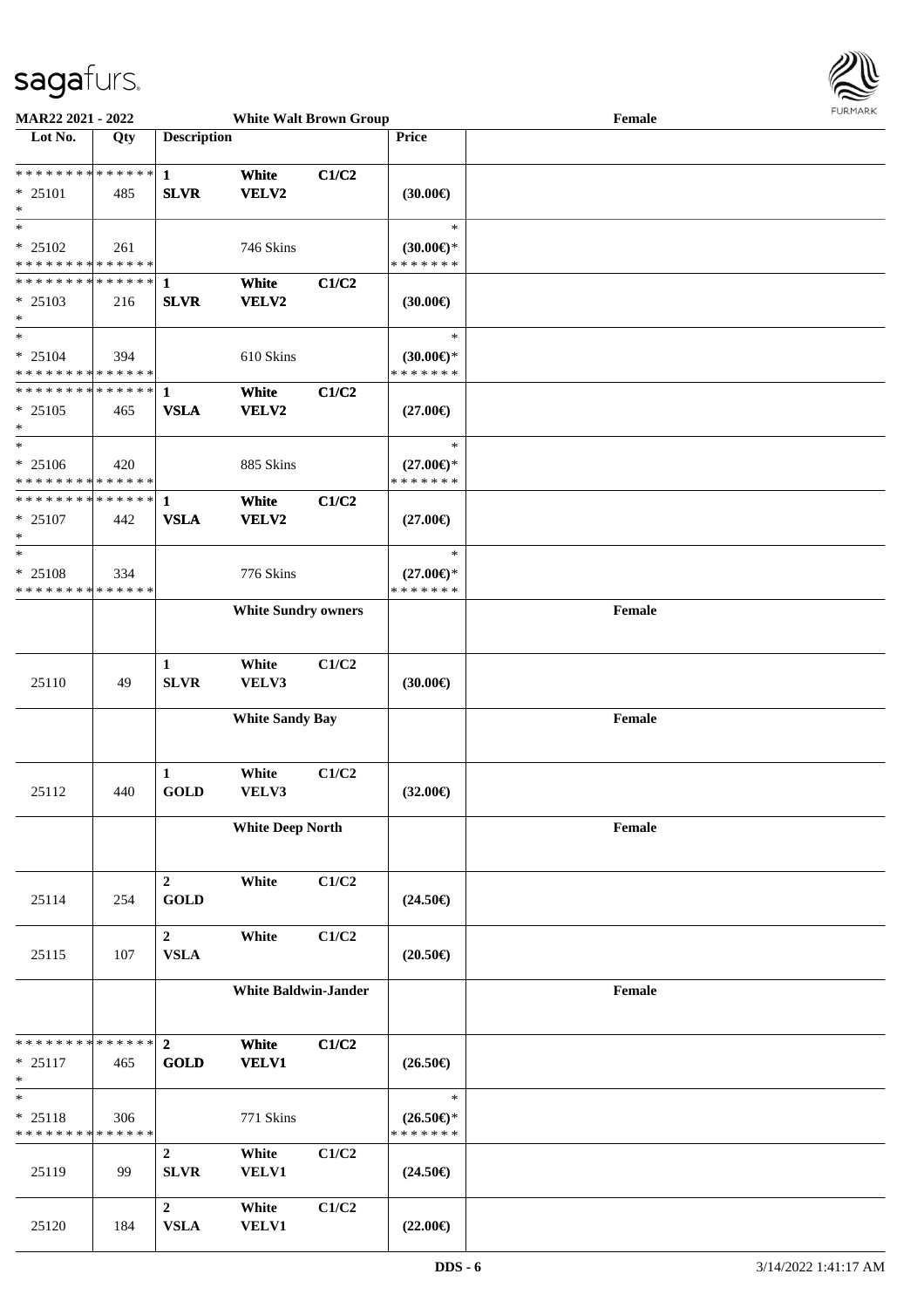**MAR22 2021 - 2022** — **White Walt Brown Group** — **Female**

| Lot No. | Qty | Description | | | Price | |
|---|---|---|---|---|---|---|
| * * * * * * * * * * * * * * | | 1 | White | C1/C2 | | |
| * 25101 | 485 | SLVR | VELV2 | | (30.00€) | |
| * | | | | | | |
| * | | | | | * | |
| * 25102 | 261 | | 746 Skins | | (30.00€)* | |
| * * * * * * * * * * * * * * | | | | | * * * * * * * | |
| * * * * * * * * * * * * * * | | 1 | White | C1/C2 | | |
| * 25103 | 216 | SLVR | VELV2 | | (30.00€) | |
| * | | | | | | |
| * | | | | | * | |
| * 25104 | 394 | | 610 Skins | | (30.00€)* | |
| * * * * * * * * * * * * * * | | | | | * * * * * * * | |
| * * * * * * * * * * * * * * | | 1 | White | C1/C2 | | |
| * 25105 | 465 | VSLA | VELV2 | | (27.00€) | |
| * | | | | | | |
| * | | | | | * | |
| * 25106 | 420 | | 885 Skins | | (27.00€)* | |
| * * * * * * * * * * * * * * | | | | | * * * * * * * | |
| * * * * * * * * * * * * * * | | 1 | White | C1/C2 | | |
| * 25107 | 442 | VSLA | VELV2 | | (27.00€) | |
| * | | | | | | |
| * | | | | | * | |
| * 25108 | 334 | | 776 Skins | | (27.00€)* | |
| * * * * * * * * * * * * * * | | | | | * * * * * * * | |
| | | **White Sundry owners** | | | | **Female** |
| | | 1 | White | C1/C2 | | |
| 25110 | 49 | SLVR | VELV3 | | (30.00€) | |
| | | **White Sandy Bay** | | | | **Female** |
| | | 1 | White | C1/C2 | | |
| 25112 | 440 | GOLD | VELV3 | | (32.00€) | |
| | | **White Deep North** | | | | **Female** |
| | | 2 | White | C1/C2 | | |
| 25114 | 254 | GOLD | | | (24.50€) | |
| | | 2 | White | C1/C2 | | |
| 25115 | 107 | VSLA | | | (20.50€) | |
| | | **White Baldwin-Jander** | | | | **Female** |
| * * * * * * * * * * * * * * | | 2 | White | C1/C2 | | |
| * 25117 | 465 | GOLD | VELV1 | | (26.50€) | |
| * | | | | | | |
| * | | | | | * | |
| * 25118 | 306 | | 771 Skins | | (26.50€)* | |
| * * * * * * * * * * * * * * | | | | | * * * * * * * | |
| | | 2 | White | C1/C2 | | |
| 25119 | 99 | SLVR | VELV1 | | (24.50€) | |
| | | 2 | White | C1/C2 | | |
| 25120 | 184 | VSLA | VELV1 | | (22.00€) | |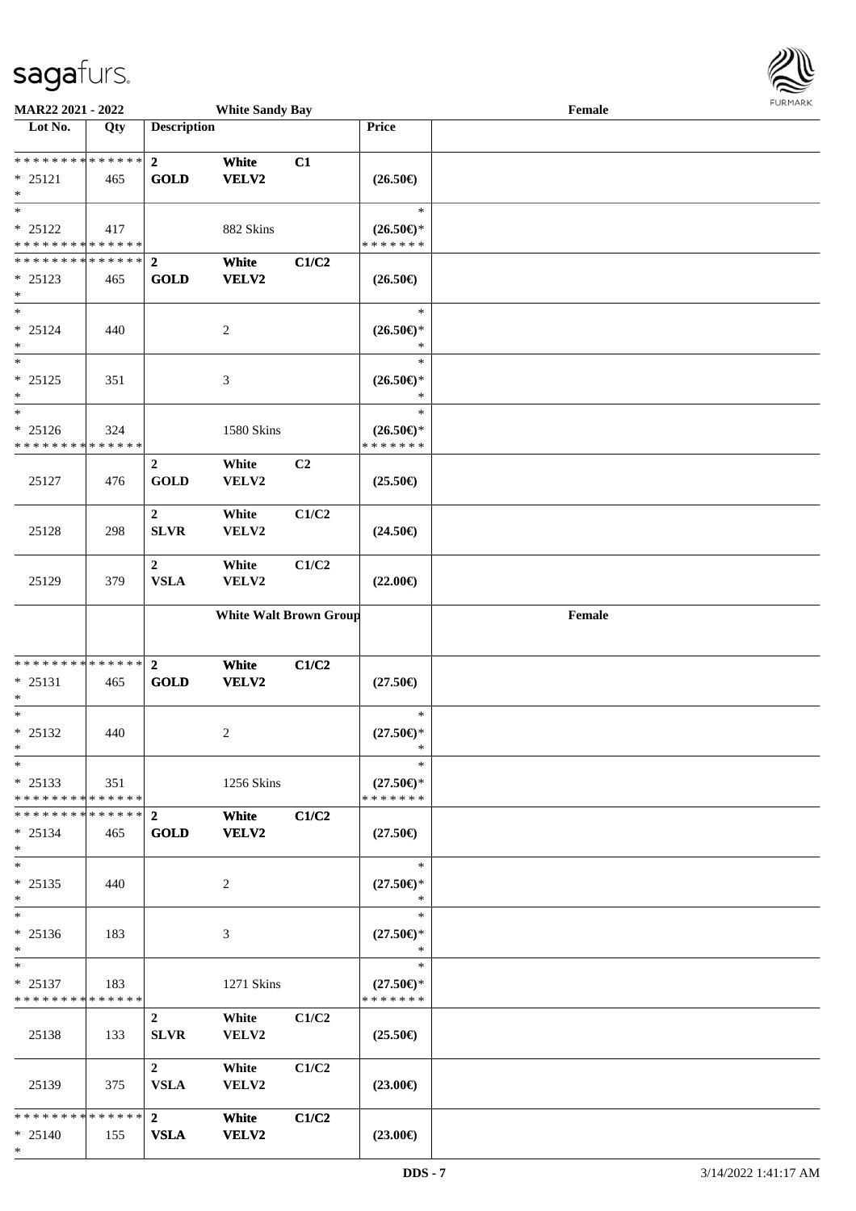**MAR22 2021 - 2022** — **White Sandy Bay** — **Female**

| Lot No. | Qty | Description | | | Price | |
|---|---|---|---|---|---|---|
| * * * * * * * * * * * * * * | | 2 | White | C1 | | |
| * 25121 | 465 | GOLD | VELV2 | | (26.50€) | |
| * | | | | | | |
| * | | | | | * | |
| * 25122 | 417 | | 882 Skins | | (26.50€)* | |
| * * * * * * * * * * * * * * | | | | | * * * * * * * | |
| * * * * * * * * * * * * * * | | 2 | White | C1/C2 | | |
| * 25123 | 465 | GOLD | VELV2 | | (26.50€) | |
| * | | | | | | |
| * | | | | | * | |
| * 25124 | 440 | | 2 | | (26.50€)* | |
| * | | | | | * | |
| * | | | | | * | |
| * 25125 | 351 | | 3 | | (26.50€)* | |
| * | | | | | * | |
| * | | | | | * | |
| * 25126 | 324 | | 1580 Skins | | (26.50€)* | |
| * * * * * * * * * * * * * * | | | | | * * * * * * * | |
| | | 2 | White | C2 | | |
| 25127 | 476 | GOLD | VELV2 | | (25.50€) | |
| | | 2 | White | C1/C2 | | |
| 25128 | 298 | SLVR | VELV2 | | (24.50€) | |
| | | 2 | White | C1/C2 | | |
| 25129 | 379 | VSLA | VELV2 | | (22.00€) | |
| | | **White Walt Brown Group** | | | | **Female** |
| * * * * * * * * * * * * * * | | 2 | White | C1/C2 | | |
| * 25131 | 465 | GOLD | VELV2 | | (27.50€) | |
| * | | | | | | |
| * | | | | | * | |
| * 25132 | 440 | | 2 | | (27.50€)* | |
| * | | | | | * | |
| * | | | | | * | |
| * 25133 | 351 | | 1256 Skins | | (27.50€)* | |
| * * * * * * * * * * * * * * | | | | | * * * * * * * | |
| * * * * * * * * * * * * * * | | 2 | White | C1/C2 | | |
| * 25134 | 465 | GOLD | VELV2 | | (27.50€) | |
| * | | | | | | |
| * | | | | | * | |
| * 25135 | 440 | | 2 | | (27.50€)* | |
| * | | | | | * | |
| * | | | | | * | |
| * 25136 | 183 | | 3 | | (27.50€)* | |
| * | | | | | * | |
| * | | | | | * | |
| * 25137 | 183 | | 1271 Skins | | (27.50€)* | |
| * * * * * * * * * * * * * * | | | | | * * * * * * * | |
| | | 2 | White | C1/C2 | | |
| 25138 | 133 | SLVR | VELV2 | | (25.50€) | |
| | | 2 | White | C1/C2 | | |
| 25139 | 375 | VSLA | VELV2 | | (23.00€) | |
| * * * * * * * * * * * * * * | | 2 | White | C1/C2 | | |
| * 25140 | 155 | VSLA | VELV2 | | (23.00€) | |
| * | | | | | | |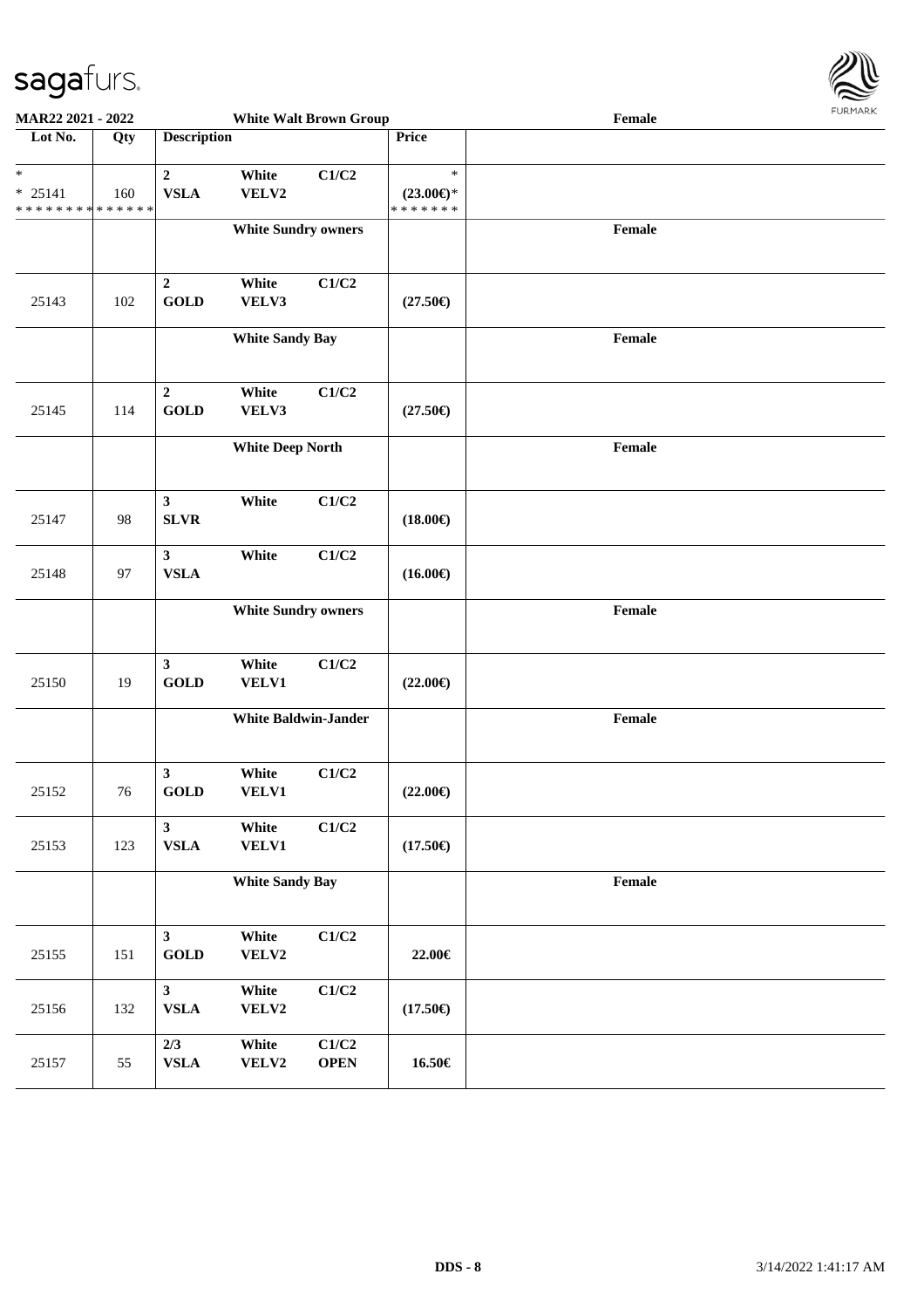**MAR22 2021 - 2022** | **White Walt Brown Group** | **Female**

| Lot No. | Qty | Description | | | Price | |
|---|---|---|---|---|---|---|
| * <br> * 25141 <br> * * * * * * * * * * * * * * | 160 | 2 <br> VSLA | White <br> VELV2 | C1/C2 | * <br> (23.00€)* <br> * * * * * * * | |
| | | **White Sundry owners** | | | | **Female** |
| 25143 | 102 | 2 <br> GOLD | White <br> VELV3 | C1/C2 | (27.50€) | |
| | | **White Sandy Bay** | | | | **Female** |
| 25145 | 114 | 2 <br> GOLD | White <br> VELV3 | C1/C2 | (27.50€) | |
| | | **White Deep North** | | | | **Female** |
| 25147 | 98 | 3 <br> SLVR | White | C1/C2 | (18.00€) | |
| 25148 | 97 | 3 <br> VSLA | White | C1/C2 | (16.00€) | |
| | | **White Sundry owners** | | | | **Female** |
| 25150 | 19 | 3 <br> GOLD | White <br> VELV1 | C1/C2 | (22.00€) | |
| | | **White Baldwin-Jander** | | | | **Female** |
| 25152 | 76 | 3 <br> GOLD | White <br> VELV1 | C1/C2 | (22.00€) | |
| 25153 | 123 | 3 <br> VSLA | White <br> VELV1 | C1/C2 | (17.50€) | |
| | | **White Sandy Bay** | | | | **Female** |
| 25155 | 151 | 3 <br> GOLD | White <br> VELV2 | C1/C2 | 22.00€ | |
| 25156 | 132 | 3 <br> VSLA | White <br> VELV2 | C1/C2 | (17.50€) | |
| 25157 | 55 | 2/3 <br> VSLA | White <br> VELV2 | C1/C2 <br> OPEN | 16.50€ | |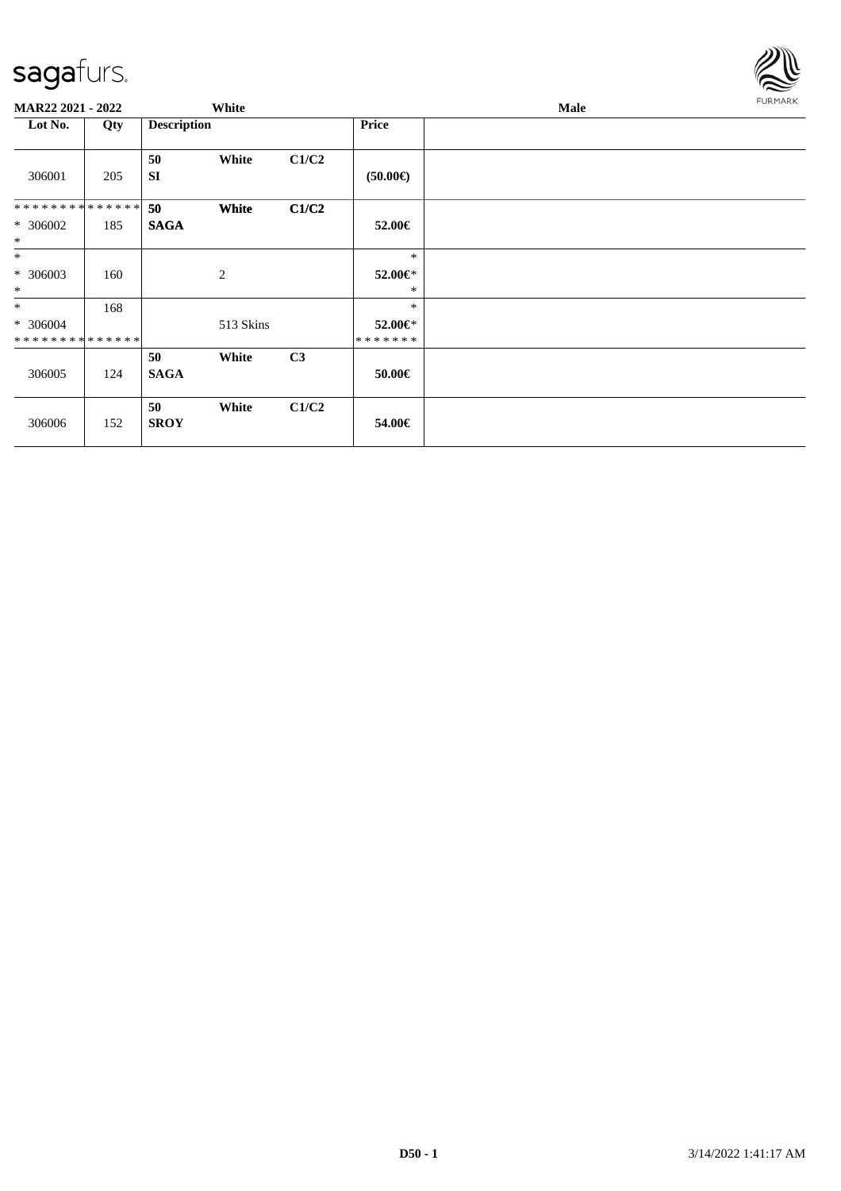**MAR22 2021 - 2022** | **White** | **Male**

| Lot No. | Qty | Description | | | Price | |
|---|---|---|---|---|---|---|
| 306001 | 205 | 50<br>SI | White | C1/C2 | (50.00€) | |
| * * * * * * * * * * * * * *<br>* 306002<br>* | 185 | 50<br>SAGA | White | C1/C2 | 52.00€ | |
| *<br>* 306003<br>* | 160 | | 2 | | *<br>52.00€*<br>* | |
| *<br>* 306004<br>* * * * * * * * * * * * * * | 168 | | 513 Skins | | *<br>52.00€*<br>* * * * * * * | |
| 306005 | 124 | 50<br>SAGA | White | C3 | 50.00€ | |
| 306006 | 152 | 50<br>SROY | White | C1/C2 | 54.00€ | |

D50 - 1 3/14/2022 1:41:17 AM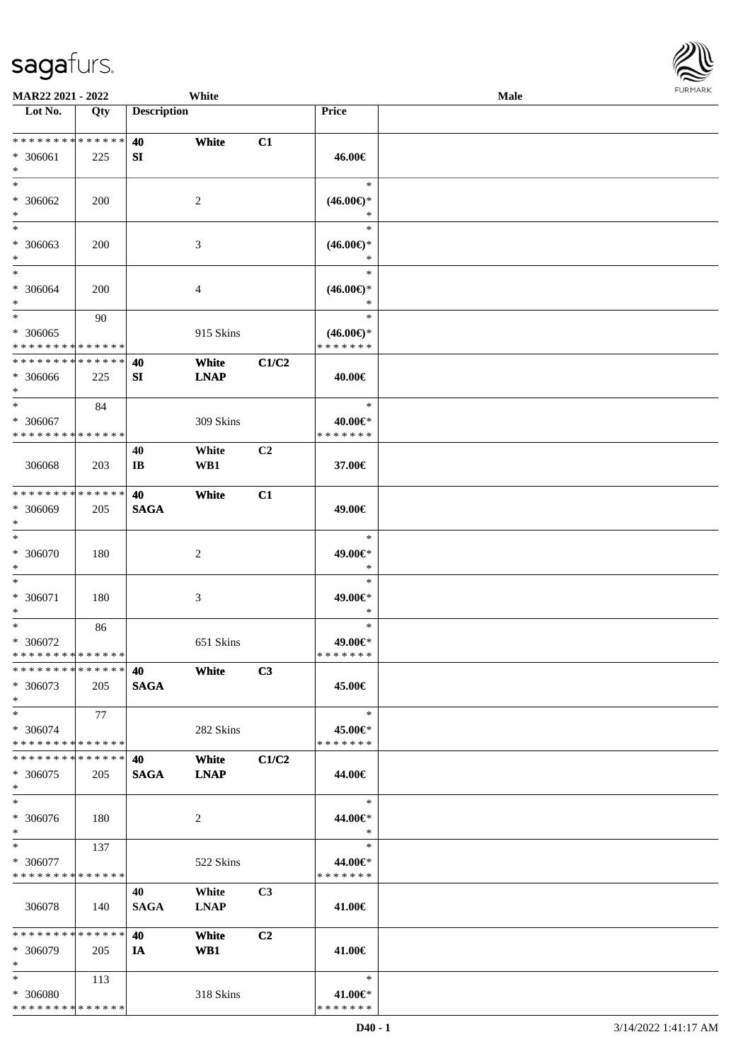**MAR22 2021 - 2022** White **Male**

| Lot No. | Qty | Description | | | Price | |
|---|---|---|---|---|---|---|
| * * * * * * * * * * * * * * | | 40 | White | C1 | | |
| * 306061 | 225 | SI | | | 46.00€ | |
| * | | | | | | |
| * | | | | | * | |
| * 306062 | 200 | | 2 | | (46.00€)* | |
| * | | | | | * | |
| * | | | | | * | |
| * 306063 | 200 | | 3 | | (46.00€)* | |
| * | | | | | * | |
| * | | | | | * | |
| * 306064 | 200 | | 4 | | (46.00€)* | |
| * | | | | | * | |
| * | 90 | | | | * | |
| * 306065 | | | 915 Skins | | (46.00€)* | |
| * * * * * * * * * * * * * * | | | | | * * * * * * * | |
| * * * * * * * * * * * * * * | | 40 | White | C1/C2 | | |
| * 306066 | 225 | SI | LNAP | | 40.00€ | |
| * | | | | | | |
| * | 84 | | | | * | |
| * 306067 | | | 309 Skins | | 40.00€* | |
| * * * * * * * * * * * * * * | | | | | * * * * * * * | |
| | | 40 | White | C2 | | |
| 306068 | 203 | IB | WB1 | | 37.00€ | |
| * * * * * * * * * * * * * * | | 40 | White | C1 | | |
| * 306069 | 205 | SAGA | | | 49.00€ | |
| * | | | | | | |
| * | | | | | * | |
| * 306070 | 180 | | 2 | | 49.00€* | |
| * | | | | | * | |
| * | | | | | * | |
| * 306071 | 180 | | 3 | | 49.00€* | |
| * | | | | | * | |
| * | 86 | | | | * | |
| * 306072 | | | 651 Skins | | 49.00€* | |
| * * * * * * * * * * * * * * | | | | | * * * * * * * | |
| * * * * * * * * * * * * * * | | 40 | White | C3 | | |
| * 306073 | 205 | SAGA | | | 45.00€ | |
| * | | | | | | |
| * | 77 | | | | * | |
| * 306074 | | | 282 Skins | | 45.00€* | |
| * * * * * * * * * * * * * * | | | | | * * * * * * * | |
| * * * * * * * * * * * * * * | | 40 | White | C1/C2 | | |
| * 306075 | 205 | SAGA | LNAP | | 44.00€ | |
| * | | | | | | |
| * | | | | | * | |
| * 306076 | 180 | | 2 | | 44.00€* | |
| * | | | | | * | |
| * | 137 | | | | * | |
| * 306077 | | | 522 Skins | | 44.00€* | |
| * * * * * * * * * * * * * * | | | | | * * * * * * * | |
| | | 40 | White | C3 | | |
| 306078 | 140 | SAGA | LNAP | | 41.00€ | |
| * * * * * * * * * * * * * * | | 40 | White | C2 | | |
| * 306079 | 205 | IA | WB1 | | 41.00€ | |
| * | | | | | | |
| * | 113 | | | | * | |
| * 306080 | | | 318 Skins | | 41.00€* | |
| * * * * * * * * * * * * * * | | | | | * * * * * * * | |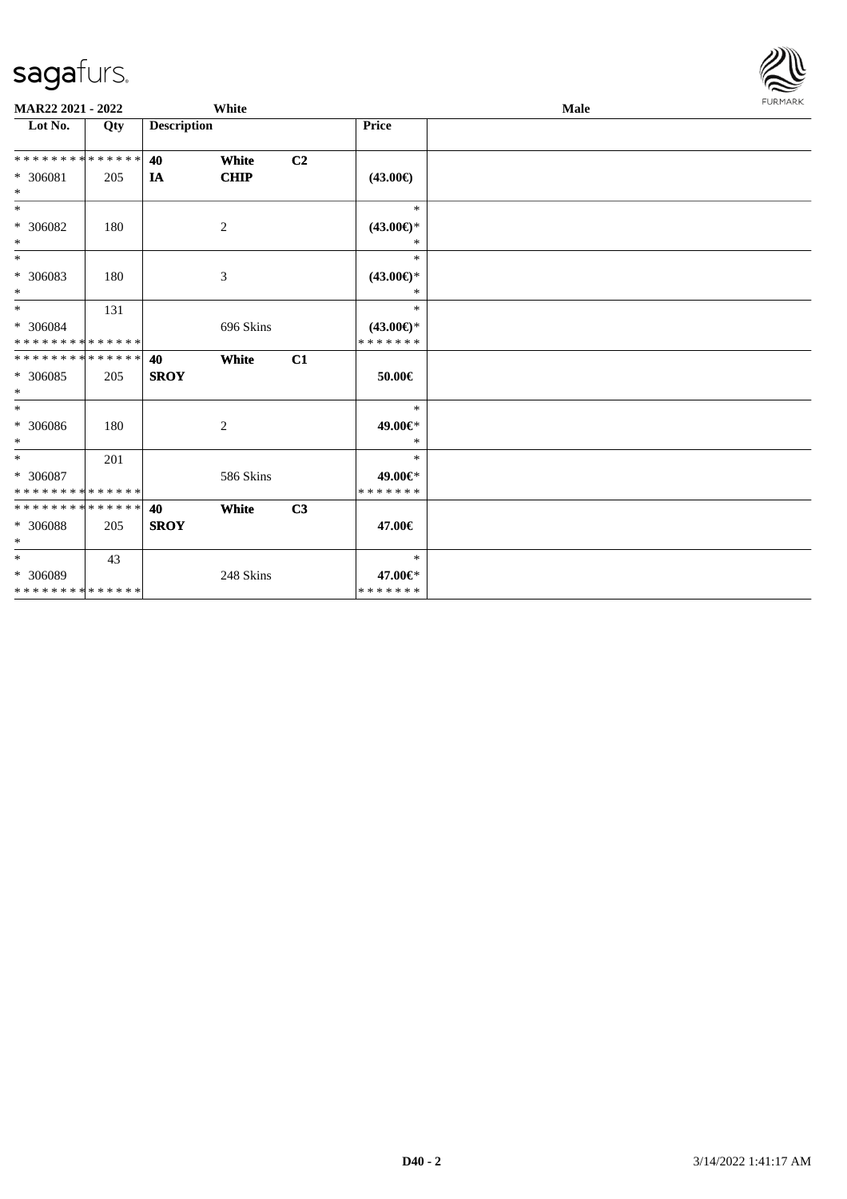| Lot No. | Qty | Description | | | Price | |
|---|---|---|---|---|---|---|
| ************** | | 40 | White | C2 | | |
| * 306081 | 205 | IA | CHIP | | (43.00€) | |
| * | | | | | | |
| * | | | | | * | |
| * 306082 | 180 | | 2 | | (43.00€)* | |
| * | | | | | * | |
| * | | | | | * | |
| * 306083 | 180 | | 3 | | (43.00€)* | |
| * | | | | | * | |
| * | 131 | | | | * | |
| * 306084 | | | 696 Skins | | (43.00€)* | |
| ************** | | | | | ******* | |
| ************** | | 40 | White | C1 | | |
| * 306085 | 205 | SROY | | | 50.00€ | |
| * | | | | | | |
| * | | | | | * | |
| * 306086 | 180 | | 2 | | 49.00€* | |
| * | | | | | * | |
| * | 201 | | | | * | |
| * 306087 | | | 586 Skins | | 49.00€* | |
| ************** | | | | | ******* | |
| ************** | | 40 | White | C3 | | |
| * 306088 | 205 | SROY | | | 47.00€ | |
| * | | | | | | |
| * | 43 | | | | * | |
| * 306089 | | | 248 Skins | | 47.00€* | |
| ************** | | | | | ******* | |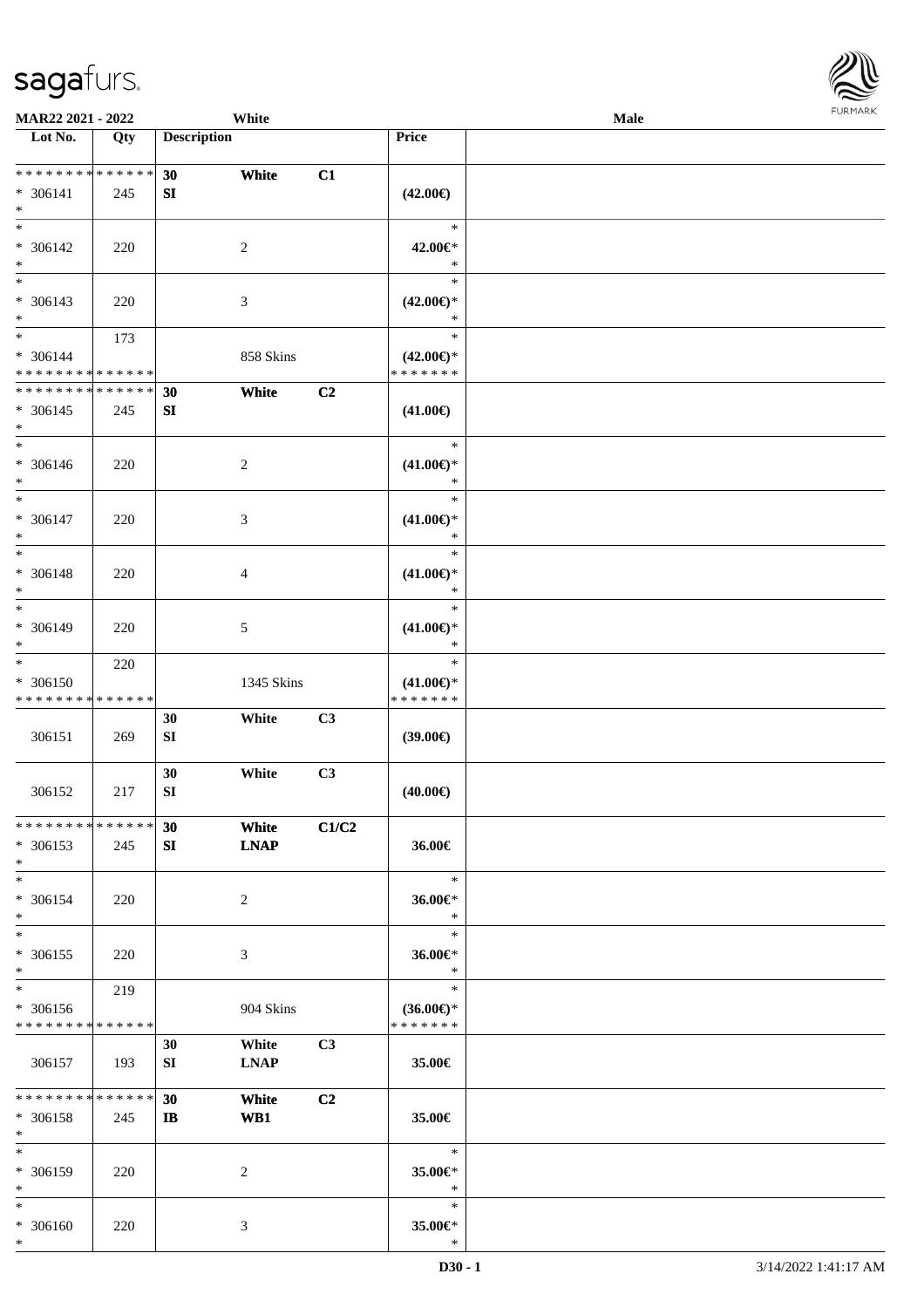| Lot No. | Qty | Description | | | Price | |
|---|---|---|---|---|---|---|
| ************** | | 30 | White | C1 | | |
| * 306141 | 245 | SI | | | (42.00€) | |
| * | | | | | | |
| * | | | | | * | |
| * 306142 | 220 | | 2 | | 42.00€* | |
| * | | | | | * | |
| * | | | | | * | |
| * 306143 | 220 | | 3 | | (42.00€)* | |
| * | | | | | * | |
| * | 173 | | | | * | |
| * 306144 | | | 858 Skins | | (42.00€)* | |
| ************** | | | | | ******* | |
| ************** | | 30 | White | C2 | | |
| * 306145 | 245 | SI | | | (41.00€) | |
| * | | | | | | |
| * | | | | | * | |
| * 306146 | 220 | | 2 | | (41.00€)* | |
| * | | | | | * | |
| * | | | | | * | |
| * 306147 | 220 | | 3 | | (41.00€)* | |
| * | | | | | * | |
| * | | | | | * | |
| * 306148 | 220 | | 4 | | (41.00€)* | |
| * | | | | | * | |
| * | | | | | * | |
| * 306149 | 220 | | 5 | | (41.00€)* | |
| * | | | | | * | |
| * | 220 | | | | * | |
| * 306150 | | | 1345 Skins | | (41.00€)* | |
| ************** | | | | | ******* | |
| | | 30 | White | C3 | | |
| 306151 | 269 | SI | | | (39.00€) | |
| | | 30 | White | C3 | | |
| 306152 | 217 | SI | | | (40.00€) | |
| ************** | | 30 | White | C1/C2 | | |
| * 306153 | 245 | SI | LNAP | | 36.00€ | |
| * | | | | | | |
| * | | | | | * | |
| * 306154 | 220 | | 2 | | 36.00€* | |
| * | | | | | * | |
| * | | | | | * | |
| * 306155 | 220 | | 3 | | 36.00€* | |
| * | | | | | * | |
| * | 219 | | | | * | |
| * 306156 | | | 904 Skins | | (36.00€)* | |
| ************** | | | | | ******* | |
| | | 30 | White | C3 | | |
| 306157 | 193 | SI | LNAP | | 35.00€ | |
| ************** | | 30 | White | C2 | | |
| * 306158 | 245 | IB | WB1 | | 35.00€ | |
| * | | | | | | |
| * | | | | | * | |
| * 306159 | 220 | | 2 | | 35.00€* | |
| * | | | | | * | |
| * | | | | | * | |
| * 306160 | 220 | | 3 | | 35.00€* | |
| * | | | | | * | |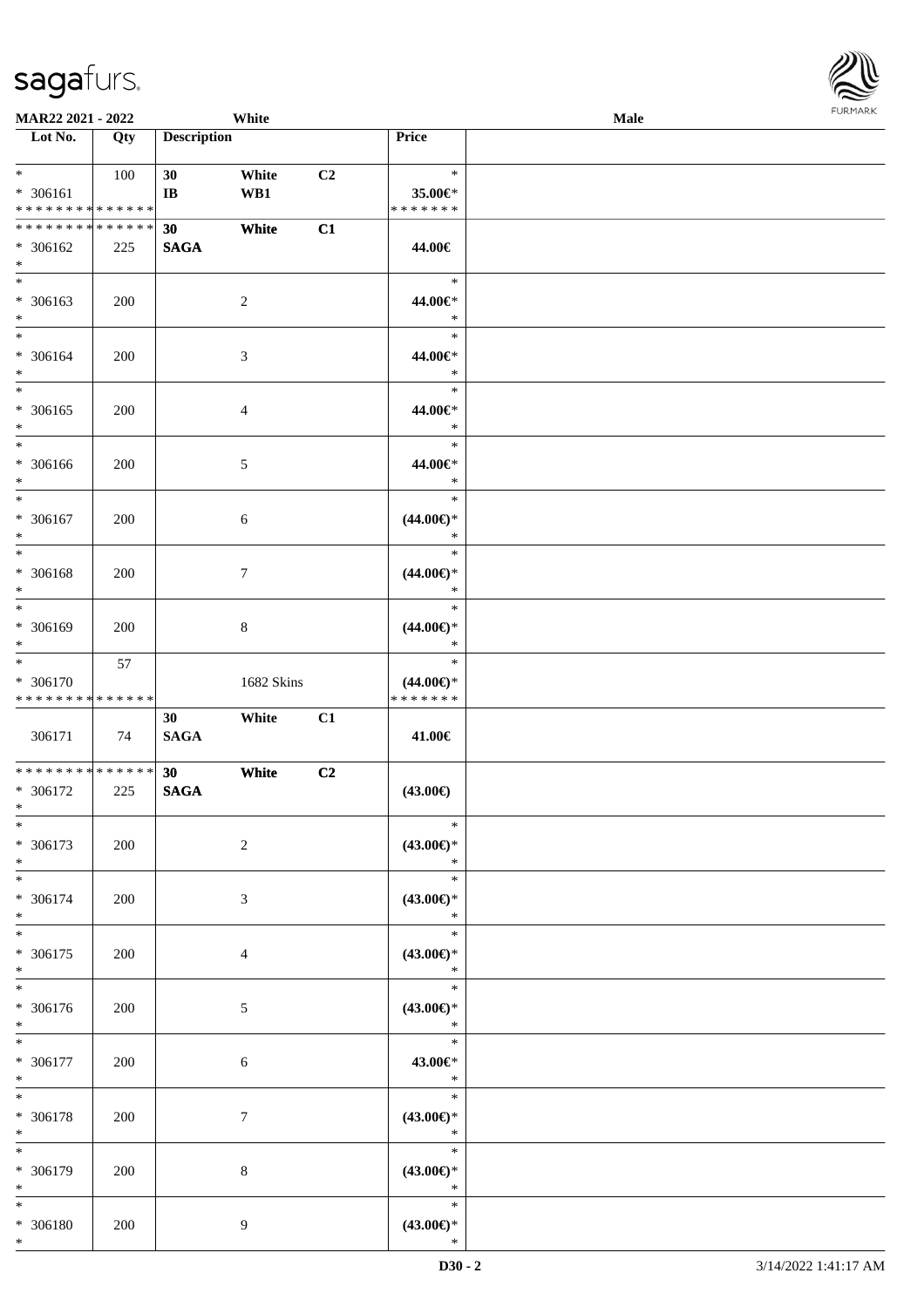| Lot No. | Qty | Description | | | Price | |
|---|---|---|---|---|---|---|
| * | 100 | 30 | White | C2 | * | |
| * 306161 | | IB | WB1 | | 35.00€* | |
| * * * * * * * * * * * * * * | | | | | * * * * * * * | |
| * * * * * * * * * * * * * * | | 30 | White | C1 | | |
| * 306162 | 225 | SAGA | | | 44.00€ | |
| * | | | | | | |
| * | | | | | * | |
| * 306163 | 200 | | 2 | | 44.00€* | |
| * | | | | | * | |
| * | | | | | * | |
| * 306164 | 200 | | 3 | | 44.00€* | |
| * | | | | | * | |
| * | | | | | * | |
| * 306165 | 200 | | 4 | | 44.00€* | |
| * | | | | | * | |
| * | | | | | * | |
| * 306166 | 200 | | 5 | | 44.00€* | |
| * | | | | | * | |
| * | | | | | * | |
| * 306167 | 200 | | 6 | | (44.00€)* | |
| * | | | | | * | |
| * | | | | | * | |
| * 306168 | 200 | | 7 | | (44.00€)* | |
| * | | | | | * | |
| * | | | | | * | |
| * 306169 | 200 | | 8 | | (44.00€)* | |
| * | | | | | * | |
| * | 57 | | | | * | |
| * 306170 | | | 1682 Skins | | (44.00€)* | |
| * * * * * * * * * * * * * * | | | | | * * * * * * * | |
| | | 30 | White | C1 | | |
| 306171 | 74 | SAGA | | | 41.00€ | |
| * * * * * * * * * * * * * * | | 30 | White | C2 | | |
| * 306172 | 225 | SAGA | | | (43.00€) | |
| * | | | | | | |
| * | | | | | * | |
| * 306173 | 200 | | 2 | | (43.00€)* | |
| * | | | | | * | |
| * | | | | | * | |
| * 306174 | 200 | | 3 | | (43.00€)* | |
| * | | | | | * | |
| * | | | | | * | |
| * 306175 | 200 | | 4 | | (43.00€)* | |
| * | | | | | * | |
| * | | | | | * | |
| * 306176 | 200 | | 5 | | (43.00€)* | |
| * | | | | | * | |
| * | | | | | * | |
| * 306177 | 200 | | 6 | | 43.00€* | |
| * | | | | | * | |
| * | | | | | * | |
| * 306178 | 200 | | 7 | | (43.00€)* | |
| * | | | | | * | |
| * | | | | | * | |
| * 306179 | 200 | | 8 | | (43.00€)* | |
| * | | | | | * | |
| * | | | | | * | |
| * 306180 | 200 | | 9 | | (43.00€)* | |
| * | | | | | * | |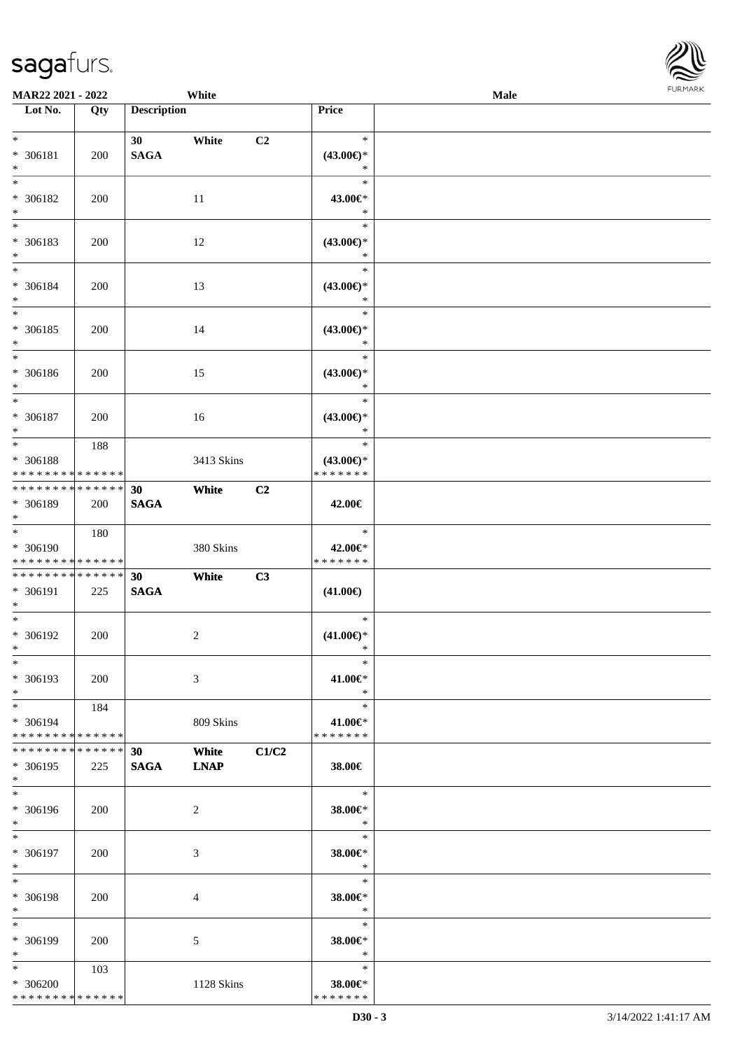**MAR22 2021 - 2022** White **Male**

| Lot No. | Qty | Description | | | Price | |
|---|---|---|---|---|---|---|
| * <br> * 306181 <br> * | 200 | 30 <br> **SAGA** | White | C2 | * <br> (43.00€)* <br> * | |
| * <br> * 306182 <br> * | 200 | | 11 | | * <br> 43.00€* <br> * | |
| * <br> * 306183 <br> * | 200 | | 12 | | * <br> (43.00€)* <br> * | |
| * <br> * 306184 <br> * | 200 | | 13 | | * <br> (43.00€)* <br> * | |
| * <br> * 306185 <br> * | 200 | | 14 | | * <br> (43.00€)* <br> * | |
| * <br> * 306186 <br> * | 200 | | 15 | | * <br> (43.00€)* <br> * | |
| * <br> * 306187 <br> * | 200 | | 16 | | * <br> (43.00€)* <br> * | |
| * <br> * 306188 <br> * * * * * * * * * * * * * * | 188 | | 3413 Skins | | * <br> (43.00€)* <br> * * * * * * * | |
| * * * * * * * * * * * * * * <br> * 306189 <br> * | 200 | **30** <br> **SAGA** | **White** | **C2** | 42.00€ | |
| * <br> * 306190 <br> * * * * * * * * * * * * * * | 180 | | 380 Skins | | * <br> 42.00€* <br> * * * * * * * | |
| * * * * * * * * * * * * * * <br> * 306191 <br> * | 225 | **30** <br> **SAGA** | **White** | **C3** | (41.00€) | |
| * <br> * 306192 <br> * | 200 | | 2 | | * <br> (41.00€)* <br> * | |
| * <br> * 306193 <br> * | 200 | | 3 | | * <br> 41.00€* <br> * | |
| * <br> * 306194 <br> * * * * * * * * * * * * * * | 184 | | 809 Skins | | * <br> 41.00€* <br> * * * * * * * | |
| * * * * * * * * * * * * * * <br> * 306195 <br> * | 225 | **30** <br> **SAGA** | **White** <br> **LNAP** | **C1/C2** | 38.00€ | |
| * <br> * 306196 <br> * | 200 | | 2 | | * <br> 38.00€* <br> * | |
| * <br> * 306197 <br> * | 200 | | 3 | | * <br> 38.00€* <br> * | |
| * <br> * 306198 <br> * | 200 | | 4 | | * <br> 38.00€* <br> * | |
| * <br> * 306199 <br> * | 200 | | 5 | | * <br> 38.00€* <br> * | |
| * <br> * 306200 <br> * * * * * * * * * * * * * * | 103 | | 1128 Skins | | * <br> 38.00€* <br> * * * * * * * | |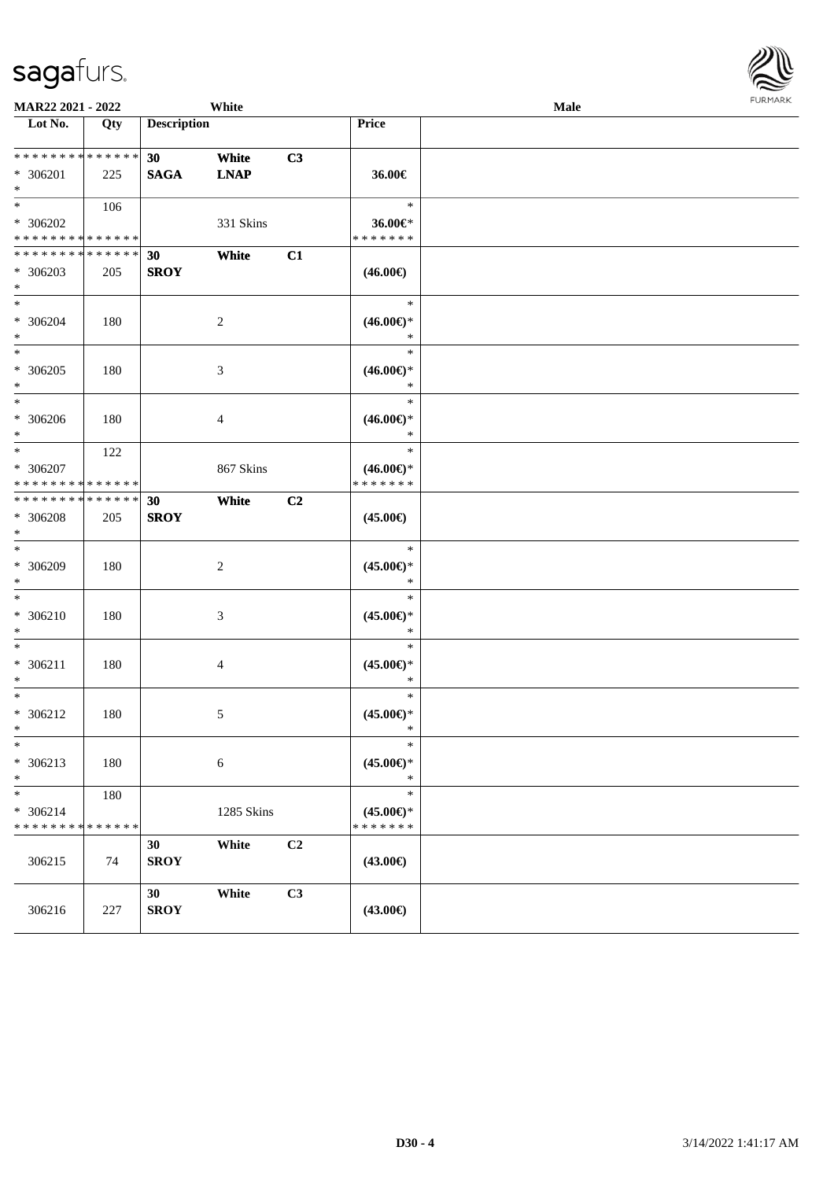MAR22 2021 - 2022 White Male

| Lot No. | Qty | Description | | | Price |
|---|---|---|---|---|---|
| * * * * * * * * * * * * * * | | 30 | White | C3 | |
| * 306201 | 225 | SAGA | LNAP | | 36.00€ |
| * | | | | | |
| * | 106 | | | | * |
| * 306202 | | | 331 Skins | | 36.00€* |
| * * * * * * * * * * * * * * | | | | | * * * * * * * |
| * * * * * * * * * * * * * * | | 30 | White | C1 | |
| * 306203 | 205 | SROY | | | (46.00€) |
| * | | | | | |
| * | | | | | * |
| * 306204 | 180 | | 2 | | (46.00€)* |
| * | | | | | * |
| * | | | | | * |
| * 306205 | 180 | | 3 | | (46.00€)* |
| * | | | | | * |
| * | | | | | * |
| * 306206 | 180 | | 4 | | (46.00€)* |
| * | | | | | * |
| * | 122 | | | | * |
| * 306207 | | | 867 Skins | | (46.00€)* |
| * * * * * * * * * * * * * * | | | | | * * * * * * * |
| * * * * * * * * * * * * * * | | 30 | White | C2 | |
| * 306208 | 205 | SROY | | | (45.00€) |
| * | | | | | |
| * | | | | | * |
| * 306209 | 180 | | 2 | | (45.00€)* |
| * | | | | | * |
| * | | | | | * |
| * 306210 | 180 | | 3 | | (45.00€)* |
| * | | | | | * |
| * | | | | | * |
| * 306211 | 180 | | 4 | | (45.00€)* |
| * | | | | | * |
| * | | | | | * |
| * 306212 | 180 | | 5 | | (45.00€)* |
| * | | | | | * |
| * | | | | | * |
| * 306213 | 180 | | 6 | | (45.00€)* |
| * | | | | | * |
| * | 180 | | | | * |
| * 306214 | | | 1285 Skins | | (45.00€)* |
| * * * * * * * * * * * * * * | | | | | * * * * * * * |
| | | 30 | White | C2 | |
| 306215 | 74 | SROY | | | (43.00€) |
| | | 30 | White | C3 | |
| 306216 | 227 | SROY | | | (43.00€) |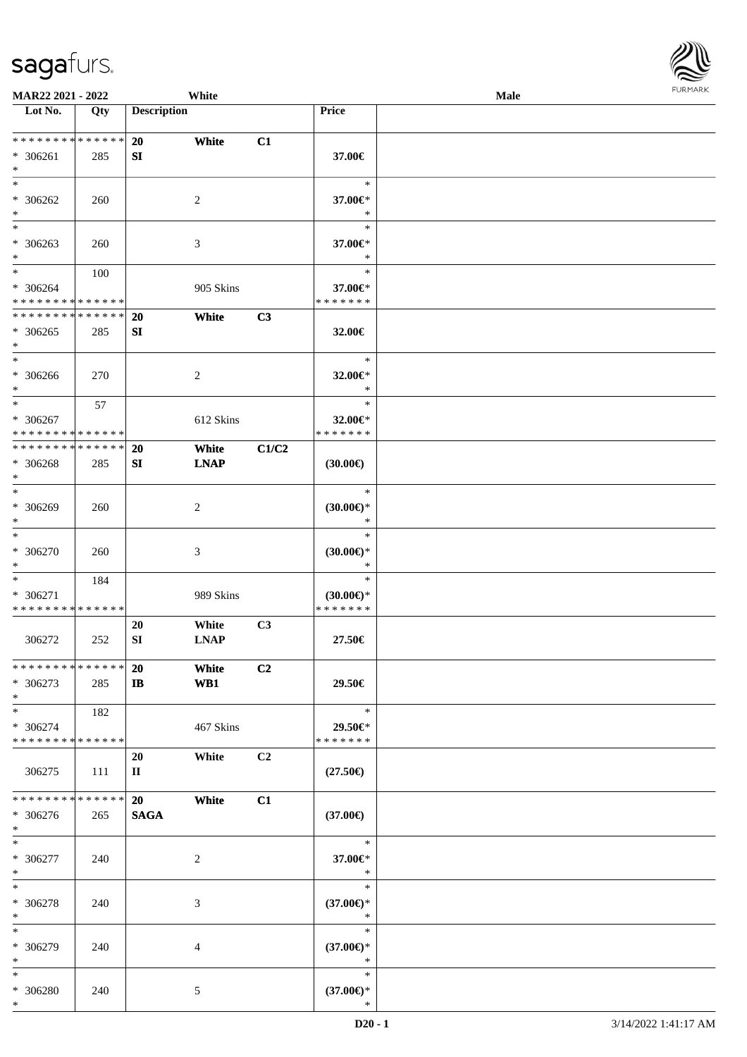MAR22 2021 - 2022 — White — Male

| Lot No. | Qty | Description | | | Price |
|---|---|---|---|---|---|
| * * * * * * * * * * * * * * | | 20 | White | C1 | |
| * 306261 | 285 | SI | | | 37.00€ |
| * | | | | | |
| * | | | | | * |
| * 306262 | 260 | | 2 | | 37.00€* |
| * | | | | | * |
| * | | | | | * |
| * 306263 | 260 | | 3 | | 37.00€* |
| * | | | | | * |
| * | 100 | | | | * |
| * 306264 | | | 905 Skins | | 37.00€* |
| * * * * * * * * * * * * * * | | | | | * * * * * * * |
| * * * * * * * * * * * * * * | | 20 | White | C3 | |
| * 306265 | 285 | SI | | | 32.00€ |
| * | | | | | |
| * | | | | | * |
| * 306266 | 270 | | 2 | | 32.00€* |
| * | | | | | * |
| * | 57 | | | | * |
| * 306267 | | | 612 Skins | | 32.00€* |
| * * * * * * * * * * * * * * | | | | | * * * * * * * |
| * * * * * * * * * * * * * * | | 20 | White | C1/C2 | |
| * 306268 | 285 | SI | LNAP | | (30.00€) |
| * | | | | | |
| * | | | | | * |
| * 306269 | 260 | | 2 | | (30.00€)* |
| * | | | | | * |
| * | | | | | * |
| * 306270 | 260 | | 3 | | (30.00€)* |
| * | | | | | * |
| * | 184 | | | | * |
| * 306271 | | | 989 Skins | | (30.00€)* |
| * * * * * * * * * * * * * * | | | | | * * * * * * * |
| | | 20 | White | C3 | |
| 306272 | 252 | SI | LNAP | | 27.50€ |
| * * * * * * * * * * * * * * | | 20 | White | C2 | |
| * 306273 | 285 | IB | WB1 | | 29.50€ |
| * | | | | | |
| * | 182 | | | | * |
| * 306274 | | | 467 Skins | | 29.50€* |
| * * * * * * * * * * * * * * | | | | | * * * * * * * |
| | | 20 | White | C2 | |
| 306275 | 111 | II | | | (27.50€) |
| * * * * * * * * * * * * * * | | 20 | White | C1 | |
| * 306276 | 265 | SAGA | | | (37.00€) |
| * | | | | | |
| * | | | | | * |
| * 306277 | 240 | | 2 | | 37.00€* |
| * | | | | | * |
| * | | | | | * |
| * 306278 | 240 | | 3 | | (37.00€)* |
| * | | | | | * |
| * | | | | | * |
| * 306279 | 240 | | 4 | | (37.00€)* |
| * | | | | | * |
| * | | | | | * |
| * 306280 | 240 | | 5 | | (37.00€)* |
| * | | | | | * |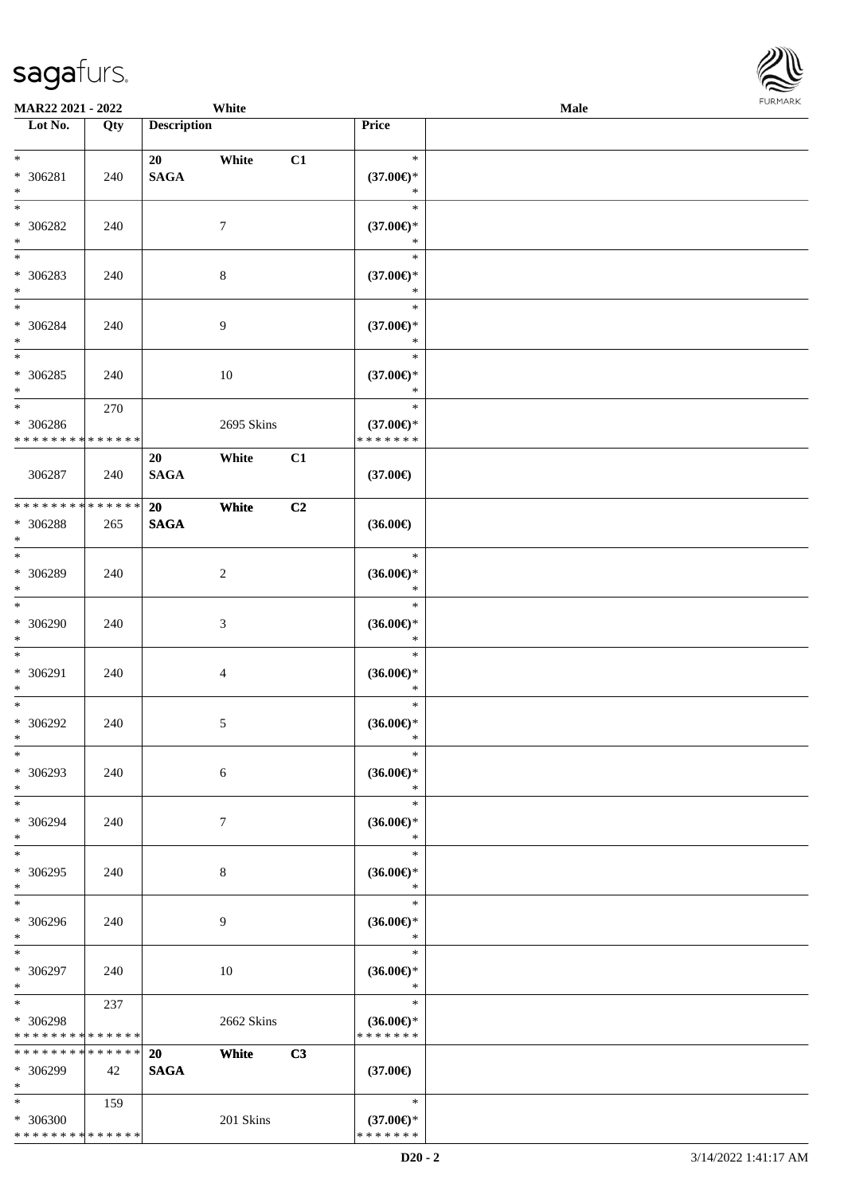| Lot No. | Qty | Description | Price | |
|---|---|---|---|---|
| * <br> * 306281 <br> * | 240 | 20 White C1 <br> SAGA | * <br> (37.00€)* <br> * | |
| * <br> * 306282 <br> * | 240 | 7 | * <br> (37.00€)* <br> * | |
| * <br> * 306283 <br> * | 240 | 8 | * <br> (37.00€)* <br> * | |
| * <br> * 306284 <br> * | 240 | 9 | * <br> (37.00€)* <br> * | |
| * <br> * 306285 <br> * | 240 | 10 | * <br> (37.00€)* <br> * | |
| * <br> * 306286 <br> * * * * * * * * * * * * * * | 270 | 2695 Skins | * <br> (37.00€)* <br> * * * * * * * | |
| 306287 | 240 | 20 White C1 <br> SAGA | (37.00€) | |
| * * * * * * * * * * * * * * <br> * 306288 <br> * | 265 | 20 White C2 <br> SAGA | (36.00€) | |
| * <br> * 306289 <br> * | 240 | 2 | * <br> (36.00€)* <br> * | |
| * <br> * 306290 <br> * | 240 | 3 | * <br> (36.00€)* <br> * | |
| * <br> * 306291 <br> * | 240 | 4 | * <br> (36.00€)* <br> * | |
| * <br> * 306292 <br> * | 240 | 5 | * <br> (36.00€)* <br> * | |
| * <br> * 306293 <br> * | 240 | 6 | * <br> (36.00€)* <br> * | |
| * <br> * 306294 <br> * | 240 | 7 | * <br> (36.00€)* <br> * | |
| * <br> * 306295 <br> * | 240 | 8 | * <br> (36.00€)* <br> * | |
| * <br> * 306296 <br> * | 240 | 9 | * <br> (36.00€)* <br> * | |
| * <br> * 306297 <br> * | 240 | 10 | * <br> (36.00€)* <br> * | |
| * <br> * 306298 <br> * * * * * * * * * * * * * * | 237 | 2662 Skins | * <br> (36.00€)* <br> * * * * * * * | |
| * * * * * * * * * * * * * * <br> * 306299 <br> * | 42 | 20 White C3 <br> SAGA | (37.00€) | |
| * <br> * 306300 <br> * * * * * * * * * * * * * * | 159 | 201 Skins | * <br> (37.00€)* <br> * * * * * * * | |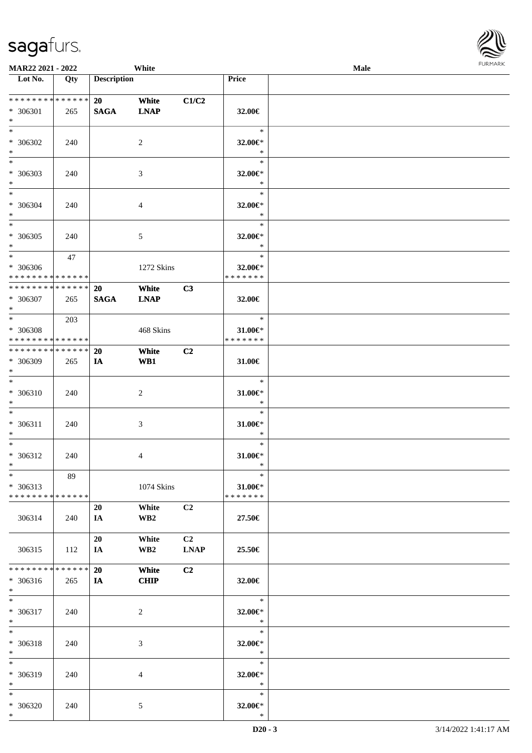**MAR22 2021 - 2022** White **Male**

| Lot No. | Qty | Description | | | Price | |
|---|---|---|---|---|---|---|
| * * * * * * * * * * * * * * | | 20 | White | C1/C2 | | |
| * 306301 | 265 | SAGA | LNAP | | 32.00€ | |
| * | | | | | | |
| * | | | | | * | |
| * 306302 | 240 | | 2 | | 32.00€* | |
| * | | | | | * | |
| * | | | | | * | |
| * 306303 | 240 | | 3 | | 32.00€* | |
| * | | | | | * | |
| * | | | | | * | |
| * 306304 | 240 | | 4 | | 32.00€* | |
| * | | | | | * | |
| * | | | | | * | |
| * 306305 | 240 | | 5 | | 32.00€* | |
| * | | | | | * | |
| * | 47 | | | | * | |
| * 306306 | | | 1272 Skins | | 32.00€* | |
| * * * * * * * * * * * * * * | | | | | * * * * * * * | |
| * * * * * * * * * * * * * * | | 20 | White | C3 | | |
| * 306307 | 265 | SAGA | LNAP | | 32.00€ | |
| * | | | | | | |
| * | 203 | | | | * | |
| * 306308 | | | 468 Skins | | 31.00€* | |
| * * * * * * * * * * * * * * | | | | | * * * * * * * | |
| * * * * * * * * * * * * * * | | 20 | White | C2 | | |
| * 306309 | 265 | IA | WB1 | | 31.00€ | |
| * | | | | | | |
| * | | | | | * | |
| * 306310 | 240 | | 2 | | 31.00€* | |
| * | | | | | * | |
| * | | | | | * | |
| * 306311 | 240 | | 3 | | 31.00€* | |
| * | | | | | * | |
| * | | | | | * | |
| * 306312 | 240 | | 4 | | 31.00€* | |
| * | | | | | * | |
| * | 89 | | | | * | |
| * 306313 | | | 1074 Skins | | 31.00€* | |
| * * * * * * * * * * * * * * | | | | | * * * * * * * | |
| | | 20 | White | C2 | | |
| 306314 | 240 | IA | WB2 | | 27.50€ | |
| | | 20 | White | C2 | | |
| 306315 | 112 | IA | WB2 | LNAP | 25.50€ | |
| * * * * * * * * * * * * * * | | 20 | White | C2 | | |
| * 306316 | 265 | IA | CHIP | | 32.00€ | |
| * | | | | | | |
| * | | | | | * | |
| * 306317 | 240 | | 2 | | 32.00€* | |
| * | | | | | * | |
| * | | | | | * | |
| * 306318 | 240 | | 3 | | 32.00€* | |
| * | | | | | * | |
| * | | | | | * | |
| * 306319 | 240 | | 4 | | 32.00€* | |
| * | | | | | * | |
| * | | | | | * | |
| * 306320 | 240 | | 5 | | 32.00€* | |
| * | | | | | * | |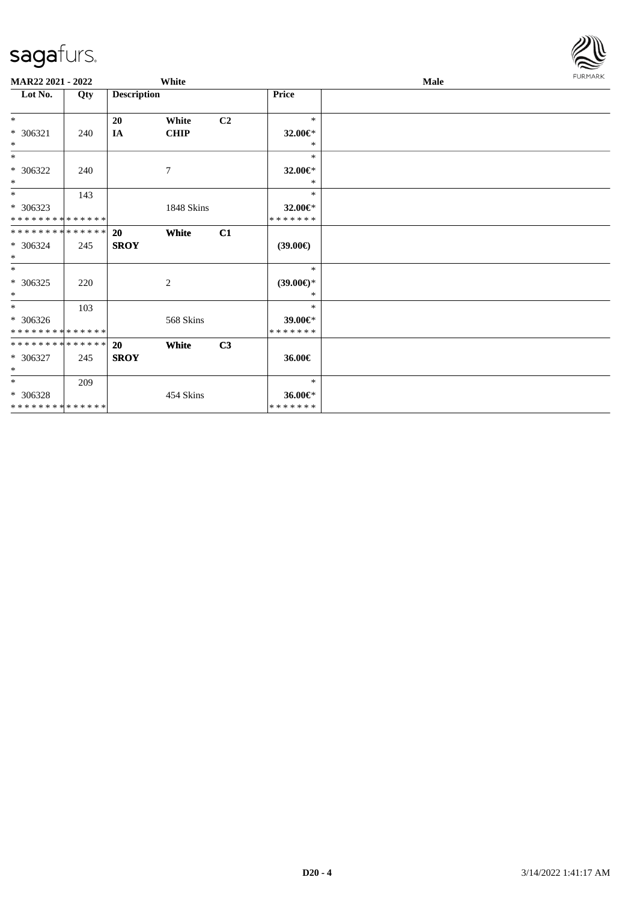**MAR22 2021 - 2022** — **White** — **Male**

| Lot No. | Qty | Description | | | Price | |
|---|---|---|---|---|---|---|
| * | | 20 | White | C2 | * | |
| * 306321 | 240 | IA | CHIP | | 32.00€* | |
| * | | | | | * | |
| * | | | | | * | |
| * 306322 | 240 | | 7 | | 32.00€* | |
| * | | | | | * | |
| * | 143 | | | | * | |
| * 306323 | | | 1848 Skins | | 32.00€* | |
| * * * * * * * * * * * * * * | | | | | * * * * * * * | |
| * * * * * * * * * * * * * * | | 20 | White | C1 | | |
| * 306324 | 245 | SROY | | | (39.00€) | |
| * | | | | | | |
| * | | | | | * | |
| * 306325 | 220 | | 2 | | (39.00€)* | |
| * | | | | | * | |
| * | 103 | | | | * | |
| * 306326 | | | 568 Skins | | 39.00€* | |
| * * * * * * * * * * * * * * | | | | | * * * * * * * | |
| * * * * * * * * * * * * * * | | 20 | White | C3 | | |
| * 306327 | 245 | SROY | | | 36.00€ | |
| * | | | | | | |
| * | 209 | | | | * | |
| * 306328 | | | 454 Skins | | 36.00€* | |
| * * * * * * * * * * * * * * | | | | | * * * * * * * | |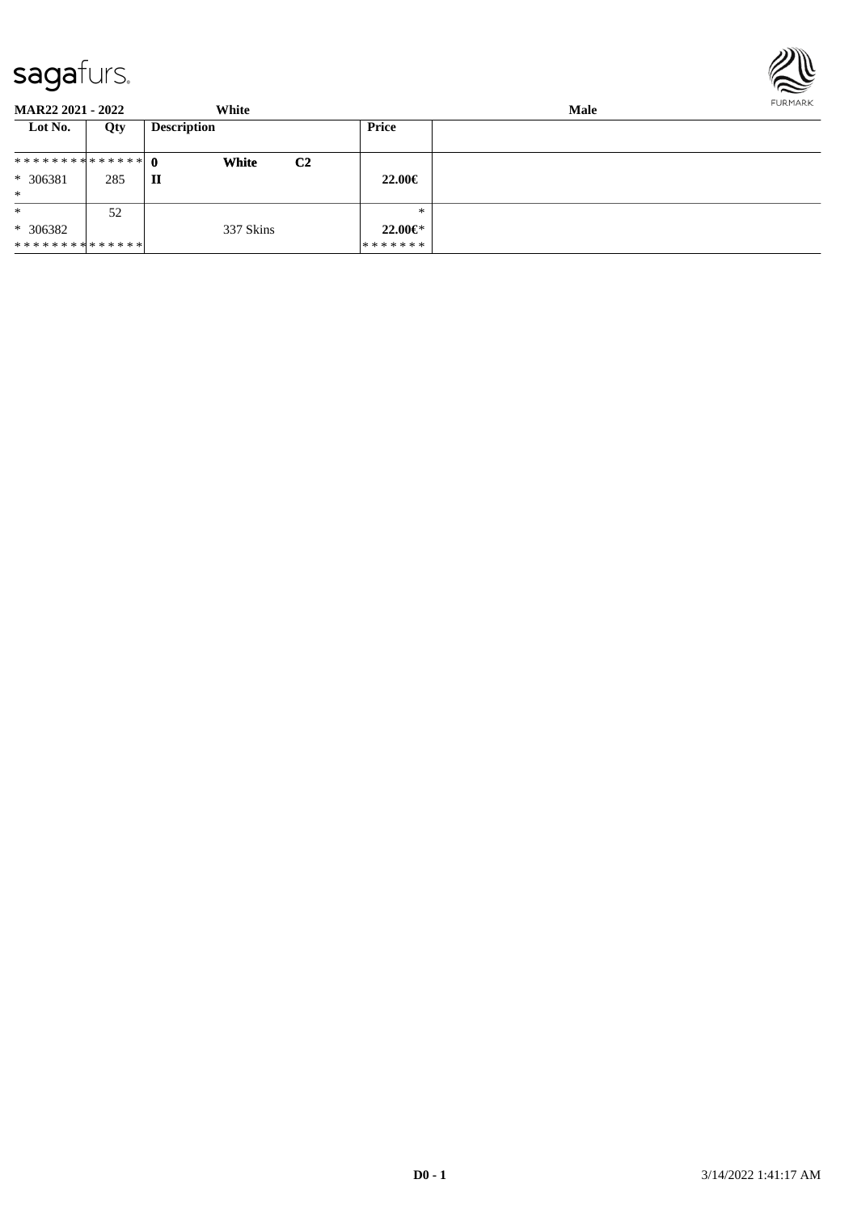| Lot No. | Qty | Description | | | Price | |
|---|---|---|---|---|---|---|
| ************** | 0 | | **White** | **C2** | | |
| * 306381 | 285 | **II** | | | **22.00€** | |
| * | | | | | | |
| * | 52 | | | | * | |
| * 306382 | | | 337 Skins | | **22.00€*** | |
| ************** | | | | | ******* | |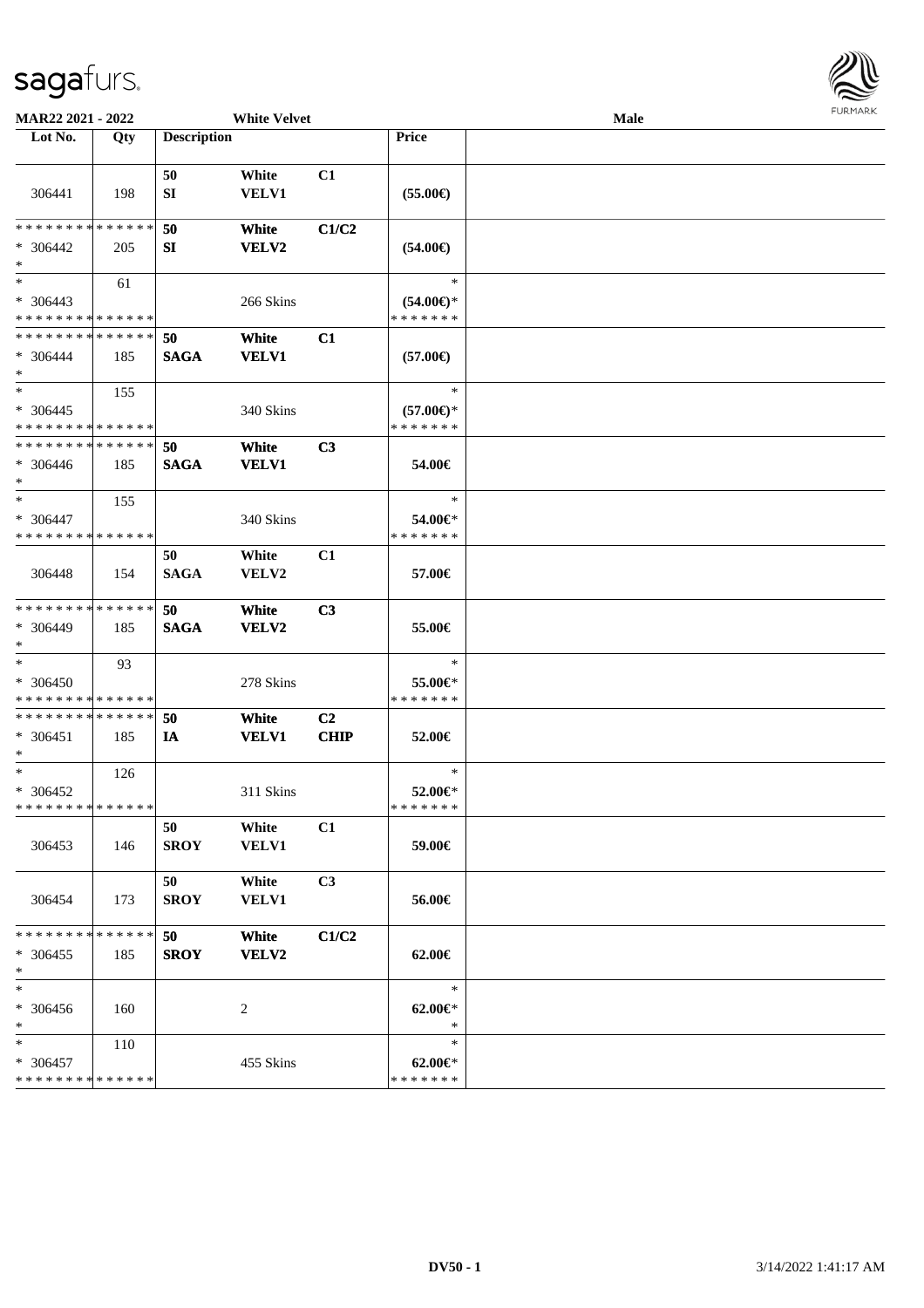**MAR22 2021 - 2022** **White Velvet** **Male**

| Lot No. | Qty | Description | | | Price | |
|---|---|---|---|---|---|---|
| 306441 | 198 | 50 SI | White VELV1 | C1 | (55.00€) | |
| * * * * * * * * * * * * * * * 306442 * | 205 | 50 SI | White VELV2 | C1/C2 | (54.00€) | |
| * * 306443 * * * * * * * * * * * * * * | 61 | | 266 Skins | | * (54.00€)* * * * * * * * | |
| * * * * * * * * * * * * * * * 306444 * | 185 | 50 SAGA | White VELV1 | C1 | (57.00€) | |
| * * 306445 * * * * * * * * * * * * * * | 155 | | 340 Skins | | * (57.00€)* * * * * * * * | |
| * * * * * * * * * * * * * * * 306446 * | 185 | 50 SAGA | White VELV1 | C3 | 54.00€ | |
| * * 306447 * * * * * * * * * * * * * * | 155 | | 340 Skins | | * 54.00€* * * * * * * * | |
| 306448 | 154 | 50 SAGA | White VELV2 | C1 | 57.00€ | |
| * * * * * * * * * * * * * * * 306449 * | 185 | 50 SAGA | White VELV2 | C3 | 55.00€ | |
| * * 306450 * * * * * * * * * * * * * * | 93 | | 278 Skins | | * 55.00€* * * * * * * * | |
| * * * * * * * * * * * * * * * 306451 * | 185 | 50 IA | White VELV1 | C2 CHIP | 52.00€ | |
| * * 306452 * * * * * * * * * * * * * * | 126 | | 311 Skins | | * 52.00€* * * * * * * * | |
| 306453 | 146 | 50 SROY | White VELV1 | C1 | 59.00€ | |
| 306454 | 173 | 50 SROY | White VELV1 | C3 | 56.00€ | |
| * * * * * * * * * * * * * * * 306455 * | 185 | 50 SROY | White VELV2 | C1/C2 | 62.00€ | |
| * * 306456 * | 160 | | 2 | | * 62.00€* * | |
| * * 306457 * * * * * * * * * * * * * * | 110 | | 455 Skins | | * 62.00€* * * * * * * * | |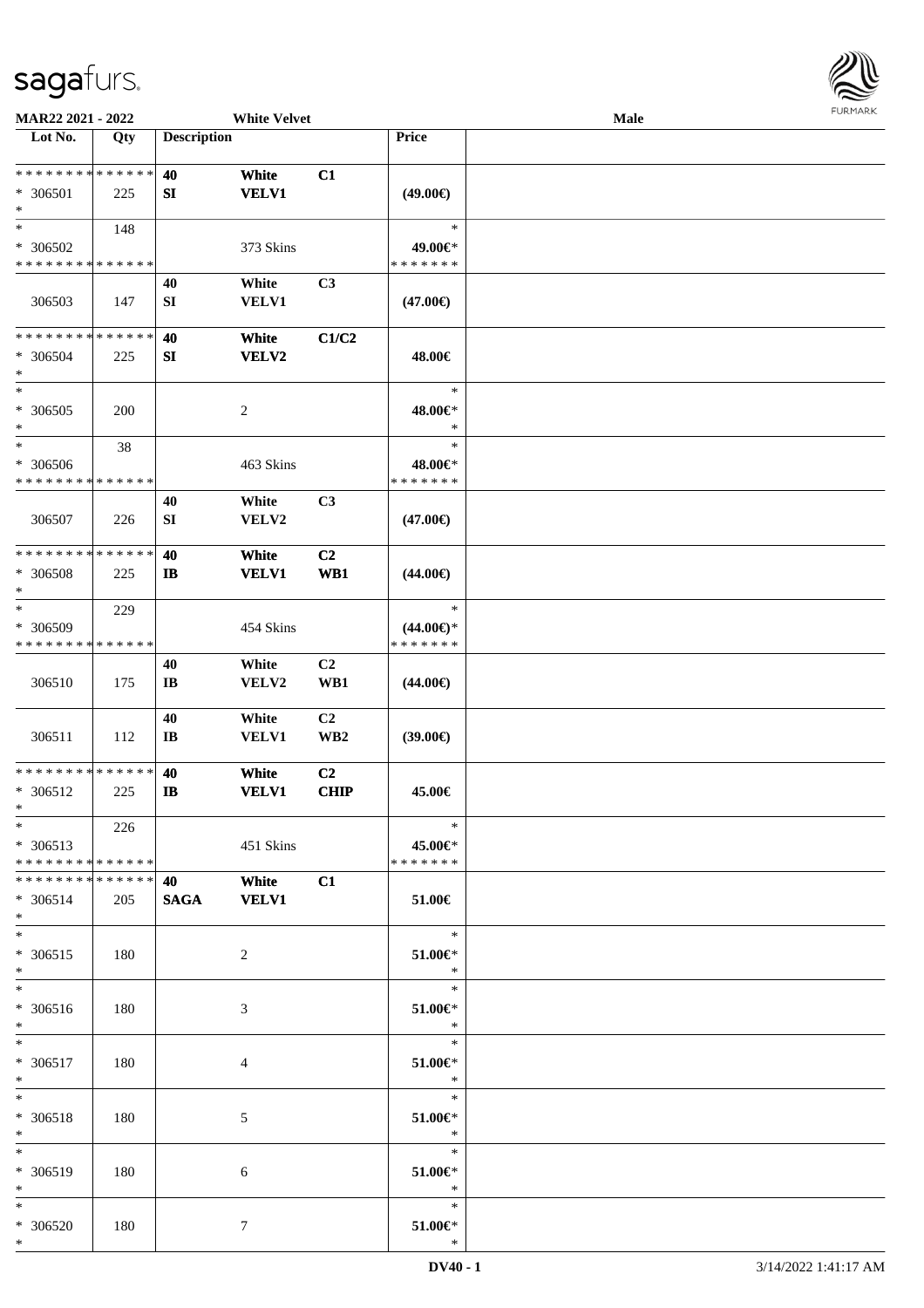**MAR22 2021 - 2022** **White Velvet** **Male**

| Lot No. | Qty | Description | | | Price | |
|---|---|---|---|---|---|---|
| * * * * * * * * * * * * * * | | 40 | White | C1 | | |
| * 306501 | 225 | SI | VELV1 | | (49.00€) | |
| * | | | | | | |
| * | 148 | | | | * | |
| * 306502 | | | 373 Skins | | 49.00€* | |
| * * * * * * * * * * * * * * | | | | | * * * * * * * | |
| | | 40 | White | C3 | | |
| 306503 | 147 | SI | VELV1 | | (47.00€) | |
| * * * * * * * * * * * * * * | | 40 | White | C1/C2 | | |
| * 306504 | 225 | SI | VELV2 | | 48.00€ | |
| * | | | | | | |
| * | | | | | * | |
| * 306505 | 200 | | 2 | | 48.00€* | |
| * | | | | | * | |
| * | 38 | | | | * | |
| * 306506 | | | 463 Skins | | 48.00€* | |
| * * * * * * * * * * * * * * | | | | | * * * * * * * | |
| | | 40 | White | C3 | | |
| 306507 | 226 | SI | VELV2 | | (47.00€) | |
| * * * * * * * * * * * * * * | | 40 | White | C2 | | |
| * 306508 | 225 | IB | VELV1 | WB1 | (44.00€) | |
| * | | | | | | |
| * | 229 | | | | * | |
| * 306509 | | | 454 Skins | | (44.00€)* | |
| * * * * * * * * * * * * * * | | | | | * * * * * * * | |
| | | 40 | White | C2 | | |
| 306510 | 175 | IB | VELV2 | WB1 | (44.00€) | |
| | | 40 | White | C2 | | |
| 306511 | 112 | IB | VELV1 | WB2 | (39.00€) | |
| * * * * * * * * * * * * * * | | 40 | White | C2 | | |
| * 306512 | 225 | IB | VELV1 | CHIP | 45.00€ | |
| * | | | | | | |
| * | 226 | | | | * | |
| * 306513 | | | 451 Skins | | 45.00€* | |
| * * * * * * * * * * * * * * | | | | | * * * * * * * | |
| * * * * * * * * * * * * * * | | 40 | White | C1 | | |
| * 306514 | 205 | SAGA | VELV1 | | 51.00€ | |
| * | | | | | | |
| * | | | | | * | |
| * 306515 | 180 | | 2 | | 51.00€* | |
| * | | | | | * | |
| * | | | | | * | |
| * 306516 | 180 | | 3 | | 51.00€* | |
| * | | | | | * | |
| * | | | | | * | |
| * 306517 | 180 | | 4 | | 51.00€* | |
| * | | | | | * | |
| * | | | | | * | |
| * 306518 | 180 | | 5 | | 51.00€* | |
| * | | | | | * | |
| * | | | | | * | |
| * 306519 | 180 | | 6 | | 51.00€* | |
| * | | | | | * | |
| * | | | | | * | |
| * 306520 | 180 | | 7 | | 51.00€* | |
| * | | | | | * | |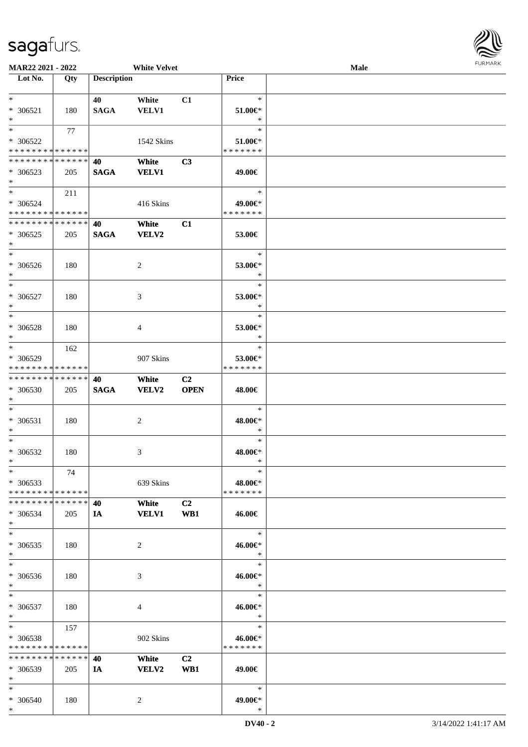| Lot No. | Qty | Description | | | Price | |
|---|---|---|---|---|---|---|
| * | | 40 | White | C1 | * | |
| * 306521 | 180 | SAGA | VELV1 | | 51.00€* | |
| * | | | | | * | |
| * | 77 | | | | * | |
| * 306522 | | | 1542 Skins | | 51.00€* | |
| * * * * * * * * * * * * * * | | | | | * * * * * * * | |
| * * * * * * * * * * * * * * | | 40 | White | C3 | | |
| * 306523 | 205 | SAGA | VELV1 | | 49.00€ | |
| * | | | | | | |
| * | 211 | | | | * | |
| * 306524 | | | 416 Skins | | 49.00€* | |
| * * * * * * * * * * * * * * | | | | | * * * * * * * | |
| * * * * * * * * * * * * * * | | 40 | White | C1 | | |
| * 306525 | 205 | SAGA | VELV2 | | 53.00€ | |
| * | | | | | | |
| * | | | | | * | |
| * 306526 | 180 | | 2 | | 53.00€* | |
| * | | | | | * | |
| * | | | | | * | |
| * 306527 | 180 | | 3 | | 53.00€* | |
| * | | | | | * | |
| * | | | | | * | |
| * 306528 | 180 | | 4 | | 53.00€* | |
| * | | | | | * | |
| * | 162 | | | | * | |
| * 306529 | | | 907 Skins | | 53.00€* | |
| * * * * * * * * * * * * * * | | | | | * * * * * * * | |
| * * * * * * * * * * * * * * | | 40 | White | C2 | | |
| * 306530 | 205 | SAGA | VELV2 | OPEN | 48.00€ | |
| * | | | | | | |
| * | | | | | * | |
| * 306531 | 180 | | 2 | | 48.00€* | |
| * | | | | | * | |
| * | | | | | * | |
| * 306532 | 180 | | 3 | | 48.00€* | |
| * | | | | | * | |
| * | 74 | | | | * | |
| * 306533 | | | 639 Skins | | 48.00€* | |
| * * * * * * * * * * * * * * | | | | | * * * * * * * | |
| * * * * * * * * * * * * * * | | 40 | White | C2 | | |
| * 306534 | 205 | IA | VELV1 | WB1 | 46.00€ | |
| * | | | | | | |
| * | | | | | * | |
| * 306535 | 180 | | 2 | | 46.00€* | |
| * | | | | | * | |
| * | | | | | * | |
| * 306536 | 180 | | 3 | | 46.00€* | |
| * | | | | | * | |
| * | | | | | * | |
| * 306537 | 180 | | 4 | | 46.00€* | |
| * | | | | | * | |
| * | 157 | | | | * | |
| * 306538 | | | 902 Skins | | 46.00€* | |
| * * * * * * * * * * * * * * | | | | | * * * * * * * | |
| * * * * * * * * * * * * * * | | 40 | White | C2 | | |
| * 306539 | 205 | IA | VELV2 | WB1 | 49.00€ | |
| * | | | | | | |
| * | | | | | * | |
| * 306540 | 180 | | 2 | | 49.00€* | |
| * | | | | | * | |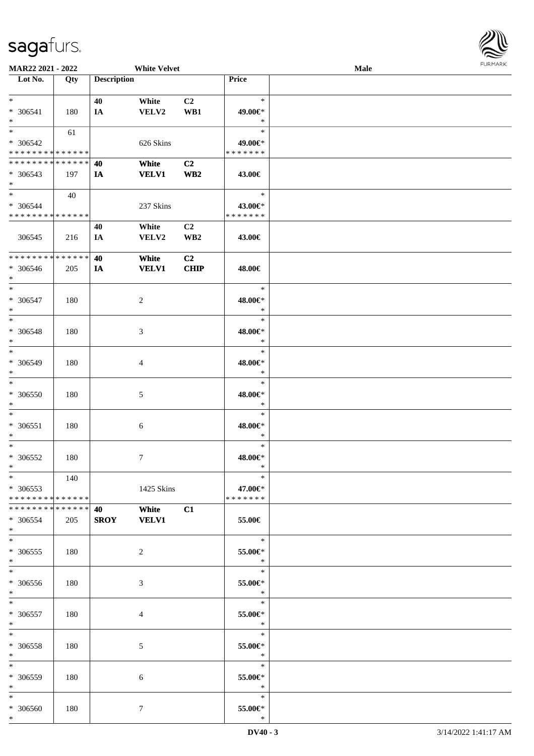**MAR22 2021 - 2022** **White Velvet** **Male**

| Lot No. | Qty | Description | | | Price | |
|---|---|---|---|---|---|---|
| * | | 40 | White | C2 | * | |
| * 306541 | 180 | IA | VELV2 | WB1 | 49.00€* | |
| * | | | | | * | |
| * | 61 | | | | * | |
| * 306542 | | | 626 Skins | | 49.00€* | |
| * * * * * * * * * * * * * * | | | | | * * * * * * * | |
| * * * * * * * * * * * * * * | | **40** | **White** | **C2** | | |
| * 306543 | 197 | **IA** | **VELV1** | **WB2** | **43.00€** | |
| * | | | | | | |
| * | 40 | | | | * | |
| * 306544 | | | 237 Skins | | 43.00€* | |
| * * * * * * * * * * * * * * | | | | | * * * * * * * | |
| | | 40 | White | C2 | | |
| 306545 | 216 | IA | VELV2 | WB2 | 43.00€ | |
| * * * * * * * * * * * * * * | | **40** | **White** | **C2** | | |
| * 306546 | 205 | **IA** | **VELV1** | **CHIP** | **48.00€** | |
| * | | | | | | |
| * | | | | | * | |
| * 306547 | 180 | | 2 | | 48.00€* | |
| * | | | | | * | |
| * | | | | | * | |
| * 306548 | 180 | | 3 | | 48.00€* | |
| * | | | | | * | |
| * | | | | | * | |
| * 306549 | 180 | | 4 | | 48.00€* | |
| * | | | | | * | |
| * | | | | | * | |
| * 306550 | 180 | | 5 | | 48.00€* | |
| * | | | | | * | |
| * | | | | | * | |
| * 306551 | 180 | | 6 | | 48.00€* | |
| * | | | | | * | |
| * | | | | | * | |
| * 306552 | 180 | | 7 | | 48.00€* | |
| * | | | | | * | |
| * | 140 | | | | * | |
| * 306553 | | | 1425 Skins | | 47.00€* | |
| * * * * * * * * * * * * * * | | | | | * * * * * * * | |
| * * * * * * * * * * * * * * | | **40** | **White** | **C1** | | |
| * 306554 | 205 | **SROY** | **VELV1** | | **55.00€** | |
| * | | | | | | |
| * | | | | | * | |
| * 306555 | 180 | | 2 | | 55.00€* | |
| * | | | | | * | |
| * | | | | | * | |
| * 306556 | 180 | | 3 | | 55.00€* | |
| * | | | | | * | |
| * | | | | | * | |
| * 306557 | 180 | | 4 | | 55.00€* | |
| * | | | | | * | |
| * | | | | | * | |
| * 306558 | 180 | | 5 | | 55.00€* | |
| * | | | | | * | |
| * | | | | | * | |
| * 306559 | 180 | | 6 | | 55.00€* | |
| * | | | | | * | |
| * | | | | | * | |
| * 306560 | 180 | | 7 | | 55.00€* | |
| * | | | | | * | |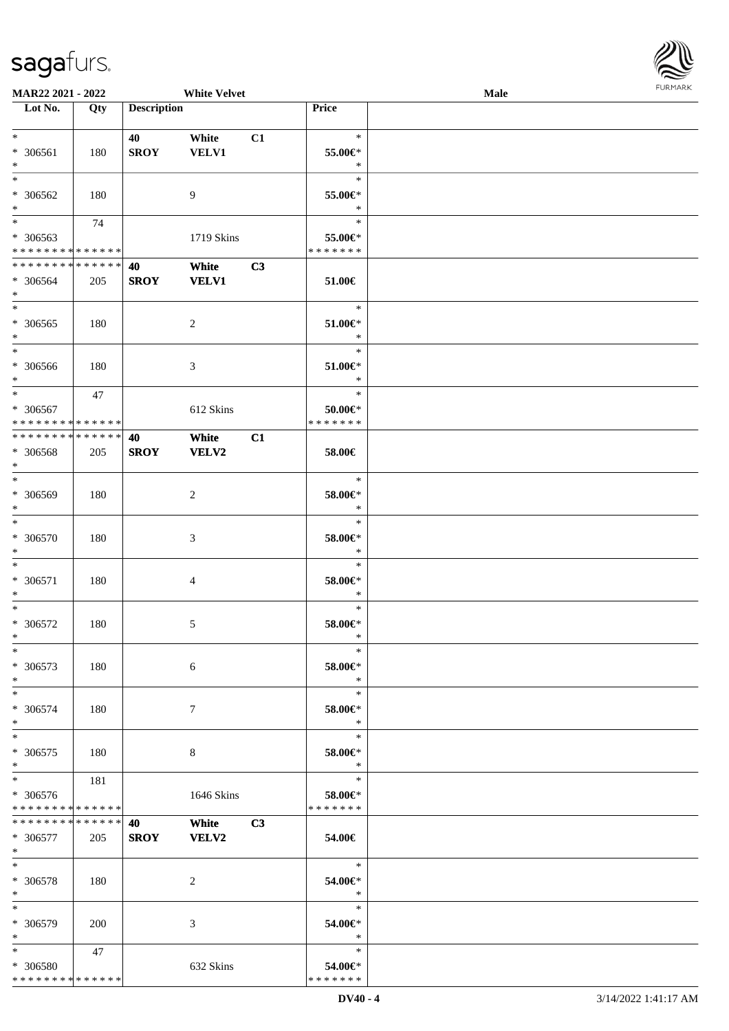MAR22 2021 - 2022 White Velvet Male

| Lot No. | Qty | Description | | | Price | |
|---|---|---|---|---|---|---|
| * <br> * 306561 <br> * | 180 | 40 <br> SROY | White <br> VELV1 | C1 | * <br> 55.00€* <br> * | |
| * <br> * 306562 <br> * | 180 | | 9 | | * <br> 55.00€* <br> * | |
| * <br> * 306563 <br> * * * * * * * * * * * * * * | 74 | | 1719 Skins | | * <br> 55.00€* <br> * * * * * * * | |
| * * * * * * * * * * * * * * <br> * 306564 <br> * | 205 | 40 <br> SROY | White <br> VELV1 | C3 | 51.00€ | |
| * <br> * 306565 <br> * | 180 | | 2 | | * <br> 51.00€* <br> * | |
| * <br> * 306566 <br> * | 180 | | 3 | | * <br> 51.00€* <br> * | |
| * <br> * 306567 <br> * * * * * * * * * * * * * * | 47 | | 612 Skins | | * <br> 50.00€* <br> * * * * * * * | |
| * * * * * * * * * * * * * * <br> * 306568 <br> * | 205 | 40 <br> SROY | White <br> VELV2 | C1 | 58.00€ | |
| * <br> * 306569 <br> * | 180 | | 2 | | * <br> 58.00€* <br> * | |
| * <br> * 306570 <br> * | 180 | | 3 | | * <br> 58.00€* <br> * | |
| * <br> * 306571 <br> * | 180 | | 4 | | * <br> 58.00€* <br> * | |
| * <br> * 306572 <br> * | 180 | | 5 | | * <br> 58.00€* <br> * | |
| * <br> * 306573 <br> * | 180 | | 6 | | * <br> 58.00€* <br> * | |
| * <br> * 306574 <br> * | 180 | | 7 | | * <br> 58.00€* <br> * | |
| * <br> * 306575 <br> * | 180 | | 8 | | * <br> 58.00€* <br> * | |
| * <br> * 306576 <br> * * * * * * * * * * * * * * | 181 | | 1646 Skins | | * <br> 58.00€* <br> * * * * * * * | |
| * * * * * * * * * * * * * * <br> * 306577 <br> * | 205 | 40 <br> SROY | White <br> VELV2 | C3 | 54.00€ | |
| * <br> * 306578 <br> * | 180 | | 2 | | * <br> 54.00€* <br> * | |
| * <br> * 306579 <br> * | 200 | | 3 | | * <br> 54.00€* <br> * | |
| * <br> * 306580 <br> * * * * * * * * * * * * * * | 47 | | 632 Skins | | * <br> 54.00€* <br> * * * * * * * | |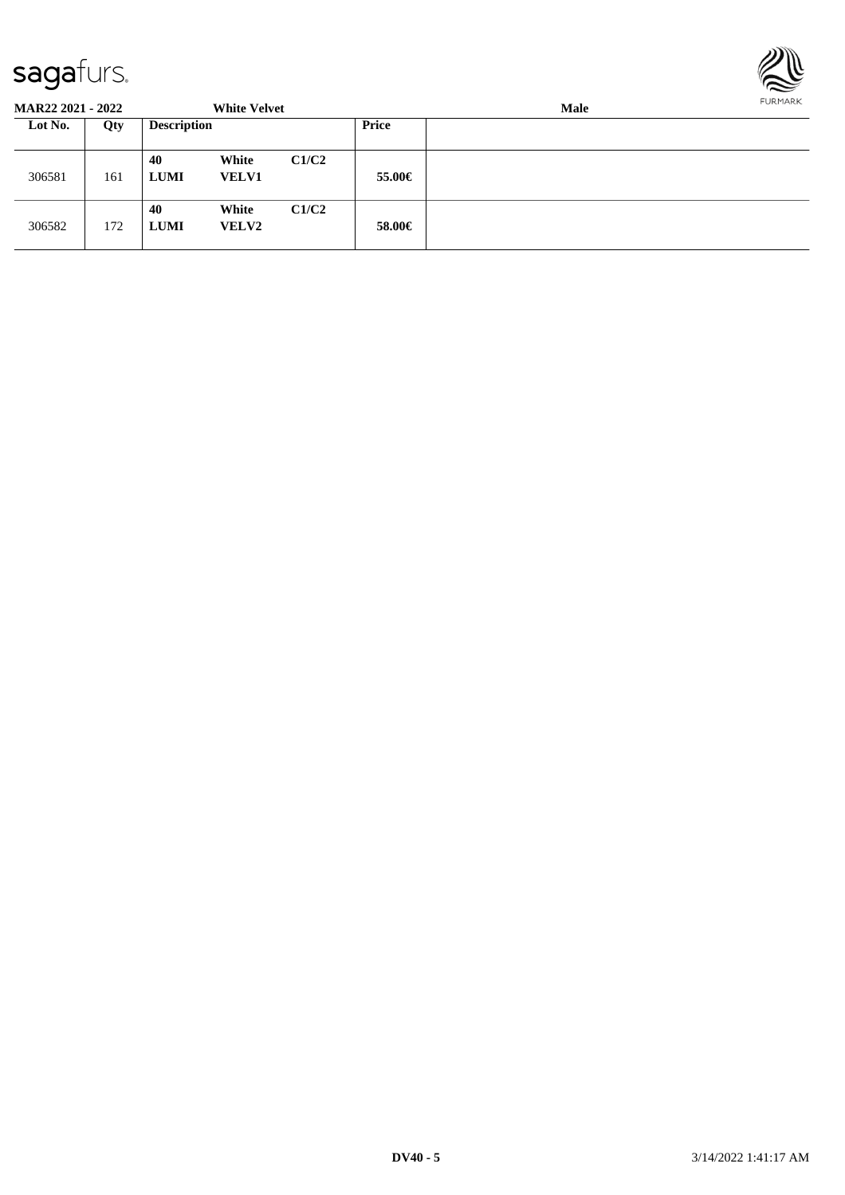**MAR22 2021 - 2022** **White Velvet** **Male**

| Lot No. | Qty | Description | | | Price | |
|---|---|---|---|---|---|---|
| 306581 | 161 | **40** **LUMI** | **White** **VELV1** | **C1/C2** | **55.00€** | |
| 306582 | 172 | **40** **LUMI** | **White** **VELV2** | **C1/C2** | **58.00€** | |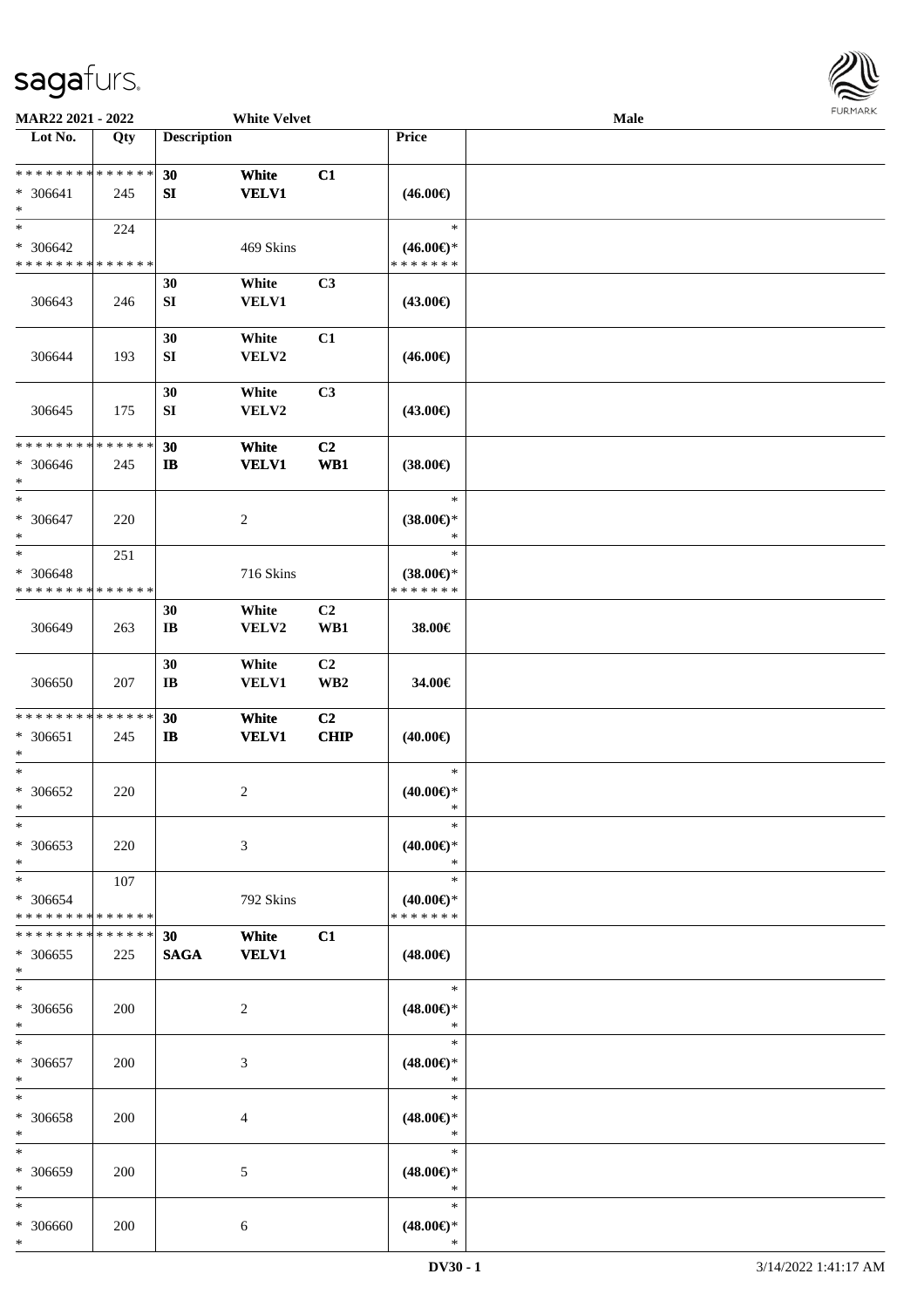**MAR22 2021 - 2022** **White Velvet** **Male**

| Lot No. | Qty | Description | | | Price | |
|---|---|---|---|---|---|---|
| * * * * * * * * * * * * * * | | 30 | White | C1 | | |
| * 306641 | 245 | SI | VELV1 | | (46.00€) | |
| * | | | | | | |
| * | 224 | | | | * | |
| * 306642 | | | 469 Skins | | (46.00€)* | |
| * * * * * * * * * * * * * * | | | | | * * * * * * * | |
| | | 30 | White | C3 | | |
| 306643 | 246 | SI | VELV1 | | (43.00€) | |
| | | 30 | White | C1 | | |
| 306644 | 193 | SI | VELV2 | | (46.00€) | |
| | | 30 | White | C3 | | |
| 306645 | 175 | SI | VELV2 | | (43.00€) | |
| * * * * * * * * * * * * * * | | 30 | White | C2 | | |
| * 306646 | 245 | IB | VELV1 | WB1 | (38.00€) | |
| * | | | | | | |
| * | | | | | * | |
| * 306647 | 220 | | 2 | | (38.00€)* | |
| * | | | | | * | |
| * | 251 | | | | * | |
| * 306648 | | | 716 Skins | | (38.00€)* | |
| * * * * * * * * * * * * * * | | | | | * * * * * * * | |
| | | 30 | White | C2 | | |
| 306649 | 263 | IB | VELV2 | WB1 | 38.00€ | |
| | | 30 | White | C2 | | |
| 306650 | 207 | IB | VELV1 | WB2 | 34.00€ | |
| * * * * * * * * * * * * * * | | 30 | White | C2 | | |
| * 306651 | 245 | IB | VELV1 | CHIP | (40.00€) | |
| * | | | | | | |
| * | | | | | * | |
| * 306652 | 220 | | 2 | | (40.00€)* | |
| * | | | | | * | |
| * | | | | | * | |
| * 306653 | 220 | | 3 | | (40.00€)* | |
| * | | | | | * | |
| * | 107 | | | | * | |
| * 306654 | | | 792 Skins | | (40.00€)* | |
| * * * * * * * * * * * * * * | | | | | * * * * * * * | |
| * * * * * * * * * * * * * * | | 30 | White | C1 | | |
| * 306655 | 225 | SAGA | VELV1 | | (48.00€) | |
| * | | | | | | |
| * | | | | | * | |
| * 306656 | 200 | | 2 | | (48.00€)* | |
| * | | | | | * | |
| * | | | | | * | |
| * 306657 | 200 | | 3 | | (48.00€)* | |
| * | | | | | * | |
| * | | | | | * | |
| * 306658 | 200 | | 4 | | (48.00€)* | |
| * | | | | | * | |
| * | | | | | * | |
| * 306659 | 200 | | 5 | | (48.00€)* | |
| * | | | | | * | |
| * | | | | | * | |
| * 306660 | 200 | | 6 | | (48.00€)* | |
| * | | | | | * | |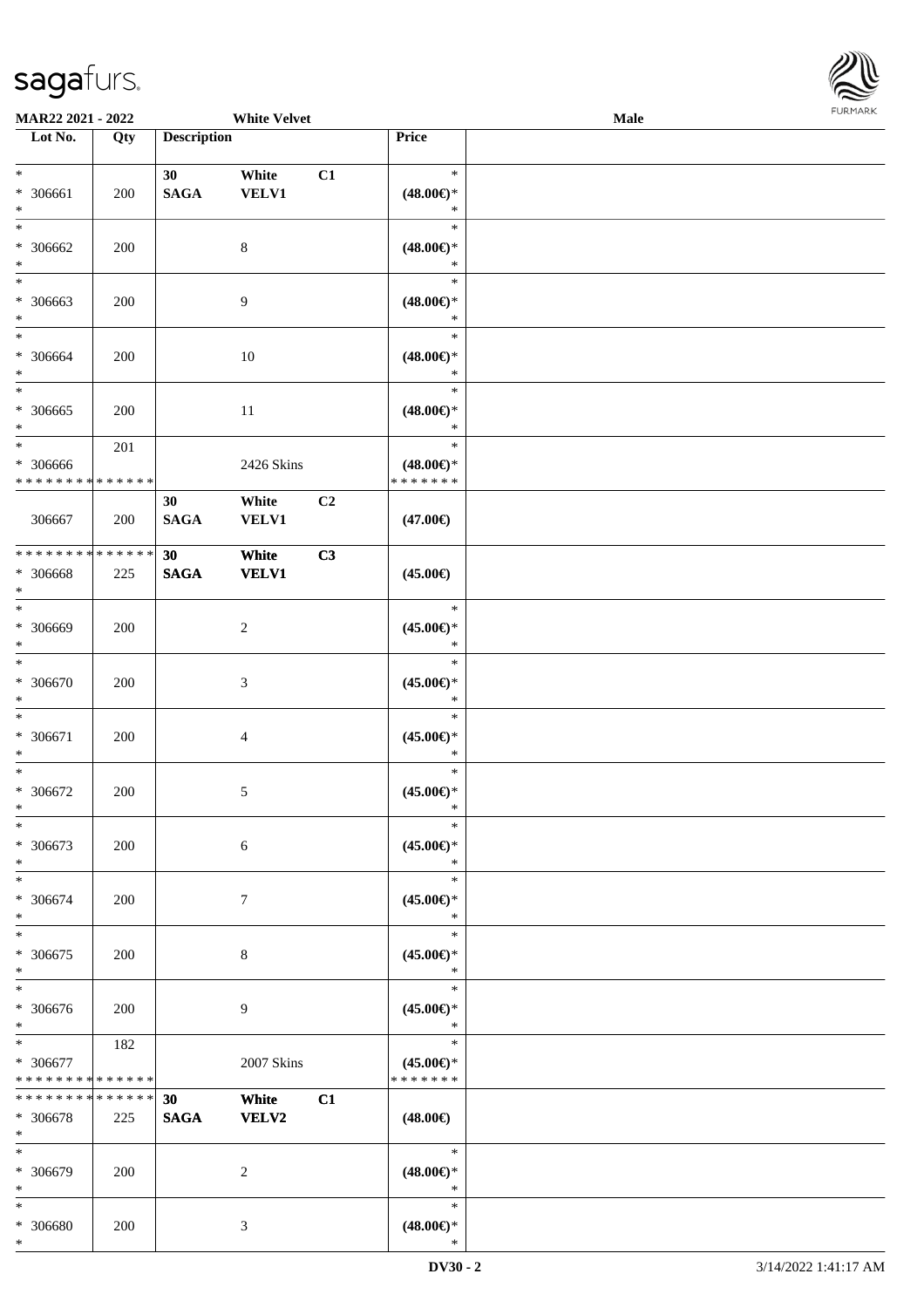MAR22 2021 - 2022 | White Velvet | Male

| Lot No. | Qty | Description | | | Price | |
|---|---|---|---|---|---|---|
| * <br> * 306661 <br> * | 200 | 30 SAGA | White VELV1 | C1 | * <br> (48.00€)* <br> * | |
| * <br> * 306662 <br> * | 200 | | 8 | | * <br> (48.00€)* <br> * | |
| * <br> * 306663 <br> * | 200 | | 9 | | * <br> (48.00€)* <br> * | |
| * <br> * 306664 <br> * | 200 | | 10 | | * <br> (48.00€)* <br> * | |
| * <br> * 306665 <br> * | 200 | | 11 | | * <br> (48.00€)* <br> * | |
| * <br> * 306666 <br> * * * * * * * * * * * * * * | 201 | | 2426 Skins | | * <br> (48.00€)* <br> * * * * * * * | |
| 306667 | 200 | 30 SAGA | White VELV1 | C2 | (47.00€) | |
| * * * * * * * * * * * * * * <br> * 306668 <br> * | 225 | 30 SAGA | White VELV1 | C3 | (45.00€) | |
| * <br> * 306669 <br> * | 200 | | 2 | | * <br> (45.00€)* <br> * | |
| * <br> * 306670 <br> * | 200 | | 3 | | * <br> (45.00€)* <br> * | |
| * <br> * 306671 <br> * | 200 | | 4 | | * <br> (45.00€)* <br> * | |
| * <br> * 306672 <br> * | 200 | | 5 | | * <br> (45.00€)* <br> * | |
| * <br> * 306673 <br> * | 200 | | 6 | | * <br> (45.00€)* <br> * | |
| * <br> * 306674 <br> * | 200 | | 7 | | * <br> (45.00€)* <br> * | |
| * <br> * 306675 <br> * | 200 | | 8 | | * <br> (45.00€)* <br> * | |
| * <br> * 306676 <br> * | 200 | | 9 | | * <br> (45.00€)* <br> * | |
| * <br> * 306677 <br> * * * * * * * * * * * * * * | 182 | | 2007 Skins | | * <br> (45.00€)* <br> * * * * * * * | |
| * * * * * * * * * * * * * * <br> * 306678 <br> * | 225 | 30 SAGA | White VELV2 | C1 | (48.00€) | |
| * <br> * 306679 <br> * | 200 | | 2 | | * <br> (48.00€)* <br> * | |
| * <br> * 306680 <br> * | 200 | | 3 | | * <br> (48.00€)* <br> * | |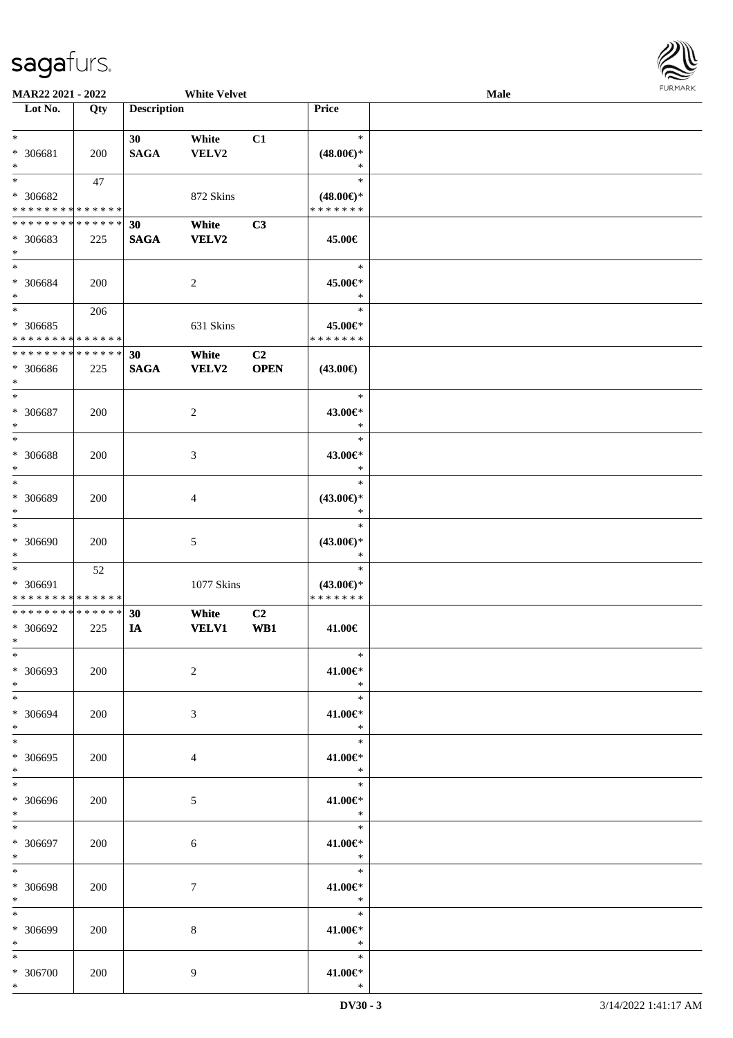MAR22 2021 - 2022 White Velvet Male

| Lot No. | Qty | Description | | | Price |
|---|---|---|---|---|---|
| * | | 30 | White | C1 | * |
| * 306681 | 200 | SAGA | VELV2 | | (48.00€)* |
| * | | | | | * |
| * | 47 | | | | * |
| * 306682 | | | 872 Skins | | (48.00€)* |
| * * * * * * * * * * * * * * | | | | | * * * * * * * |
| * * * * * * * * * * * * * * | | 30 | White | C3 | |
| * 306683 | 225 | SAGA | VELV2 | | 45.00€ |
| * | | | | | |
| * | | | | | * |
| * 306684 | 200 | | 2 | | 45.00€* |
| * | | | | | * |
| * | 206 | | | | * |
| * 306685 | | | 631 Skins | | 45.00€* |
| * * * * * * * * * * * * * * | | | | | * * * * * * * |
| * * * * * * * * * * * * * * | | 30 | White | C2 | |
| * 306686 | 225 | SAGA | VELV2 | OPEN | (43.00€) |
| * | | | | | |
| * | | | | | * |
| * 306687 | 200 | | 2 | | 43.00€* |
| * | | | | | * |
| * | | | | | * |
| * 306688 | 200 | | 3 | | 43.00€* |
| * | | | | | * |
| * | | | | | * |
| * 306689 | 200 | | 4 | | (43.00€)* |
| * | | | | | * |
| * | | | | | * |
| * 306690 | 200 | | 5 | | (43.00€)* |
| * | | | | | * |
| * | 52 | | | | * |
| * 306691 | | | 1077 Skins | | (43.00€)* |
| * * * * * * * * * * * * * * | | | | | * * * * * * * |
| * * * * * * * * * * * * * * | | 30 | White | C2 | |
| * 306692 | 225 | IA | VELV1 | WB1 | 41.00€ |
| * | | | | | |
| * | | | | | * |
| * 306693 | 200 | | 2 | | 41.00€* |
| * | | | | | * |
| * | | | | | * |
| * 306694 | 200 | | 3 | | 41.00€* |
| * | | | | | * |
| * | | | | | * |
| * 306695 | 200 | | 4 | | 41.00€* |
| * | | | | | * |
| * | | | | | * |
| * 306696 | 200 | | 5 | | 41.00€* |
| * | | | | | * |
| * | | | | | * |
| * 306697 | 200 | | 6 | | 41.00€* |
| * | | | | | * |
| * | | | | | * |
| * 306698 | 200 | | 7 | | 41.00€* |
| * | | | | | * |
| * | | | | | * |
| * 306699 | 200 | | 8 | | 41.00€* |
| * | | | | | * |
| * | | | | | * |
| * 306700 | 200 | | 9 | | 41.00€* |
| * | | | | | * |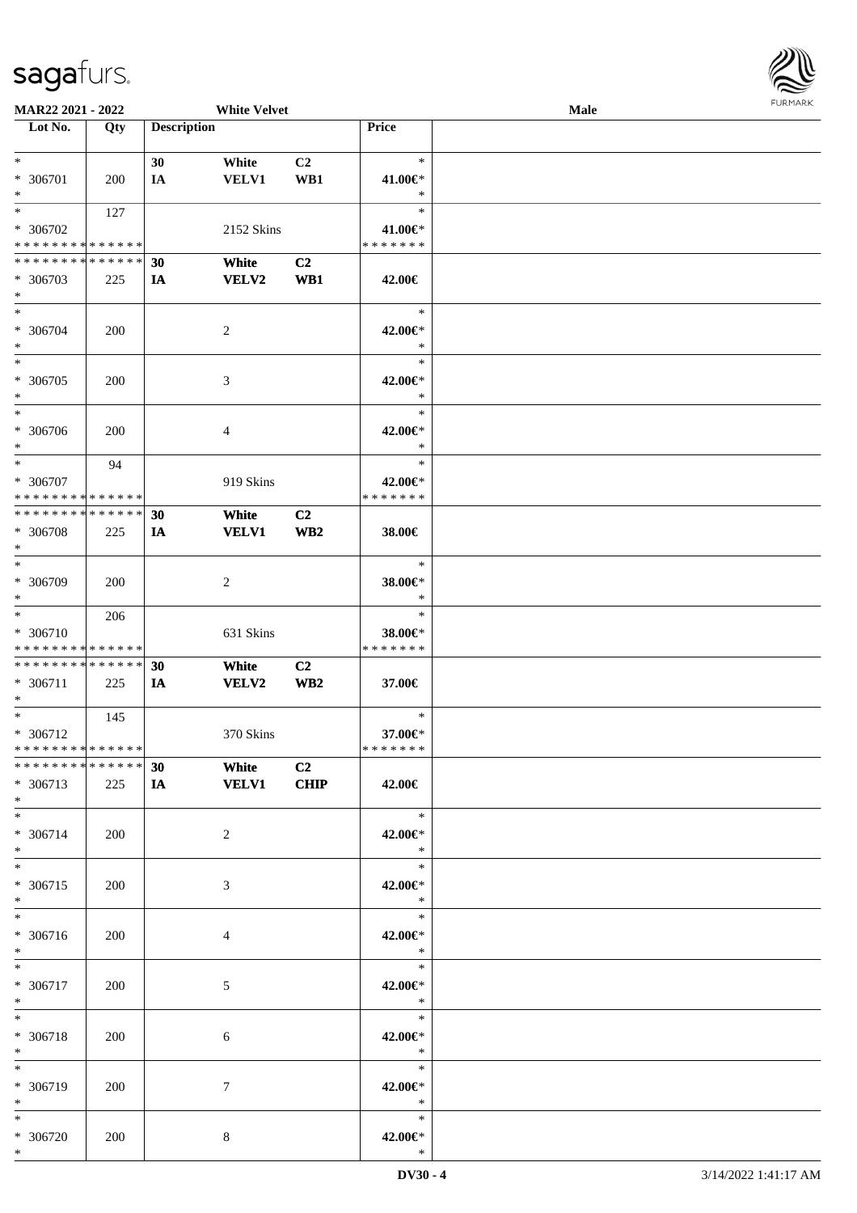**MAR22 2021 - 2022** **White Velvet** **Male**

| Lot No. | Qty | Description | | | Price | |
|---|---|---|---|---|---|---|
| * | | 30 | White | C2 | * | |
| * 306701 | 200 | IA | VELV1 | WB1 | 41.00€* | |
| * | | | | | * | |
| * | 127 | | | | * | |
| * 306702 | | | 2152 Skins | | 41.00€* | |
| * * * * * * * * * * * * * * | | | | | * * * * * * * | |
| * * * * * * * * * * * * * * | | 30 | White | C2 | | |
| * 306703 | 225 | IA | VELV2 | WB1 | 42.00€ | |
| * | | | | | | |
| * | | | | | * | |
| * 306704 | 200 | | 2 | | 42.00€* | |
| * | | | | | * | |
| * | | | | | * | |
| * 306705 | 200 | | 3 | | 42.00€* | |
| * | | | | | * | |
| * | | | | | * | |
| * 306706 | 200 | | 4 | | 42.00€* | |
| * | | | | | * | |
| * | 94 | | | | * | |
| * 306707 | | | 919 Skins | | 42.00€* | |
| * * * * * * * * * * * * * * | | | | | * * * * * * * | |
| * * * * * * * * * * * * * * | | 30 | White | C2 | | |
| * 306708 | 225 | IA | VELV1 | WB2 | 38.00€ | |
| * | | | | | | |
| * | | | | | * | |
| * 306709 | 200 | | 2 | | 38.00€* | |
| * | | | | | * | |
| * | 206 | | | | * | |
| * 306710 | | | 631 Skins | | 38.00€* | |
| * * * * * * * * * * * * * * | | | | | * * * * * * * | |
| * * * * * * * * * * * * * * | | 30 | White | C2 | | |
| * 306711 | 225 | IA | VELV2 | WB2 | 37.00€ | |
| * | | | | | | |
| * | 145 | | | | * | |
| * 306712 | | | 370 Skins | | 37.00€* | |
| * * * * * * * * * * * * * * | | | | | * * * * * * * | |
| * * * * * * * * * * * * * * | | 30 | White | C2 | | |
| * 306713 | 225 | IA | VELV1 | CHIP | 42.00€ | |
| * | | | | | | |
| * | | | | | * | |
| * 306714 | 200 | | 2 | | 42.00€* | |
| * | | | | | * | |
| * | | | | | * | |
| * 306715 | 200 | | 3 | | 42.00€* | |
| * | | | | | * | |
| * | | | | | * | |
| * 306716 | 200 | | 4 | | 42.00€* | |
| * | | | | | * | |
| * | | | | | * | |
| * 306717 | 200 | | 5 | | 42.00€* | |
| * | | | | | * | |
| * | | | | | * | |
| * 306718 | 200 | | 6 | | 42.00€* | |
| * | | | | | * | |
| * | | | | | * | |
| * 306719 | 200 | | 7 | | 42.00€* | |
| * | | | | | * | |
| * | | | | | * | |
| * 306720 | 200 | | 8 | | 42.00€* | |
| * | | | | | * | |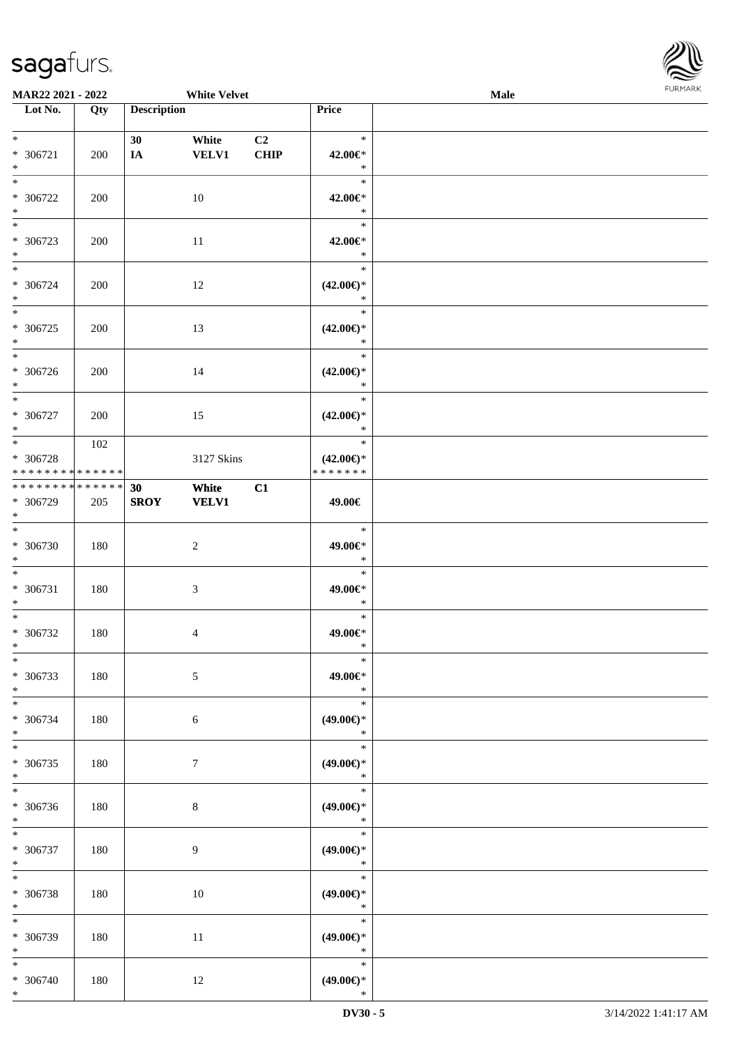**MAR22 2021 - 2022** **White Velvet** **Male**

| Lot No. | Qty | Description | | | Price | |
|---|---|---|---|---|---|---|
| * <br> * 306721 <br> * | 200 | 30 <br> IA | White <br> VELV1 | C2 <br> CHIP | * <br> 42.00€* <br> * | |
| * <br> * 306722 <br> * | 200 | | 10 | | * <br> 42.00€* <br> * | |
| * <br> * 306723 <br> * | 200 | | 11 | | * <br> 42.00€* <br> * | |
| * <br> * 306724 <br> * | 200 | | 12 | | * <br> (42.00€)* <br> * | |
| * <br> * 306725 <br> * | 200 | | 13 | | * <br> (42.00€)* <br> * | |
| * <br> * 306726 <br> * | 200 | | 14 | | * <br> (42.00€)* <br> * | |
| * <br> * 306727 <br> * | 200 | | 15 | | * <br> (42.00€)* <br> * | |
| * <br> * 306728 <br> * * * * * * * * * * * * * * | 102 | | 3127 Skins | | * <br> (42.00€)* <br> * * * * * * * | |
| * * * * * * * * * * * * * * <br> * 306729 <br> * | 205 | 30 <br> SROY | White <br> VELV1 | C1 | 49.00€ | |
| * <br> * 306730 <br> * | 180 | | 2 | | * <br> 49.00€* <br> * | |
| * <br> * 306731 <br> * | 180 | | 3 | | * <br> 49.00€* <br> * | |
| * <br> * 306732 <br> * | 180 | | 4 | | * <br> 49.00€* <br> * | |
| * <br> * 306733 <br> * | 180 | | 5 | | * <br> 49.00€* <br> * | |
| * <br> * 306734 <br> * | 180 | | 6 | | * <br> (49.00€)* <br> * | |
| * <br> * 306735 <br> * | 180 | | 7 | | * <br> (49.00€)* <br> * | |
| * <br> * 306736 <br> * | 180 | | 8 | | * <br> (49.00€)* <br> * | |
| * <br> * 306737 <br> * | 180 | | 9 | | * <br> (49.00€)* <br> * | |
| * <br> * 306738 <br> * | 180 | | 10 | | * <br> (49.00€)* <br> * | |
| * <br> * 306739 <br> * | 180 | | 11 | | * <br> (49.00€)* <br> * | |
| * <br> * 306740 <br> * | 180 | | 12 | | * <br> (49.00€)* <br> * | |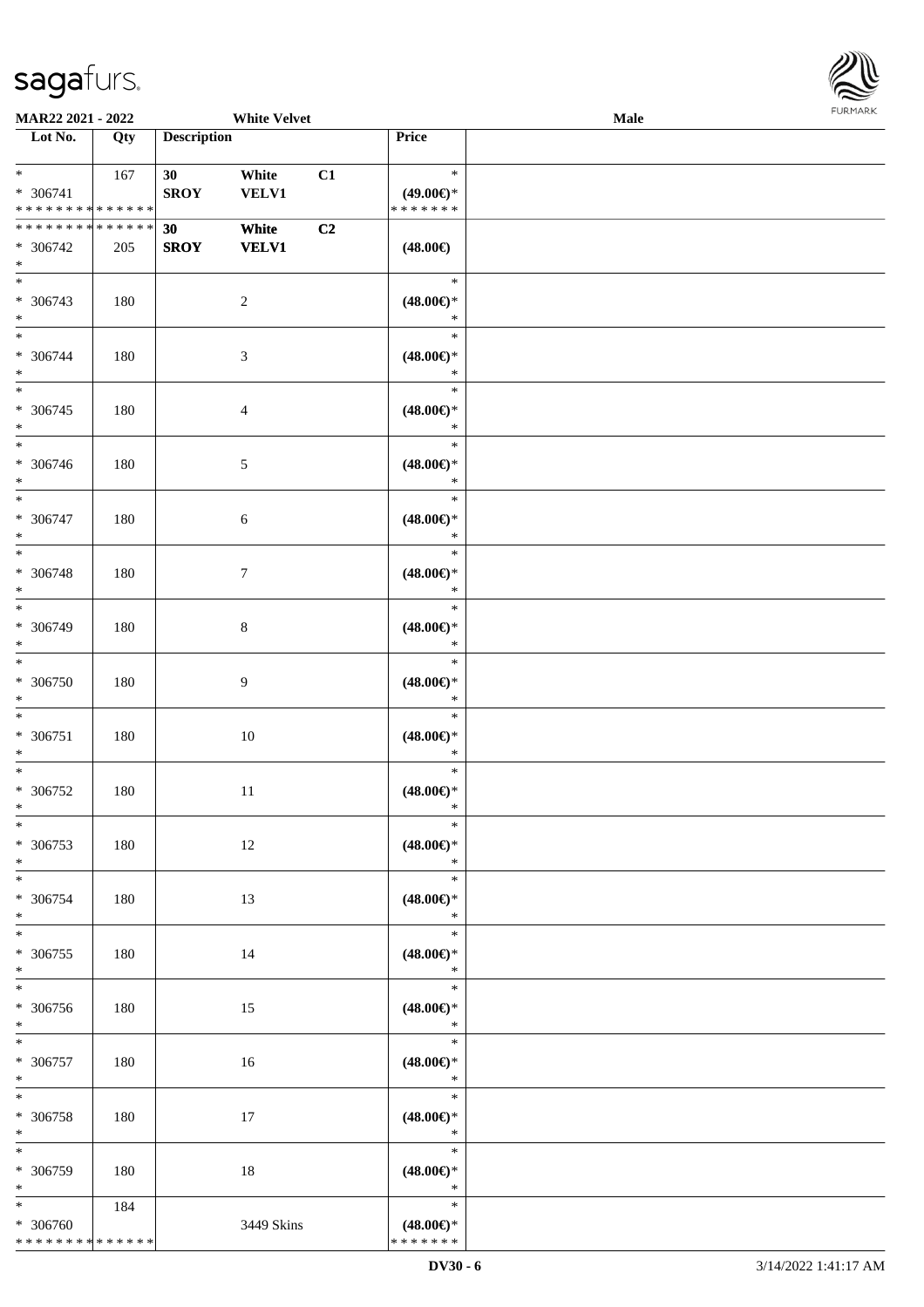**MAR22 2021 - 2022** **White Velvet** **Male**

| Lot No. | Qty | Description | | | Price | |
|---|---|---|---|---|---|---|
| * <br> * 306741 <br> * * * * * * * * * * * * * * | 167 | **30** <br> **SROY** | **White** <br> **VELV1** | **C1** | * <br> **(49.00€)*** <br> * * * * * * * | |
| * * * * * * * * * * * * * * <br> * 306742 <br> * | 205 | **30** <br> **SROY** | **White** <br> **VELV1** | **C2** | **(48.00€)** | |
| * <br> * 306743 <br> * | 180 | | 2 | | * <br> **(48.00€)*** <br> * | |
| * <br> * 306744 <br> * | 180 | | 3 | | * <br> **(48.00€)*** <br> * | |
| * <br> * 306745 <br> * | 180 | | 4 | | * <br> **(48.00€)*** <br> * | |
| * <br> * 306746 <br> * | 180 | | 5 | | * <br> **(48.00€)*** <br> * | |
| * <br> * 306747 <br> * | 180 | | 6 | | * <br> **(48.00€)*** <br> * | |
| * <br> * 306748 <br> * | 180 | | 7 | | * <br> **(48.00€)*** <br> * | |
| * <br> * 306749 <br> * | 180 | | 8 | | * <br> **(48.00€)*** <br> * | |
| * <br> * 306750 <br> * | 180 | | 9 | | * <br> **(48.00€)*** <br> * | |
| * <br> * 306751 <br> * | 180 | | 10 | | * <br> **(48.00€)*** <br> * | |
| * <br> * 306752 <br> * | 180 | | 11 | | * <br> **(48.00€)*** <br> * | |
| * <br> * 306753 <br> * | 180 | | 12 | | * <br> **(48.00€)*** <br> * | |
| * <br> * 306754 <br> * | 180 | | 13 | | * <br> **(48.00€)*** <br> * | |
| * <br> * 306755 <br> * | 180 | | 14 | | * <br> **(48.00€)*** <br> * | |
| * <br> * 306756 <br> * | 180 | | 15 | | * <br> **(48.00€)*** <br> * | |
| * <br> * 306757 <br> * | 180 | | 16 | | * <br> **(48.00€)*** <br> * | |
| * <br> * 306758 <br> * | 180 | | 17 | | * <br> **(48.00€)*** <br> * | |
| * <br> * 306759 <br> * | 180 | | 18 | | * <br> **(48.00€)*** <br> * | |
| * <br> * 306760 <br> * * * * * * * * * * * * * * | 184 | | 3449 Skins | | * <br> **(48.00€)*** <br> * * * * * * * | |

DV30 - 6 3/14/2022 1:41:17 AM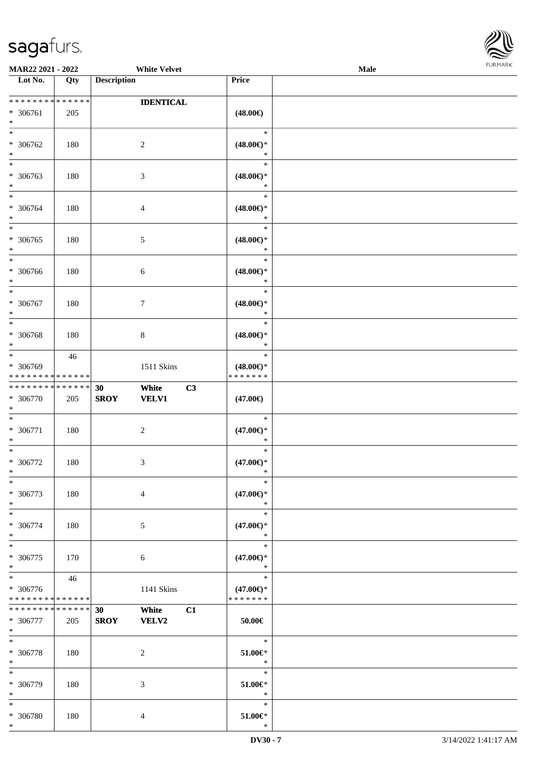**MAR22 2021 - 2022** **White Velvet** **Male**

| Lot No. | Qty | Description | | | Price | |
|---|---|---|---|---|---|---|
| * * * * * * * * * * * * * * | | | **IDENTICAL** | | | |
| * 306761 | 205 | | | | **(48.00€)** | |
| * | | | | | | |
| * | | | | | * | |
| * 306762 | 180 | | 2 | | **(48.00€)*** | |
| * | | | | | * | |
| * | | | | | * | |
| * 306763 | 180 | | 3 | | **(48.00€)*** | |
| * | | | | | * | |
| * | | | | | * | |
| * 306764 | 180 | | 4 | | **(48.00€)*** | |
| * | | | | | * | |
| * | | | | | * | |
| * 306765 | 180 | | 5 | | **(48.00€)*** | |
| * | | | | | * | |
| * | | | | | * | |
| * 306766 | 180 | | 6 | | **(48.00€)*** | |
| * | | | | | * | |
| * | | | | | * | |
| * 306767 | 180 | | 7 | | **(48.00€)*** | |
| * | | | | | * | |
| * | | | | | * | |
| * 306768 | 180 | | 8 | | **(48.00€)*** | |
| * | | | | | * | |
| * | 46 | | | | * | |
| * 306769 | | | 1511 Skins | | **(48.00€)*** | |
| * * * * * * * * * * * * * * | | | | | * * * * * * * | |
| * * * * * * * * * * * * * * | | **30** | **White** | **C3** | | |
| * 306770 | 205 | **SROY** | **VELV1** | | **(47.00€)** | |
| * | | | | | | |
| * | | | | | * | |
| * 306771 | 180 | | 2 | | **(47.00€)*** | |
| * | | | | | * | |
| * | | | | | * | |
| * 306772 | 180 | | 3 | | **(47.00€)*** | |
| * | | | | | * | |
| * | | | | | * | |
| * 306773 | 180 | | 4 | | **(47.00€)*** | |
| * | | | | | * | |
| * | | | | | * | |
| * 306774 | 180 | | 5 | | **(47.00€)*** | |
| * | | | | | * | |
| * | | | | | * | |
| * 306775 | 170 | | 6 | | **(47.00€)*** | |
| * | | | | | * | |
| * | 46 | | | | * | |
| * 306776 | | | 1141 Skins | | **(47.00€)*** | |
| * * * * * * * * * * * * * * | | | | | * * * * * * * | |
| * * * * * * * * * * * * * * | | **30** | **White** | **C1** | | |
| * 306777 | 205 | **SROY** | **VELV2** | | **50.00€** | |
| * | | | | | | |
| * | | | | | * | |
| * 306778 | 180 | | 2 | | **51.00€*** | |
| * | | | | | * | |
| * | | | | | * | |
| * 306779 | 180 | | 3 | | **51.00€*** | |
| * | | | | | * | |
| * | | | | | * | |
| * 306780 | 180 | | 4 | | **51.00€*** | |
| * | | | | | * | |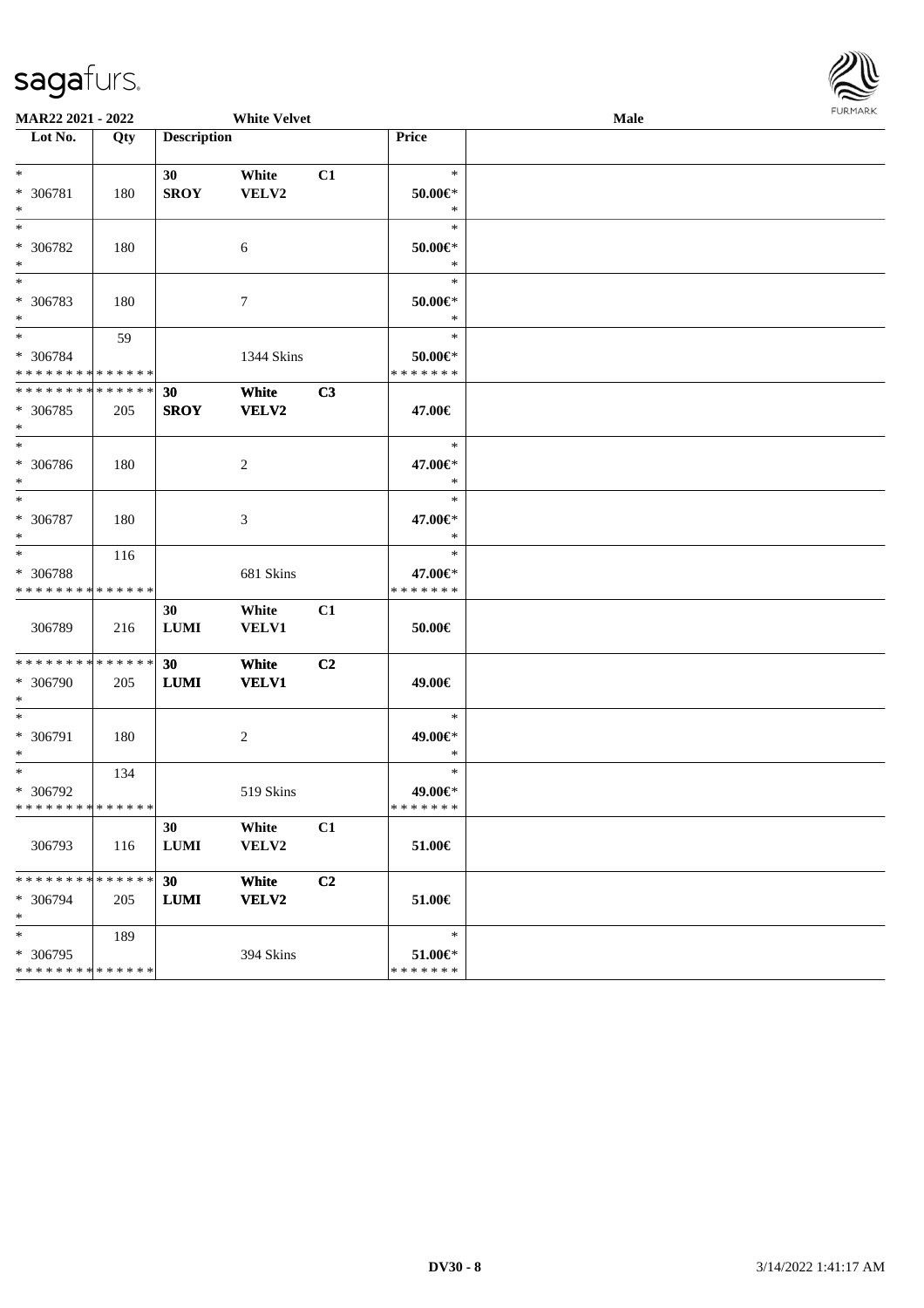MAR22 2021 - 2022 White Velvet Male

| Lot No. | Qty | Description | | | Price | |
|---|---|---|---|---|---|---|
| * | | 30 | White | C1 | * | |
| * 306781 | 180 | SROY | VELV2 | | 50.00€* | |
| * | | | | | * | |
| * | | | | | * | |
| * 306782 | 180 | | 6 | | 50.00€* | |
| * | | | | | * | |
| * | | | | | * | |
| * 306783 | 180 | | 7 | | 50.00€* | |
| * | | | | | * | |
| * | 59 | | | | * | |
| * 306784 | | | 1344 Skins | | 50.00€* | |
| * * * * * * * * * * * * * * | | | | | * * * * * * * | |
| * * * * * * * * * * * * * * | | 30 | White | C3 | | |
| * 306785 | 205 | SROY | VELV2 | | 47.00€ | |
| * | | | | | | |
| * | | | | | * | |
| * 306786 | 180 | | 2 | | 47.00€* | |
| * | | | | | * | |
| * | | | | | * | |
| * 306787 | 180 | | 3 | | 47.00€* | |
| * | | | | | * | |
| * | 116 | | | | * | |
| * 306788 | | | 681 Skins | | 47.00€* | |
| * * * * * * * * * * * * * * | | | | | * * * * * * * | |
| | | 30 | White | C1 | | |
| 306789 | 216 | LUMI | VELV1 | | 50.00€ | |
| * * * * * * * * * * * * * * | | 30 | White | C2 | | |
| * 306790 | 205 | LUMI | VELV1 | | 49.00€ | |
| * | | | | | | |
| * | | | | | * | |
| * 306791 | 180 | | 2 | | 49.00€* | |
| * | | | | | * | |
| * | 134 | | | | * | |
| * 306792 | | | 519 Skins | | 49.00€* | |
| * * * * * * * * * * * * * * | | | | | * * * * * * * | |
| | | 30 | White | C1 | | |
| 306793 | 116 | LUMI | VELV2 | | 51.00€ | |
| * * * * * * * * * * * * * * | | 30 | White | C2 | | |
| * 306794 | 205 | LUMI | VELV2 | | 51.00€ | |
| * | | | | | | |
| * | 189 | | | | * | |
| * 306795 | | | 394 Skins | | 51.00€* | |
| * * * * * * * * * * * * * * | | | | | * * * * * * * | |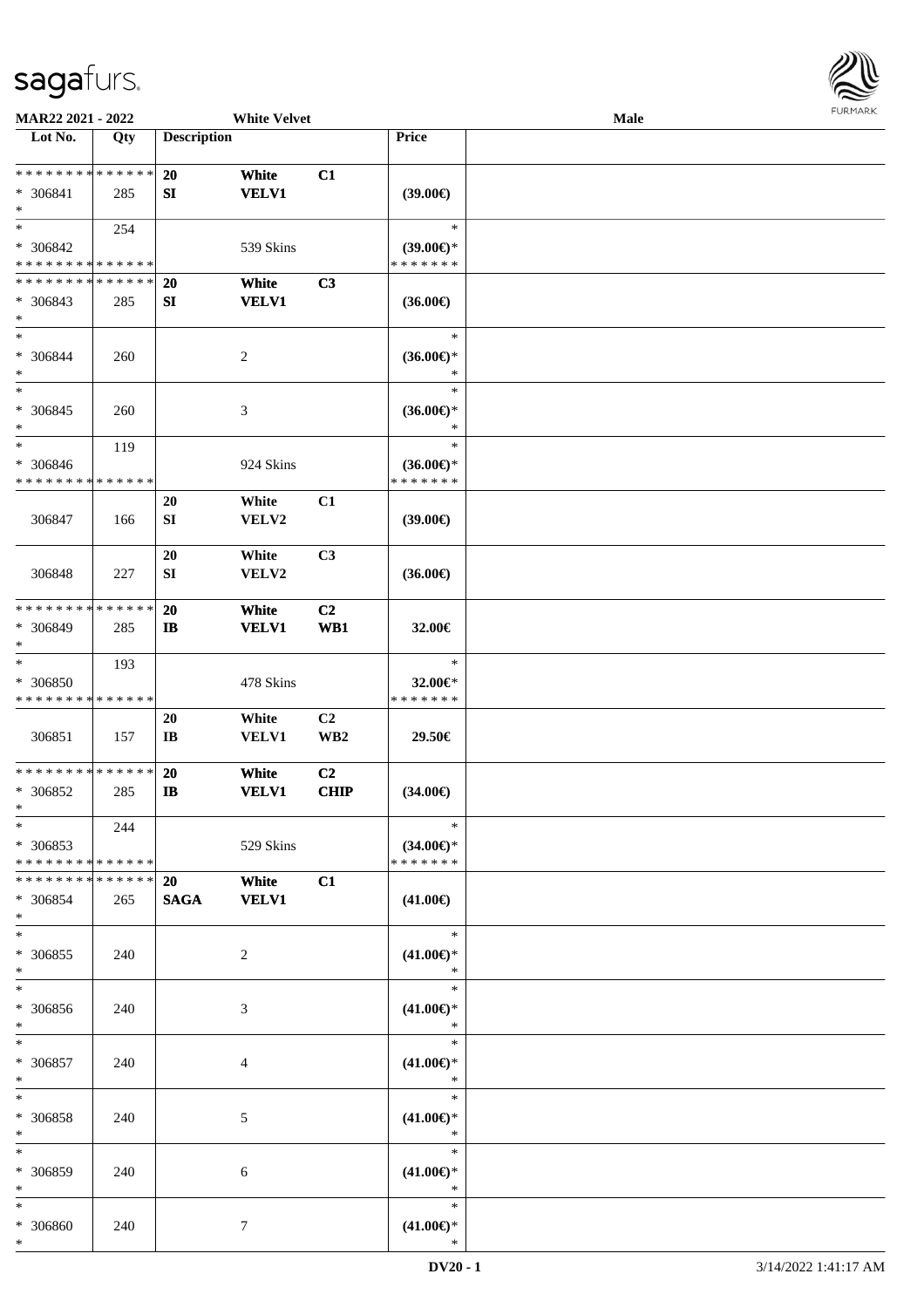**MAR22 2021 - 2022** **White Velvet** **Male**

| Lot No. | Qty | Description | | | Price | |
|---|---|---|---|---|---|---|
| * * * * * * * * * * * * * * | | 20 | White | C1 | | |
| * 306841 | 285 | SI | VELV1 | | (39.00€) | |
| * | | | | | | |
| * | 254 | | | | * | |
| * 306842 | | | 539 Skins | | (39.00€)* | |
| * * * * * * * * * * * * * * | | | | | * * * * * * * | |
| * * * * * * * * * * * * * * | | 20 | White | C3 | | |
| * 306843 | 285 | SI | VELV1 | | (36.00€) | |
| * | | | | | | |
| * | | | | | * | |
| * 306844 | 260 | | 2 | | (36.00€)* | |
| * | | | | | * | |
| * | | | | | * | |
| * 306845 | 260 | | 3 | | (36.00€)* | |
| * | | | | | * | |
| * | 119 | | | | * | |
| * 306846 | | | 924 Skins | | (36.00€)* | |
| * * * * * * * * * * * * * * | | | | | * * * * * * * | |
| 306847 | 166 | 20 SI | White VELV2 | C1 | (39.00€) | |
| 306848 | 227 | 20 SI | White VELV2 | C3 | (36.00€) | |
| * * * * * * * * * * * * * * | | 20 | White | C2 | | |
| * 306849 | 285 | IB | VELV1 | WB1 | 32.00€ | |
| * | | | | | | |
| * | 193 | | | | * | |
| * 306850 | | | 478 Skins | | 32.00€* | |
| * * * * * * * * * * * * * * | | | | | * * * * * * * | |
| 306851 | 157 | 20 IB | White VELV1 | C2 WB2 | 29.50€ | |
| * * * * * * * * * * * * * * | | 20 | White | C2 | | |
| * 306852 | 285 | IB | VELV1 | CHIP | (34.00€) | |
| * | | | | | | |
| * | 244 | | | | * | |
| * 306853 | | | 529 Skins | | (34.00€)* | |
| * * * * * * * * * * * * * * | | | | | * * * * * * * | |
| * * * * * * * * * * * * * * | | 20 | White | C1 | | |
| * 306854 | 265 | SAGA | VELV1 | | (41.00€) | |
| * | | | | | | |
| * | | | | | * | |
| * 306855 | 240 | | 2 | | (41.00€)* | |
| * | | | | | * | |
| * | | | | | * | |
| * 306856 | 240 | | 3 | | (41.00€)* | |
| * | | | | | * | |
| * | | | | | * | |
| * 306857 | 240 | | 4 | | (41.00€)* | |
| * | | | | | * | |
| * | | | | | * | |
| * 306858 | 240 | | 5 | | (41.00€)* | |
| * | | | | | * | |
| * | | | | | * | |
| * 306859 | 240 | | 6 | | (41.00€)* | |
| * | | | | | * | |
| * | | | | | * | |
| * 306860 | 240 | | 7 | | (41.00€)* | |
| * | | | | | * | |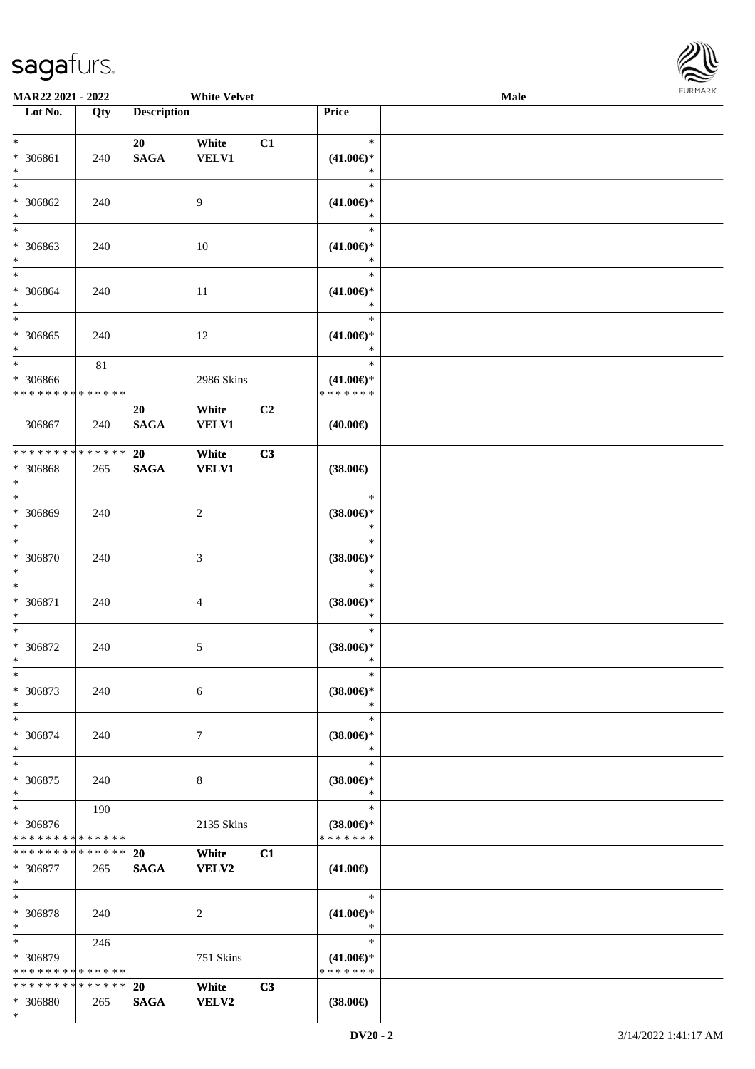**MAR22 2021 - 2022** **White Velvet** **Male**

| Lot No. | Qty | Description | | | Price | |
|---|---|---|---|---|---|---|
| * 306861 * | 240 | 20 SAGA | White VELV1 | C1 | * (41.00€)* * | |
| * 306862 * | 240 | | 9 | | * (41.00€)* * | |
| * 306863 * | 240 | | 10 | | * (41.00€)* * | |
| * 306864 * | 240 | | 11 | | * (41.00€)* * | |
| * 306865 * | 240 | | 12 | | * (41.00€)* * | |
| * 306866 * * * * * * * * * * * * * * | 81 | | 2986 Skins | | * (41.00€)* * * * * * * * | |
| 306867 | 240 | 20 SAGA | White VELV1 | C2 | (40.00€) | |
| * * * * * * * * * * * * * * 306868 * | 265 | 20 SAGA | White VELV1 | C3 | (38.00€) | |
| * 306869 * | 240 | | 2 | | * (38.00€)* * | |
| * 306870 * | 240 | | 3 | | * (38.00€)* * | |
| * 306871 * | 240 | | 4 | | * (38.00€)* * | |
| * 306872 * | 240 | | 5 | | * (38.00€)* * | |
| * 306873 * | 240 | | 6 | | * (38.00€)* * | |
| * 306874 * | 240 | | 7 | | * (38.00€)* * | |
| * 306875 * | 240 | | 8 | | * (38.00€)* * | |
| * 306876 * * * * * * * * * * * * * * | 190 | | 2135 Skins | | * (38.00€)* * * * * * * * | |
| * * * * * * * * * * * * * * 306877 * | 265 | 20 SAGA | White VELV2 | C1 | (41.00€) | |
| * 306878 * | 240 | | 2 | | * (41.00€)* * | |
| * 306879 * * * * * * * * * * * * * * | 246 | | 751 Skins | | * (41.00€)* * * * * * * * | |
| * * * * * * * * * * * * * * 306880 * | 265 | 20 SAGA | White VELV2 | C3 | (38.00€) | |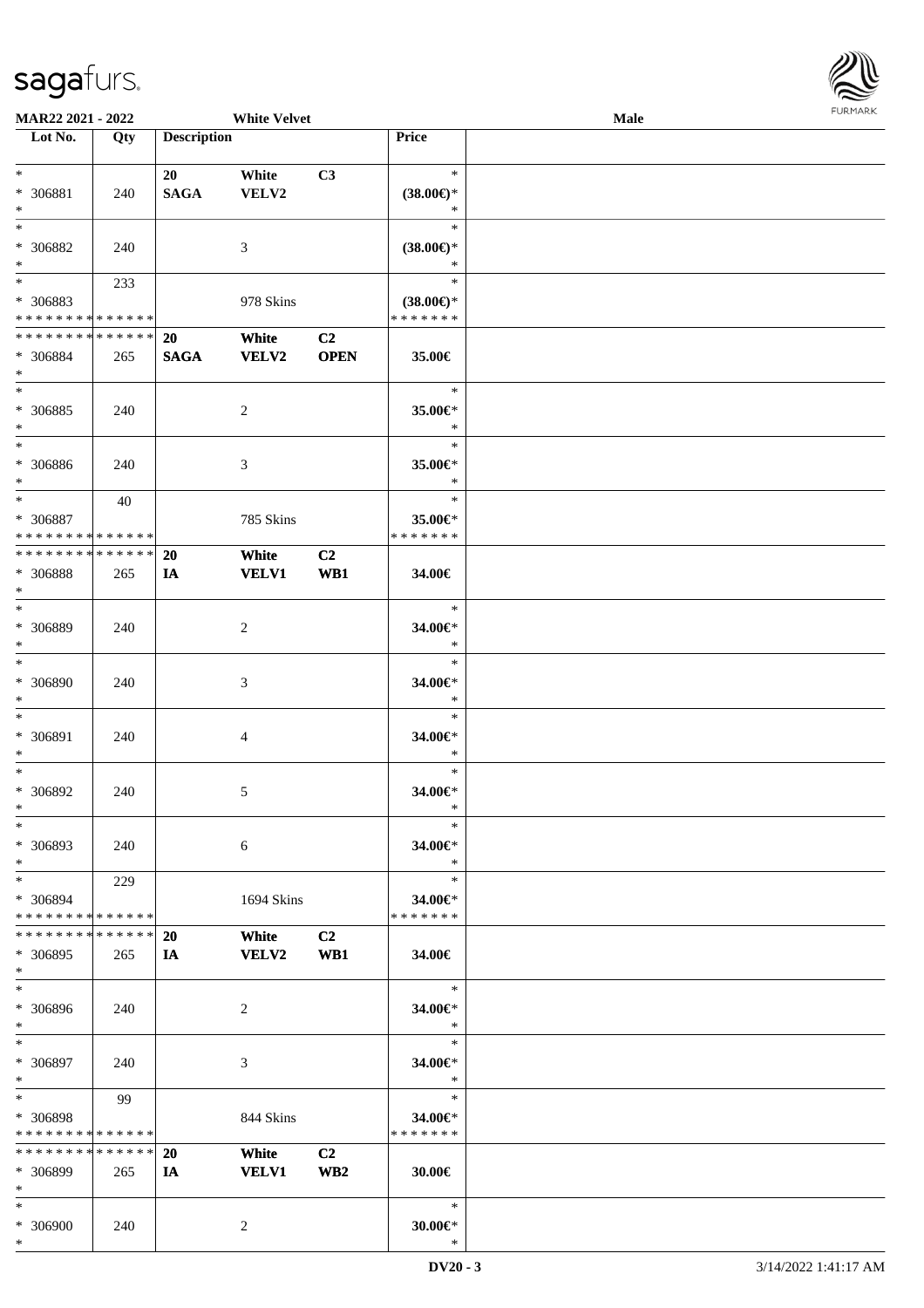**MAR22 2021 - 2022 White Velvet Male**

| Lot No. | Qty | Description | | | Price | |
|---|---|---|---|---|---|---|
| * <br> * 306881 <br> * | 240 | 20 <br> SAGA | White <br> VELV2 | C3 | * <br> (38.00€)* <br> * | |
| * <br> * 306882 <br> * | 240 | | 3 | | * <br> (38.00€)* <br> * | |
| * <br> * 306883 <br> * * * * * * * * * * * * * * | 233 | | 978 Skins | | * <br> (38.00€)* <br> * * * * * * * | |
| * * * * * * * * * * * * * * <br> * 306884 <br> * | 265 | 20 <br> SAGA | White <br> VELV2 | C2 <br> OPEN | 35.00€ | |
| * <br> * 306885 <br> * | 240 | | 2 | | * <br> 35.00€* <br> * | |
| * <br> * 306886 <br> * | 240 | | 3 | | * <br> 35.00€* <br> * | |
| * <br> * 306887 <br> * * * * * * * * * * * * * * | 40 | | 785 Skins | | * <br> 35.00€* <br> * * * * * * * | |
| * * * * * * * * * * * * * * <br> * 306888 <br> * | 265 | 20 <br> IA | White <br> VELV1 | C2 <br> WB1 | 34.00€ | |
| * <br> * 306889 <br> * | 240 | | 2 | | * <br> 34.00€* <br> * | |
| * <br> * 306890 <br> * | 240 | | 3 | | * <br> 34.00€* <br> * | |
| * <br> * 306891 <br> * | 240 | | 4 | | * <br> 34.00€* <br> * | |
| * <br> * 306892 <br> * | 240 | | 5 | | * <br> 34.00€* <br> * | |
| * <br> * 306893 <br> * | 240 | | 6 | | * <br> 34.00€* <br> * | |
| * <br> * 306894 <br> * * * * * * * * * * * * * * | 229 | | 1694 Skins | | * <br> 34.00€* <br> * * * * * * * | |
| * * * * * * * * * * * * * * <br> * 306895 <br> * | 265 | 20 <br> IA | White <br> VELV2 | C2 <br> WB1 | 34.00€ | |
| * <br> * 306896 <br> * | 240 | | 2 | | * <br> 34.00€* <br> * | |
| * <br> * 306897 <br> * | 240 | | 3 | | * <br> 34.00€* <br> * | |
| * <br> * 306898 <br> * * * * * * * * * * * * * * | 99 | | 844 Skins | | * <br> 34.00€* <br> * * * * * * * | |
| * * * * * * * * * * * * * * <br> * 306899 <br> * | 265 | 20 <br> IA | White <br> VELV1 | C2 <br> WB2 | 30.00€ | |
| * <br> * 306900 <br> * | 240 | | 2 | | * <br> 30.00€* <br> * | |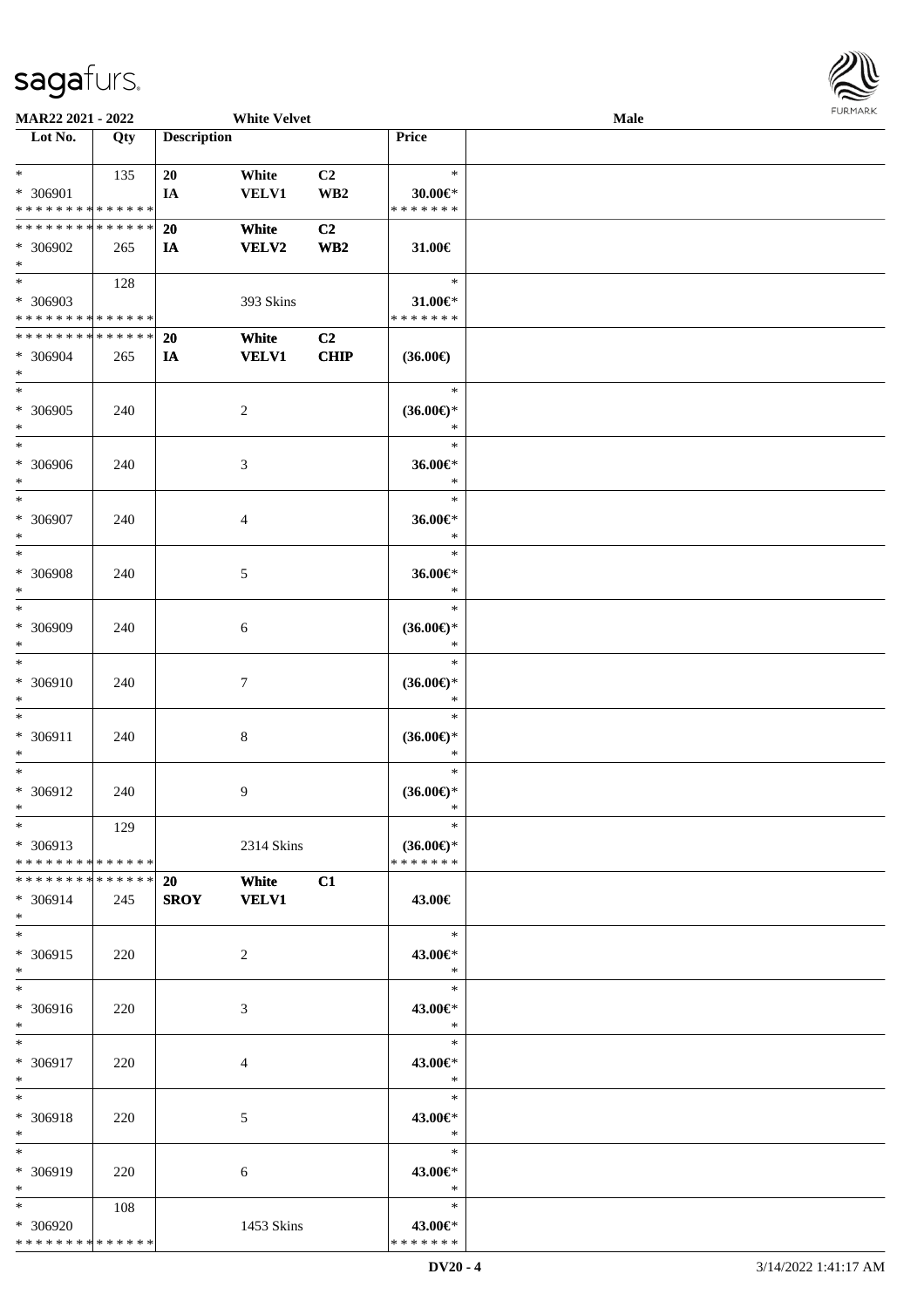MAR22 2021 - 2022 White Velvet Male

| Lot No. | Qty | Description | | | Price | |
|---|---|---|---|---|---|---|
| * | 135 | 20 | White | C2 | * | |
| * 306901 | | IA | VELV1 | WB2 | 30.00€* | |
| * * * * * * * * * * * * * * | | | | | * * * * * * * | |
| * * * * * * * * * * * * * * | | 20 | White | C2 | | |
| * 306902 | 265 | IA | VELV2 | WB2 | 31.00€ | |
| * | | | | | | |
| * | 128 | | | | * | |
| * 306903 | | | 393 Skins | | 31.00€* | |
| * * * * * * * * * * * * * * | | | | | * * * * * * * | |
| * * * * * * * * * * * * * * | | 20 | White | C2 | | |
| * 306904 | 265 | IA | VELV1 | CHIP | (36.00€) | |
| * | | | | | | |
| * | | | | | * | |
| * 306905 | 240 | | 2 | | (36.00€)* | |
| * | | | | | * | |
| * | | | | | * | |
| * 306906 | 240 | | 3 | | 36.00€* | |
| * | | | | | * | |
| * | | | | | * | |
| * 306907 | 240 | | 4 | | 36.00€* | |
| * | | | | | * | |
| * | | | | | * | |
| * 306908 | 240 | | 5 | | 36.00€* | |
| * | | | | | * | |
| * | | | | | * | |
| * 306909 | 240 | | 6 | | (36.00€)* | |
| * | | | | | * | |
| * | | | | | * | |
| * 306910 | 240 | | 7 | | (36.00€)* | |
| * | | | | | * | |
| * | | | | | * | |
| * 306911 | 240 | | 8 | | (36.00€)* | |
| * | | | | | * | |
| * | | | | | * | |
| * 306912 | 240 | | 9 | | (36.00€)* | |
| * | | | | | * | |
| * | 129 | | | | * | |
| * 306913 | | | 2314 Skins | | (36.00€)* | |
| * * * * * * * * * * * * * * | | | | | * * * * * * * | |
| * * * * * * * * * * * * * * | | 20 | White | C1 | | |
| * 306914 | 245 | SROY | VELV1 | | 43.00€ | |
| * | | | | | | |
| * | | | | | * | |
| * 306915 | 220 | | 2 | | 43.00€* | |
| * | | | | | * | |
| * | | | | | * | |
| * 306916 | 220 | | 3 | | 43.00€* | |
| * | | | | | * | |
| * | | | | | * | |
| * 306917 | 220 | | 4 | | 43.00€* | |
| * | | | | | * | |
| * | | | | | * | |
| * 306918 | 220 | | 5 | | 43.00€* | |
| * | | | | | * | |
| * | | | | | * | |
| * 306919 | 220 | | 6 | | 43.00€* | |
| * | | | | | * | |
| * | 108 | | | | * | |
| * 306920 | | | 1453 Skins | | 43.00€* | |
| * * * * * * * * * * * * * * | | | | | * * * * * * * | |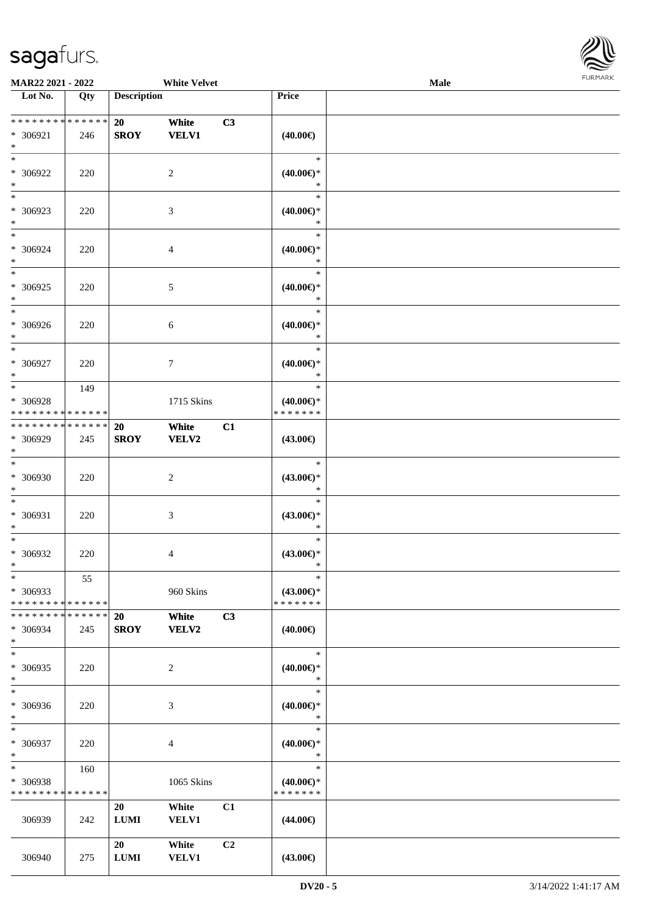| Lot No. | Qty | Description | | | Price | |
|---|---|---|---|---|---|---|
| * * * * * * * * * * * * * * | | 20 | White | C3 | | |
| * 306921 | 246 | SROY | VELV1 | | (40.00€) | |
| * | | | | | | |
| * 306922 | 220 | | 2 | | (40.00€)* | |
| * 306923 | 220 | | 3 | | (40.00€)* | |
| * 306924 | 220 | | 4 | | (40.00€)* | |
| * 306925 | 220 | | 5 | | (40.00€)* | |
| * 306926 | 220 | | 6 | | (40.00€)* | |
| * 306927 | 220 | | 7 | | (40.00€)* | |
| * 306928 | 149 | | 1715 Skins | | (40.00€)* | |
| * * * * * * * * * * * * * * | | | | | * * * * * * * | |
| * * * * * * * * * * * * * * | | 20 | White | C1 | | |
| * 306929 | 245 | SROY | VELV2 | | (43.00€) | |
| * 306930 | 220 | | 2 | | (43.00€)* | |
| * 306931 | 220 | | 3 | | (43.00€)* | |
| * 306932 | 220 | | 4 | | (43.00€)* | |
| * 306933 | 55 | | 960 Skins | | (43.00€)* | |
| * * * * * * * * * * * * * * | | | | | * * * * * * * | |
| * * * * * * * * * * * * * * | | 20 | White | C3 | | |
| * 306934 | 245 | SROY | VELV2 | | (40.00€) | |
| * 306935 | 220 | | 2 | | (40.00€)* | |
| * 306936 | 220 | | 3 | | (40.00€)* | |
| * 306937 | 220 | | 4 | | (40.00€)* | |
| * 306938 | 160 | | 1065 Skins | | (40.00€)* | |
| * * * * * * * * * * * * * * | | | | | * * * * * * * | |
| | | 20 | White | C1 | | |
| 306939 | 242 | LUMI | VELV1 | | (44.00€) | |
| | | 20 | White | C2 | | |
| 306940 | 275 | LUMI | VELV1 | | (43.00€) | |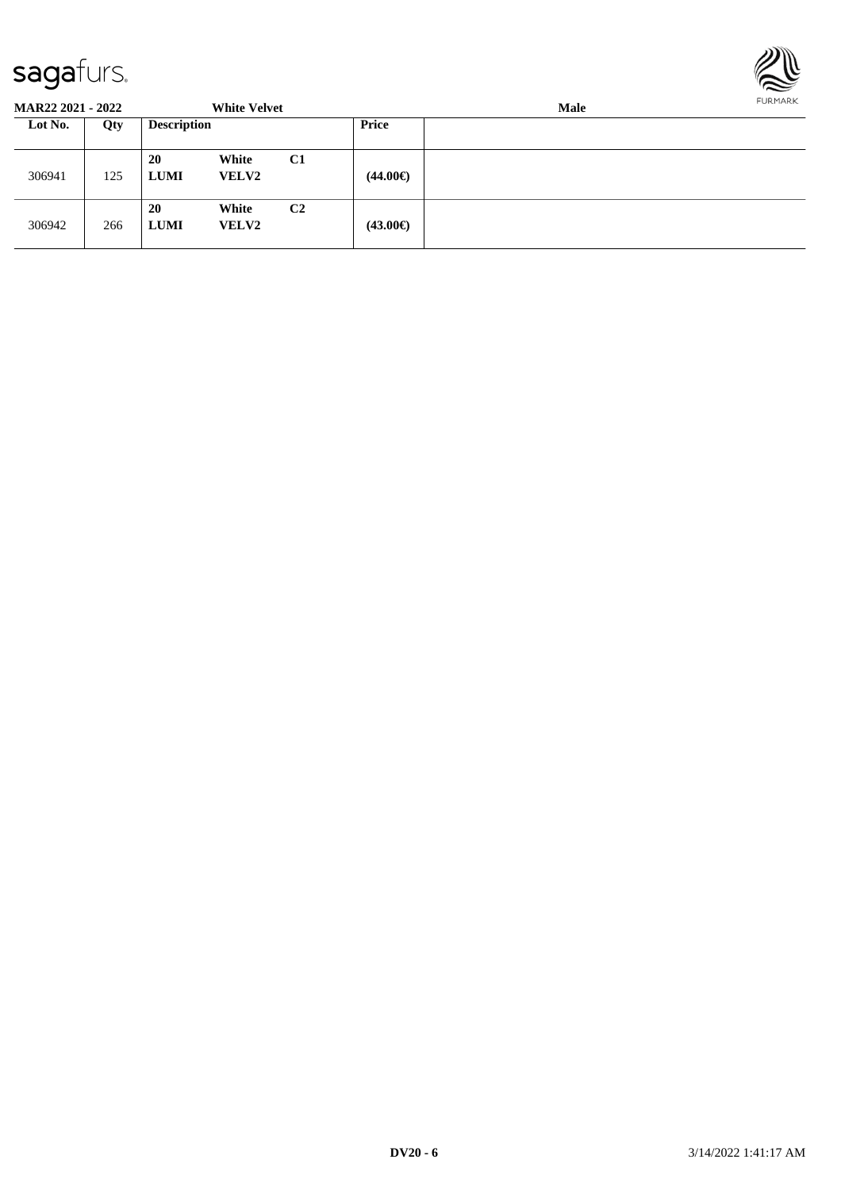**MAR22 2021 - 2022** **White Velvet** **Male**

| Lot No. | Qty | Description | | | Price | |
|---|---|---|---|---|---|---|
| 306941 | 125 | **20** **LUMI** | **White** **VELV2** | **C1** | **(44.00€)** | |
| 306942 | 266 | **20** **LUMI** | **White** **VELV2** | **C2** | **(43.00€)** | |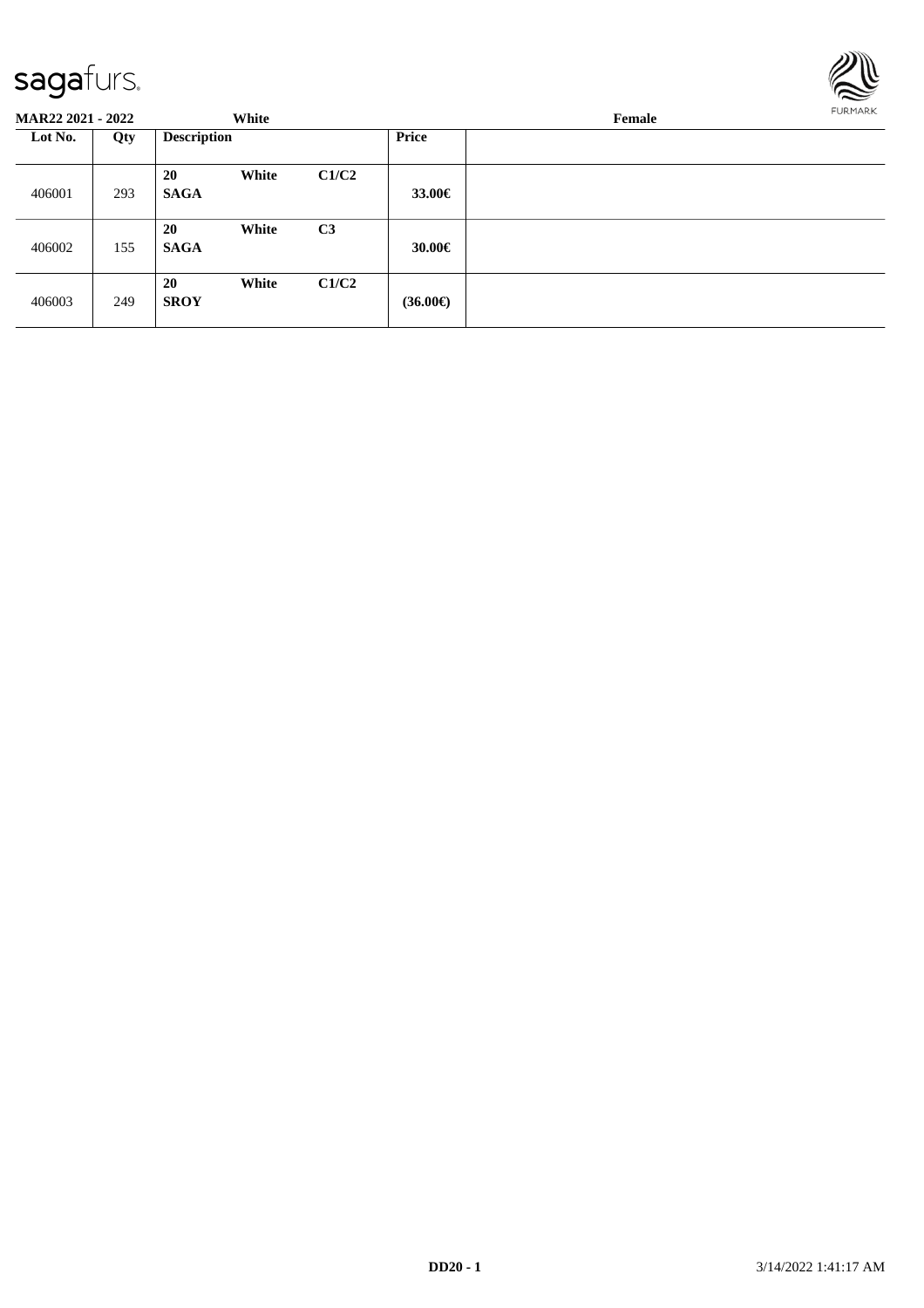**MAR22 2021 - 2022** **White** **Female**

| Lot No. | Qty | Description | | | Price | |
|---|---|---|---|---|---|---|
| 406001 | 293 | **20** **SAGA** | **White** | **C1/C2** | **33.00€** | |
| 406002 | 155 | **20** **SAGA** | **White** | **C3** | **30.00€** | |
| 406003 | 249 | **20** **SROY** | **White** | **C1/C2** | **(36.00€)** | |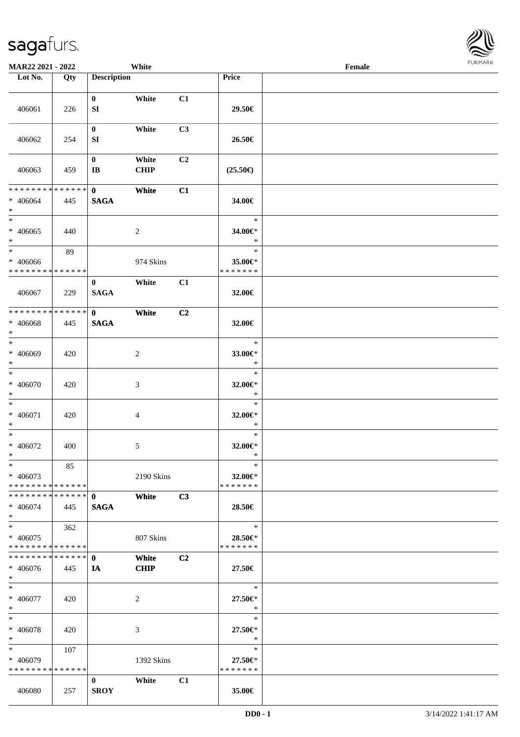| Lot No. | Qty | Description | | | Price | |
|---|---|---|---|---|---|---|
| 406061 | 226 | 0<br>SI | White | C1 | 29.50€ | |
| 406062 | 254 | 0<br>SI | White | C3 | 26.50€ | |
| 406063 | 459 | 0<br>IB | White<br>CHIP | C2 | (25.50€) | |
| * * * * * * * * * * * * * *<br>* 406064<br>* | 445 | 0<br>SAGA | White | C1 | 34.00€ | |
| *<br>* 406065<br>* | 440 | | 2 | | *<br>34.00€*<br>* | |
| *<br>* 406066<br>* * * * * * * * * * * * * * | 89 | | 974 Skins | | *<br>35.00€*<br>* * * * * * * | |
| 406067 | 229 | 0<br>SAGA | White | C1 | 32.00€ | |
| * * * * * * * * * * * * * *<br>* 406068<br>* | 445 | 0<br>SAGA | White | C2 | 32.00€ | |
| *<br>* 406069<br>* | 420 | | 2 | | *<br>33.00€*<br>* | |
| *<br>* 406070<br>* | 420 | | 3 | | *<br>32.00€*<br>* | |
| *<br>* 406071<br>* | 420 | | 4 | | *<br>32.00€*<br>* | |
| *<br>* 406072<br>* | 400 | | 5 | | *<br>32.00€*<br>* | |
| *<br>* 406073<br>* * * * * * * * * * * * * * | 85 | | 2190 Skins | | *<br>32.00€*<br>* * * * * * * | |
| * * * * * * * * * * * * * *<br>* 406074<br>* | 445 | 0<br>SAGA | White | C3 | 28.50€ | |
| *<br>* 406075<br>* * * * * * * * * * * * * * | 362 | | 807 Skins | | *<br>28.50€*<br>* * * * * * * | |
| * * * * * * * * * * * * * *<br>* 406076<br>* | 445 | 0<br>IA | White<br>CHIP | C2 | 27.50€ | |
| *<br>* 406077<br>* | 420 | | 2 | | *<br>27.50€*<br>* | |
| *<br>* 406078<br>* | 420 | | 3 | | *<br>27.50€*<br>* | |
| *<br>* 406079<br>* * * * * * * * * * * * * * | 107 | | 1392 Skins | | *<br>27.50€*<br>* * * * * * * | |
| 406080 | 257 | 0<br>SROY | White | C1 | 35.00€ | |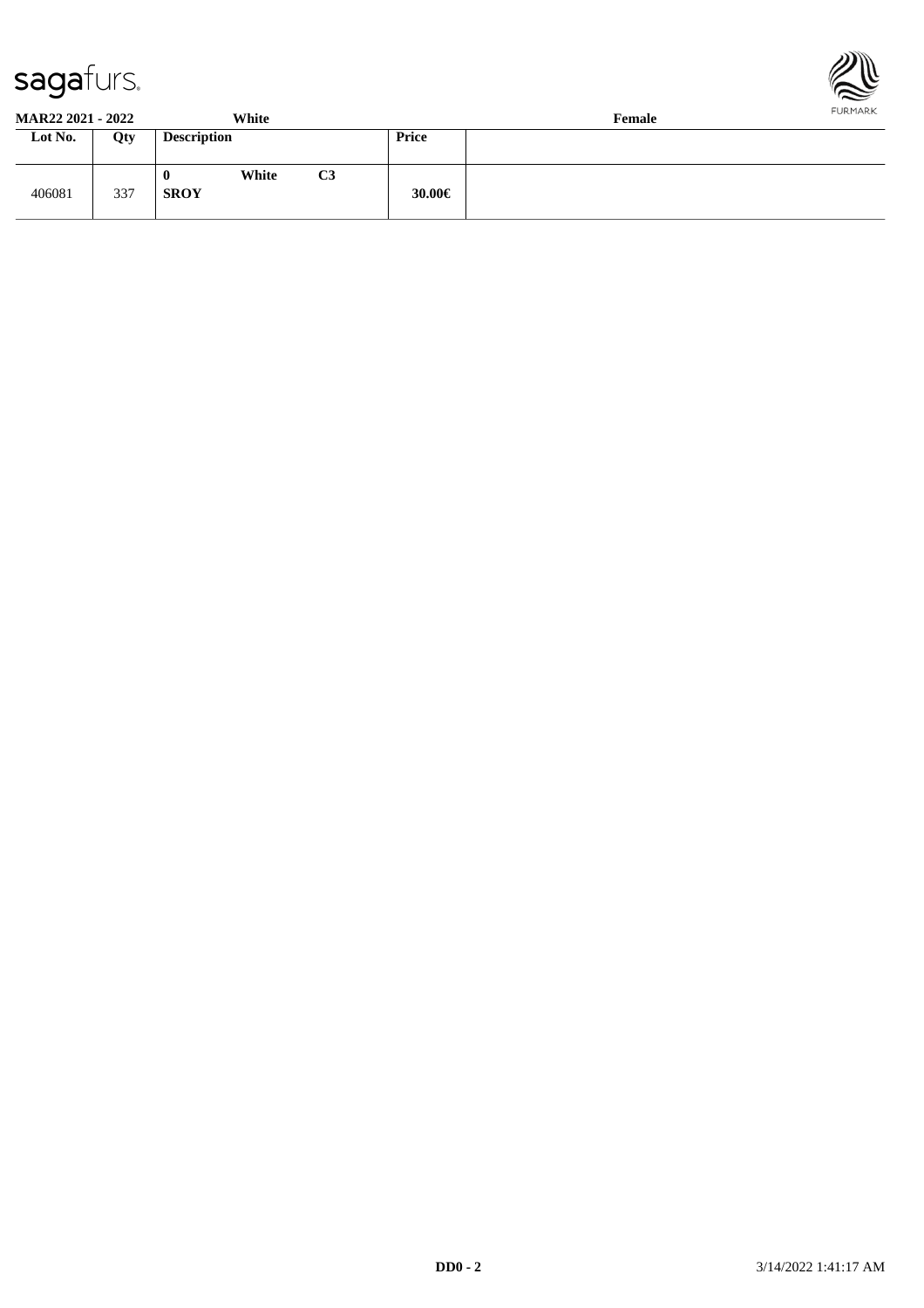**MAR22 2021 - 2022** **White** **Female**

| Lot No. | Qty | Description | Price | |
|---|---|---|---|---|
| 406081 | 337 | **0 White C3** **SROY** | **30.00€** | |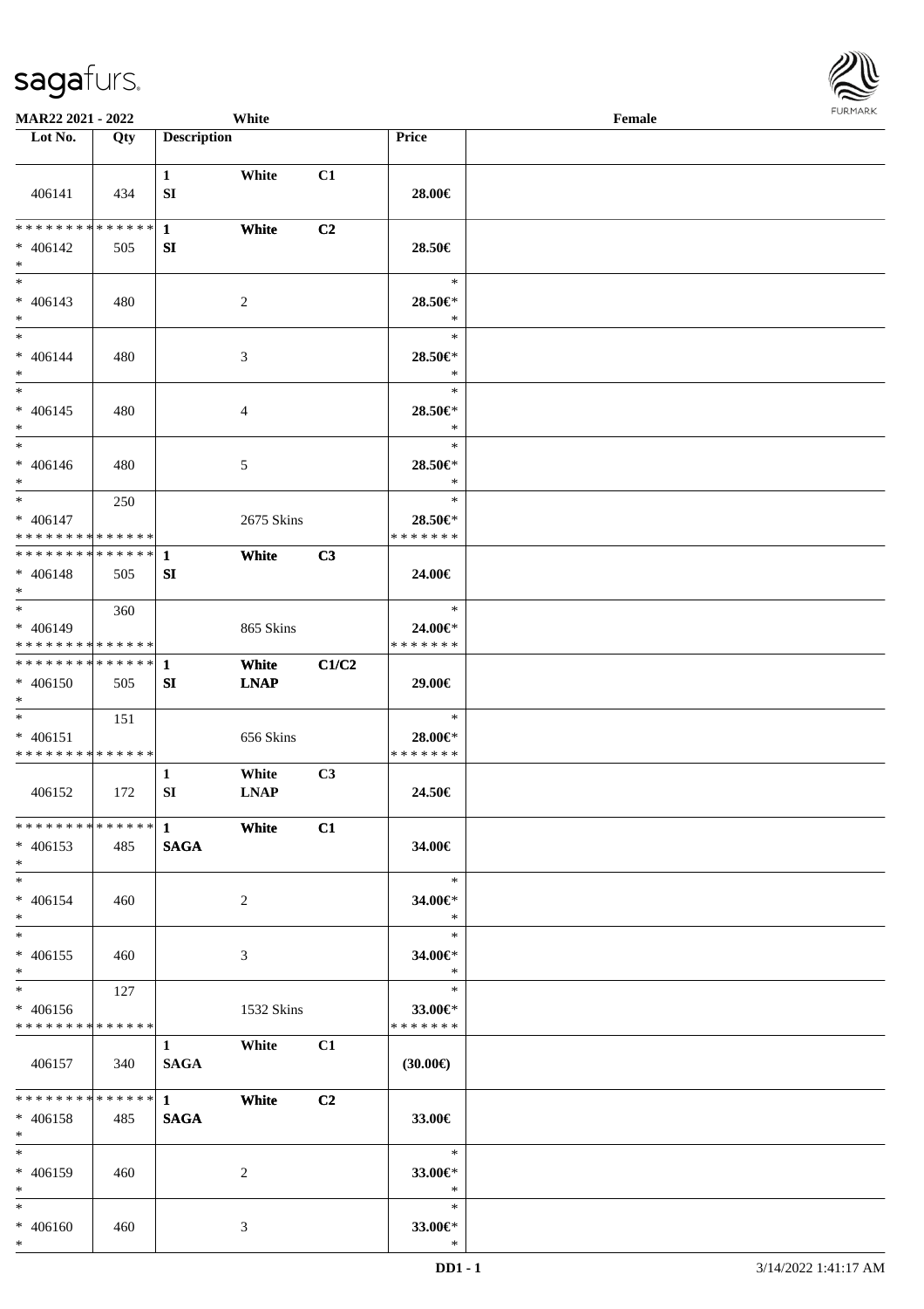MAR22 2021 - 2022 White Female

| Lot No. | Qty | Description | | | Price | |
|---|---|---|---|---|---|---|
| 406141 | 434 | 1<br>SI | White | C1 | 28.00€ | |
| * * * * * * * * * * * * * *<br>* 406142<br>* | 505 | 1<br>SI | White | C2 | 28.50€ | |
| *<br>* 406143<br>* | 480 | | 2 | | *<br>28.50€*<br>* | |
| *<br>* 406144<br>* | 480 | | 3 | | *<br>28.50€*<br>* | |
| *<br>* 406145<br>* | 480 | | 4 | | *<br>28.50€*<br>* | |
| *<br>* 406146<br>* | 480 | | 5 | | *<br>28.50€*<br>* | |
| *<br>* 406147<br>* * * * * * * * * * * * * * | 250 | | 2675 Skins | | *<br>28.50€*<br>* * * * * * * | |
| * * * * * * * * * * * * * *<br>* 406148<br>* | 505 | 1<br>SI | White | C3 | 24.00€ | |
| *<br>* 406149<br>* * * * * * * * * * * * * * | 360 | | 865 Skins | | *<br>24.00€*<br>* * * * * * * | |
| * * * * * * * * * * * * * *<br>* 406150<br>* | 505 | 1<br>SI | White<br>LNAP | C1/C2 | 29.00€ | |
| *<br>* 406151<br>* * * * * * * * * * * * * * | 151 | | 656 Skins | | *<br>28.00€*<br>* * * * * * * | |
| 406152 | 172 | 1<br>SI | White<br>LNAP | C3 | 24.50€ | |
| * * * * * * * * * * * * * *<br>* 406153<br>* | 485 | 1<br>SAGA | White | C1 | 34.00€ | |
| *<br>* 406154<br>* | 460 | | 2 | | *<br>34.00€*<br>* | |
| *<br>* 406155<br>* | 460 | | 3 | | *<br>34.00€*<br>* | |
| *<br>* 406156<br>* * * * * * * * * * * * * * | 127 | | 1532 Skins | | *<br>33.00€*<br>* * * * * * * | |
| 406157 | 340 | 1<br>SAGA | White | C1 | (30.00€) | |
| * * * * * * * * * * * * * *<br>* 406158<br>* | 485 | 1<br>SAGA | White | C2 | 33.00€ | |
| *<br>* 406159<br>* | 460 | | 2 | | *<br>33.00€*<br>* | |
| *<br>* 406160<br>* | 460 | | 3 | | *<br>33.00€*<br>* | |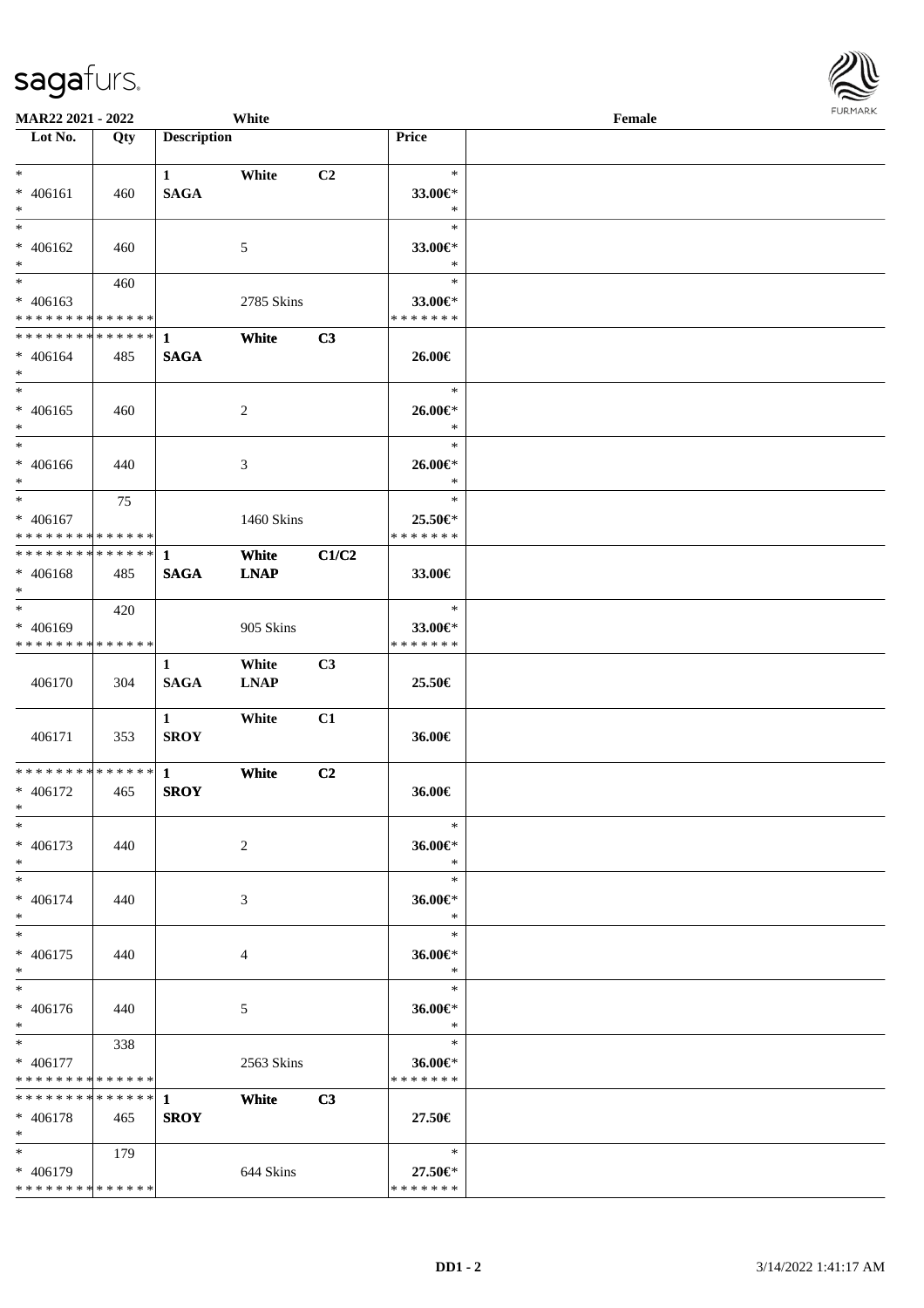MAR22 2021 - 2022 White Female

| Lot No. | Qty | Description | | | Price | |
|---|---|---|---|---|---|---|
| * | | 1 | White | C2 | * | |
| * 406161 | 460 | SAGA | | | 33.00€* | |
| * | | | | | * | |
| * | | | | | * | |
| * 406162 | 460 | | 5 | | 33.00€* | |
| * | | | | | * | |
| * | 460 | | | | * | |
| * 406163 | | | 2785 Skins | | 33.00€* | |
| * * * * * * * * * * * * * * | | | | | * * * * * * * | |
| * * * * * * * * * * * * * * | | 1 | White | C3 | | |
| * 406164 | 485 | SAGA | | | 26.00€ | |
| * | | | | | | |
| * | | | | | * | |
| * 406165 | 460 | | 2 | | 26.00€* | |
| * | | | | | * | |
| * | | | | | * | |
| * 406166 | 440 | | 3 | | 26.00€* | |
| * | | | | | * | |
| * | 75 | | | | * | |
| * 406167 | | | 1460 Skins | | 25.50€* | |
| * * * * * * * * * * * * * * | | | | | * * * * * * * | |
| * * * * * * * * * * * * * * | | 1 | White | C1/C2 | | |
| * 406168 | 485 | SAGA | LNAP | | 33.00€ | |
| * | | | | | | |
| * | 420 | | | | * | |
| * 406169 | | | 905 Skins | | 33.00€* | |
| * * * * * * * * * * * * * * | | | | | * * * * * * * | |
| | | 1 | White | C3 | | |
| 406170 | 304 | SAGA | LNAP | | 25.50€ | |
| | | 1 | White | C1 | | |
| 406171 | 353 | SROY | | | 36.00€ | |
| * * * * * * * * * * * * * * | | 1 | White | C2 | | |
| * 406172 | 465 | SROY | | | 36.00€ | |
| * | | | | | | |
| * | | | | | * | |
| * 406173 | 440 | | 2 | | 36.00€* | |
| * | | | | | * | |
| * | | | | | * | |
| * 406174 | 440 | | 3 | | 36.00€* | |
| * | | | | | * | |
| * | | | | | * | |
| * 406175 | 440 | | 4 | | 36.00€* | |
| * | | | | | * | |
| * | | | | | * | |
| * 406176 | 440 | | 5 | | 36.00€* | |
| * | | | | | * | |
| * | 338 | | | | * | |
| * 406177 | | | 2563 Skins | | 36.00€* | |
| * * * * * * * * * * * * * * | | | | | * * * * * * * | |
| * * * * * * * * * * * * * * | | 1 | White | C3 | | |
| * 406178 | 465 | SROY | | | 27.50€ | |
| * | | | | | | |
| * | 179 | | | | * | |
| * 406179 | | | 644 Skins | | 27.50€* | |
| * * * * * * * * * * * * * * | | | | | * * * * * * * | |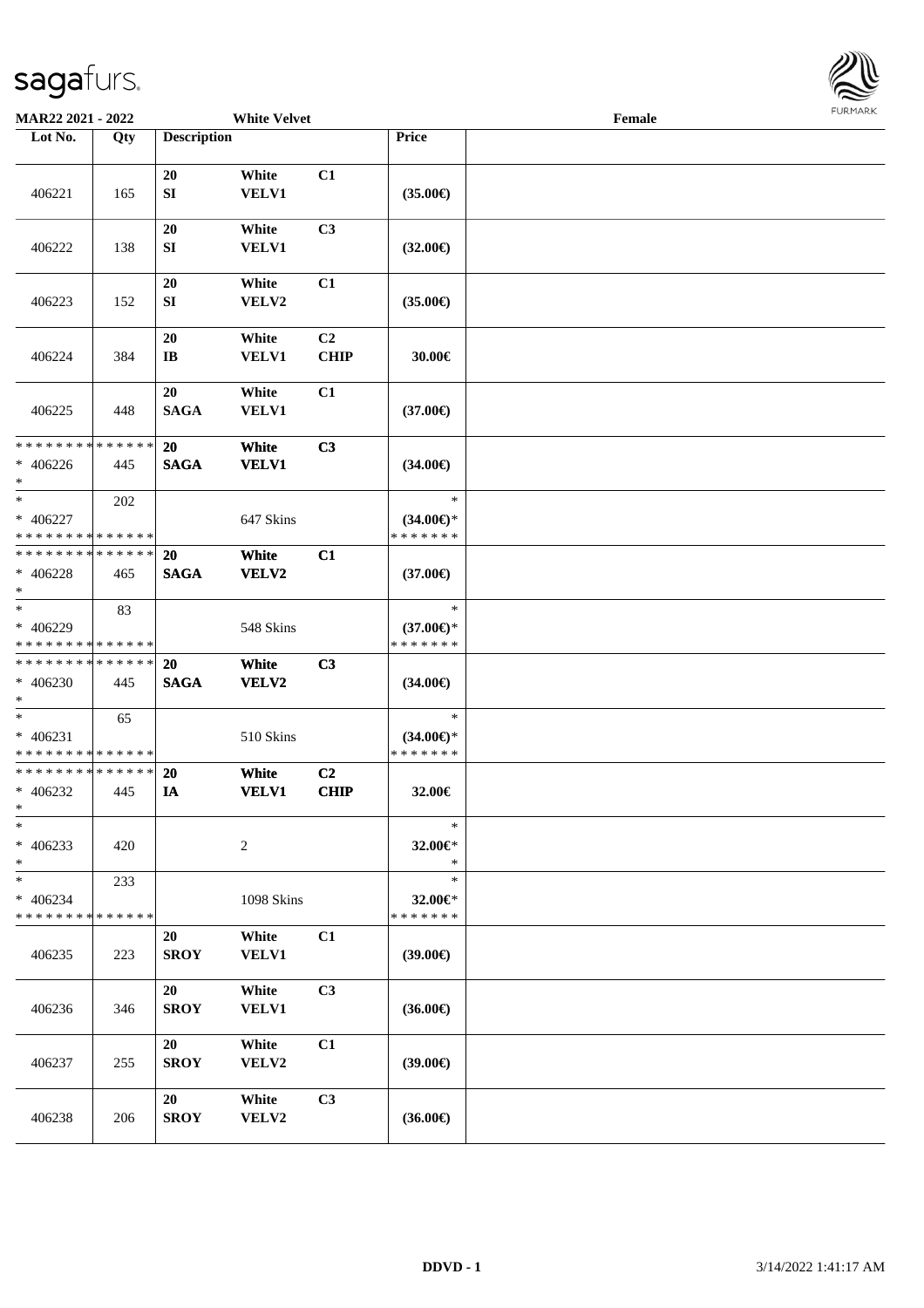| Lot No. | Qty | Description | | | Price | |
|---|---|---|---|---|---|---|
| 406221 | 165 | 20 SI | White VELV1 | C1 | (35.00€) | |
| 406222 | 138 | 20 SI | White VELV1 | C3 | (32.00€) | |
| 406223 | 152 | 20 SI | White VELV2 | C1 | (35.00€) | |
| 406224 | 384 | 20 IB | White VELV1 | C2 CHIP | 30.00€ | |
| 406225 | 448 | 20 SAGA | White VELV1 | C1 | (37.00€) | |
| * * * * * * * * * * * * * * <br>* 406226<br>* | 445 | 20 SAGA | White VELV1 | C3 | (34.00€) | |
| *<br>* 406227<br>* * * * * * * * * * * * * * | 202 | | 647 Skins | | *<br>(34.00€)*<br>* * * * * * * | |
| * * * * * * * * * * * * * * <br>* 406228<br>* | 465 | 20 SAGA | White VELV2 | C1 | (37.00€) | |
| *<br>* 406229<br>* * * * * * * * * * * * * * | 83 | | 548 Skins | | *<br>(37.00€)*<br>* * * * * * * | |
| * * * * * * * * * * * * * * <br>* 406230<br>* | 445 | 20 SAGA | White VELV2 | C3 | (34.00€) | |
| *<br>* 406231<br>* * * * * * * * * * * * * * | 65 | | 510 Skins | | *<br>(34.00€)*<br>* * * * * * * | |
| * * * * * * * * * * * * * * <br>* 406232<br>* | 445 | 20 IA | White VELV1 | C2 CHIP | 32.00€ | |
| *<br>* 406233<br>* | 420 | | 2 | | *<br>32.00€*<br>* | |
| *<br>* 406234<br>* * * * * * * * * * * * * * | 233 | | 1098 Skins | | *<br>32.00€*<br>* * * * * * * | |
| 406235 | 223 | 20 SROY | White VELV1 | C1 | (39.00€) | |
| 406236 | 346 | 20 SROY | White VELV1 | C3 | (36.00€) | |
| 406237 | 255 | 20 SROY | White VELV2 | C1 | (39.00€) | |
| 406238 | 206 | 20 SROY | White VELV2 | C3 | (36.00€) | |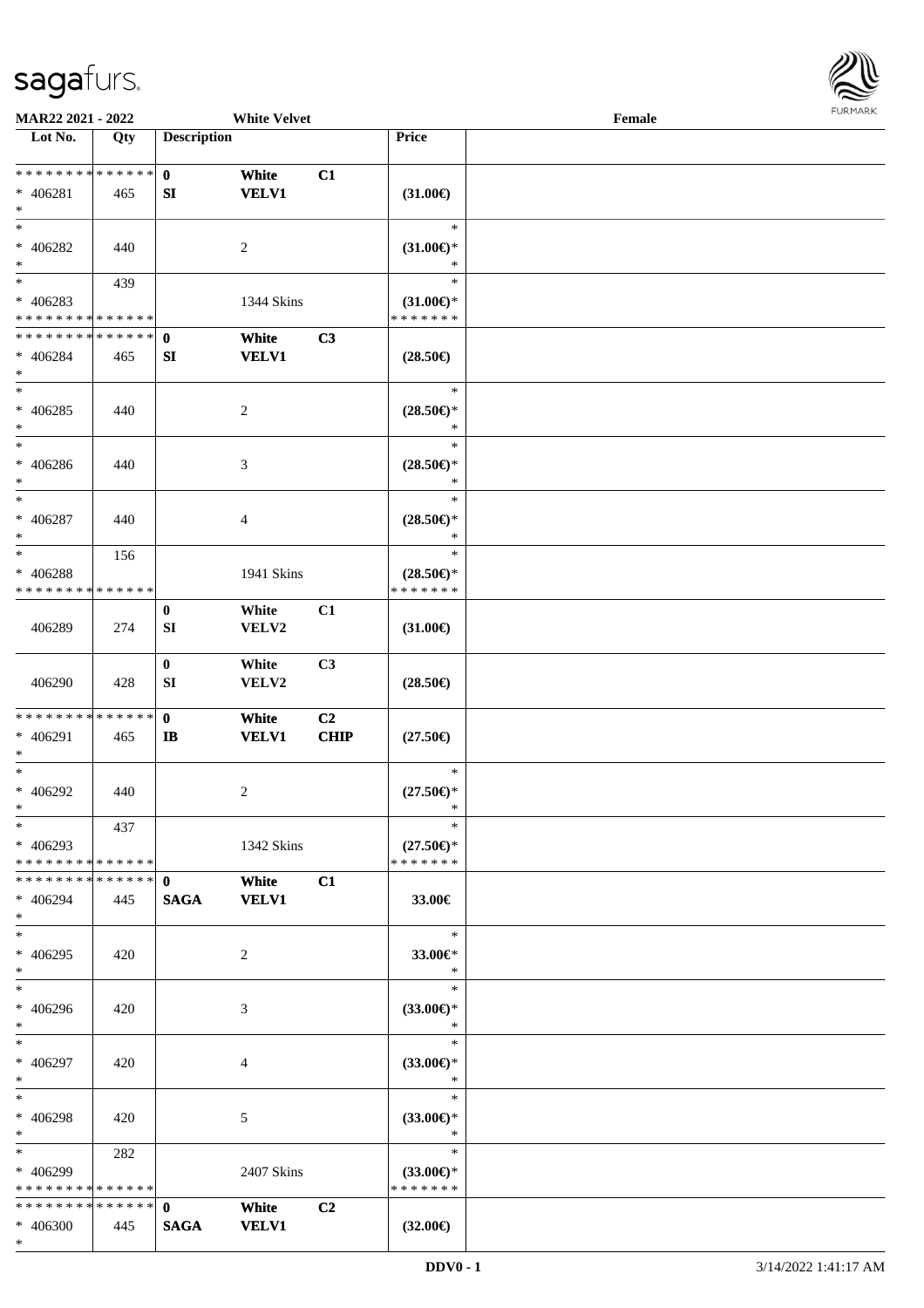MAR22 2021 - 2022 White Velvet Female

| Lot No. | Qty | Description | | | Price | |
|---|---|---|---|---|---|---|
| * * * * * * * * * * * * * * | | 0 | White | C1 | | |
| * 406281 | 465 | SI | VELV1 | | (31.00€) | |
| * | | | | | | |
| * | | | | | * | |
| * 406282 | 440 | | 2 | | (31.00€)* | |
| * | | | | | * | |
| * | 439 | | | | * | |
| * 406283 | | | 1344 Skins | | (31.00€)* | |
| * * * * * * * * * * * * * * | | | | | * * * * * * * | |
| * * * * * * * * * * * * * * | | 0 | White | C3 | | |
| * 406284 | 465 | SI | VELV1 | | (28.50€) | |
| * | | | | | | |
| * | | | | | * | |
| * 406285 | 440 | | 2 | | (28.50€)* | |
| * | | | | | * | |
| * | | | | | * | |
| * 406286 | 440 | | 3 | | (28.50€)* | |
| * | | | | | * | |
| * | | | | | * | |
| * 406287 | 440 | | 4 | | (28.50€)* | |
| * | | | | | * | |
| * | 156 | | | | * | |
| * 406288 | | | 1941 Skins | | (28.50€)* | |
| * * * * * * * * * * * * * * | | | | | * * * * * * * | |
| | | 0 | White | C1 | | |
| 406289 | 274 | SI | VELV2 | | (31.00€) | |
| | | 0 | White | C3 | | |
| 406290 | 428 | SI | VELV2 | | (28.50€) | |
| * * * * * * * * * * * * * * | | 0 | White | C2 | | |
| * 406291 | 465 | IB | VELV1 | CHIP | (27.50€) | |
| * | | | | | | |
| * | | | | | * | |
| * 406292 | 440 | | 2 | | (27.50€)* | |
| * | | | | | * | |
| * | 437 | | | | * | |
| * 406293 | | | 1342 Skins | | (27.50€)* | |
| * * * * * * * * * * * * * * | | | | | * * * * * * * | |
| * * * * * * * * * * * * * * | | 0 | White | C1 | | |
| * 406294 | 445 | SAGA | VELV1 | | 33.00€ | |
| * | | | | | | |
| * | | | | | * | |
| * 406295 | 420 | | 2 | | 33.00€* | |
| * | | | | | * | |
| * | | | | | * | |
| * 406296 | 420 | | 3 | | (33.00€)* | |
| * | | | | | * | |
| * | | | | | * | |
| * 406297 | 420 | | 4 | | (33.00€)* | |
| * | | | | | * | |
| * | | | | | * | |
| * 406298 | 420 | | 5 | | (33.00€)* | |
| * | | | | | * | |
| * | 282 | | | | * | |
| * 406299 | | | 2407 Skins | | (33.00€)* | |
| * * * * * * * * * * * * * * | | | | | * * * * * * * | |
| * * * * * * * * * * * * * * | | 0 | White | C2 | | |
| * 406300 | 445 | SAGA | VELV1 | | (32.00€) | |
| * | | | | | | |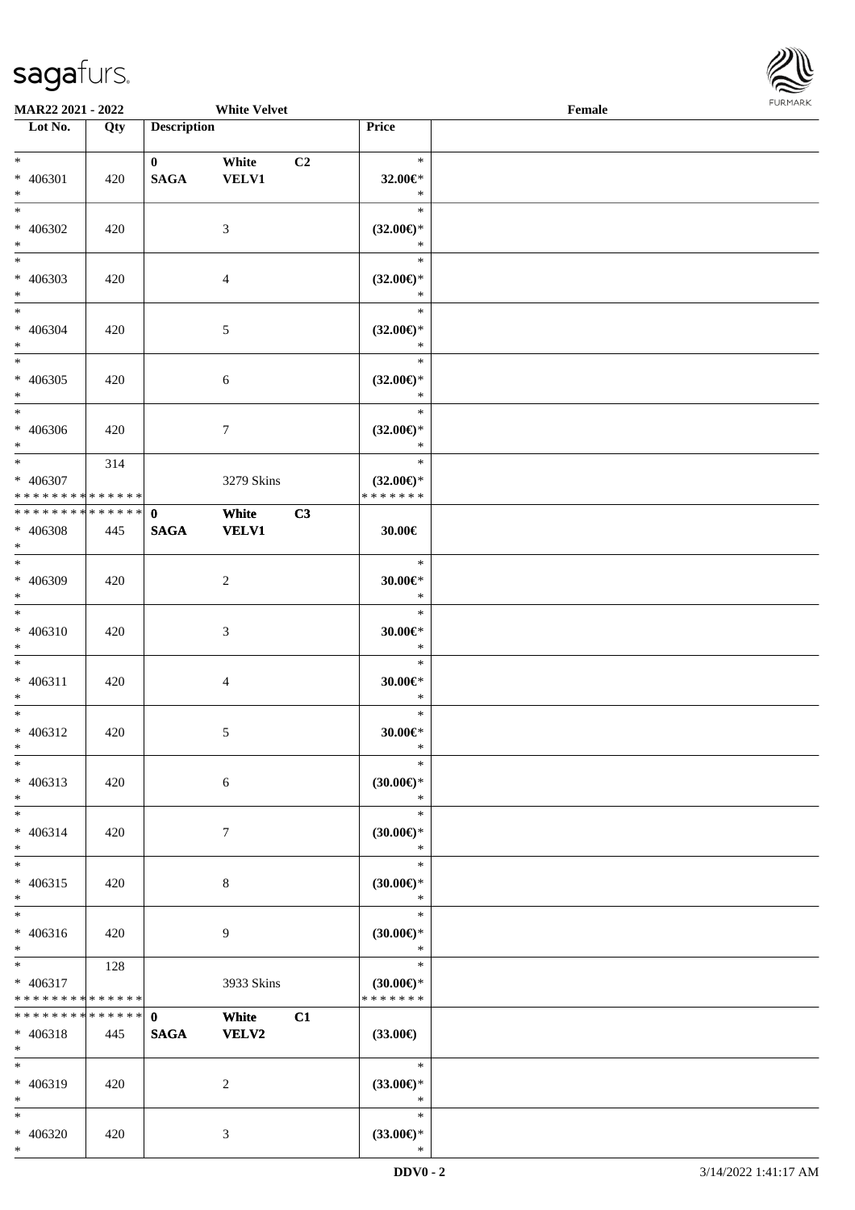**MAR22 2021 - 2022** **White Velvet** **Female**

| Lot No. | Qty | Description | | | Price | |
|---|---|---|---|---|---|---|
| * <br> * 406301 <br> * | 420 | 0 <br> SAGA | White <br> VELV1 | C2 | * <br> 32.00€* <br> * | |
| * <br> * 406302 <br> * | 420 | | 3 | | * <br> (32.00€)* <br> * | |
| * <br> * 406303 <br> * | 420 | | 4 | | * <br> (32.00€)* <br> * | |
| * <br> * 406304 <br> * | 420 | | 5 | | * <br> (32.00€)* <br> * | |
| * <br> * 406305 <br> * | 420 | | 6 | | * <br> (32.00€)* <br> * | |
| * <br> * 406306 <br> * | 420 | | 7 | | * <br> (32.00€)* <br> * | |
| * <br> * 406307 <br> * * * * * * * * * * * * * * | 314 | | 3279 Skins | | * <br> (32.00€)* <br> * * * * * * * | |
| * * * * * * * * * * * * * * <br> * 406308 <br> * | 445 | 0 <br> SAGA | White <br> VELV1 | C3 | 30.00€ | |
| * <br> * 406309 <br> * | 420 | | 2 | | * <br> 30.00€* <br> * | |
| * <br> * 406310 <br> * | 420 | | 3 | | * <br> 30.00€* <br> * | |
| * <br> * 406311 <br> * | 420 | | 4 | | * <br> 30.00€* <br> * | |
| * <br> * 406312 <br> * | 420 | | 5 | | * <br> 30.00€* <br> * | |
| * <br> * 406313 <br> * | 420 | | 6 | | * <br> (30.00€)* <br> * | |
| * <br> * 406314 <br> * | 420 | | 7 | | * <br> (30.00€)* <br> * | |
| * <br> * 406315 <br> * | 420 | | 8 | | * <br> (30.00€)* <br> * | |
| * <br> * 406316 <br> * | 420 | | 9 | | * <br> (30.00€)* <br> * | |
| * <br> * 406317 <br> * * * * * * * * * * * * * * | 128 | | 3933 Skins | | * <br> (30.00€)* <br> * * * * * * * | |
| * * * * * * * * * * * * * * <br> * 406318 <br> * | 445 | 0 <br> SAGA | White <br> VELV2 | C1 | (33.00€) | |
| * <br> * 406319 <br> * | 420 | | 2 | | * <br> (33.00€)* <br> * | |
| * <br> * 406320 <br> * | 420 | | 3 | | * <br> (33.00€)* <br> * | |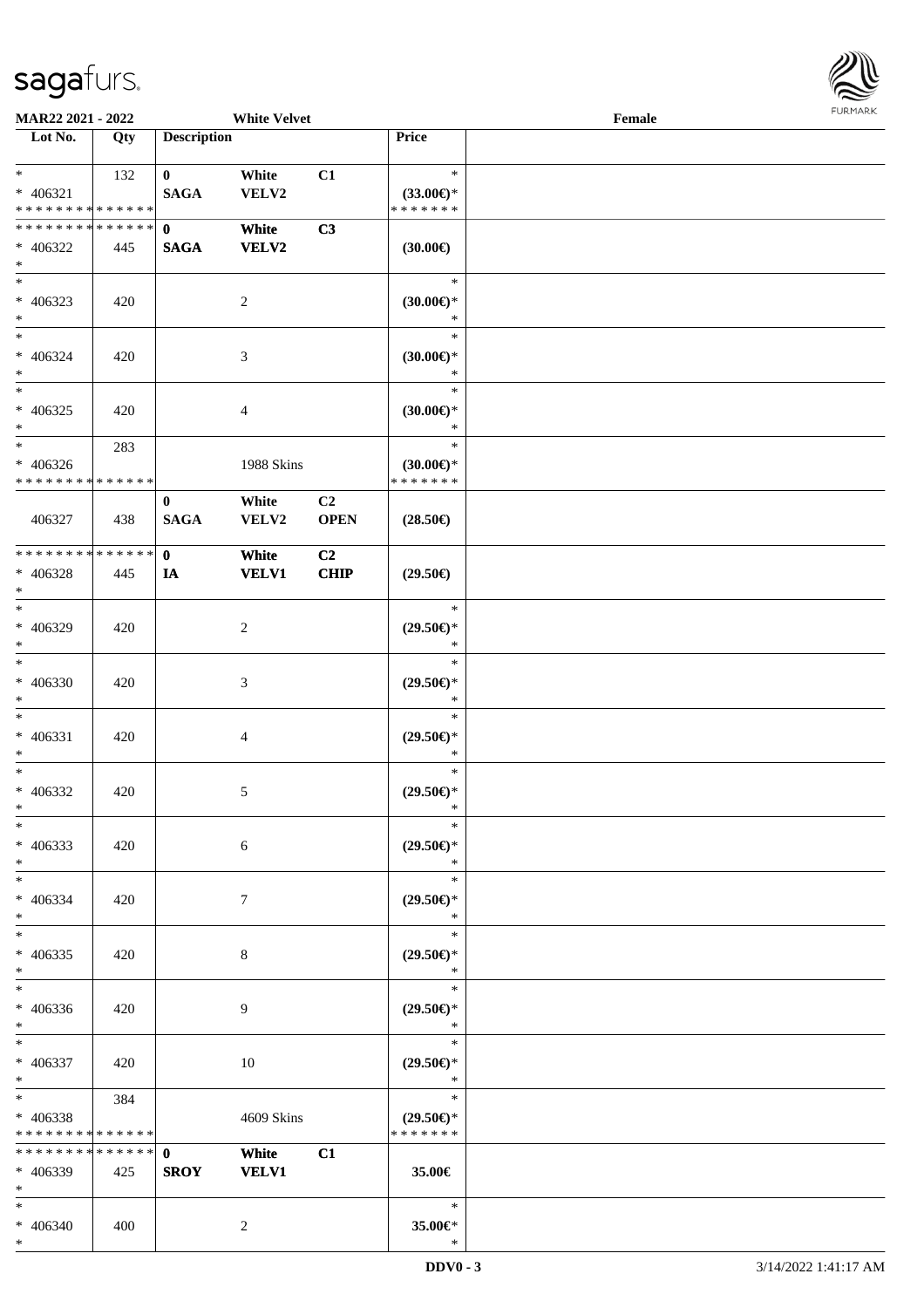MAR22 2021 - 2022 White Velvet Female

| Lot No. | Qty | Description | | | Price | |
|---|---|---|---|---|---|---|
| * <br> * 406321 <br> * * * * * * * * * * * * * * | 132 | 0 <br> SAGA | White <br> VELV2 | C1 | * <br> (33.00€)* <br> * * * * * * * | |
| * * * * * * * * * * * * * * <br> * 406322 <br> * | 445 | 0 <br> SAGA | White <br> VELV2 | C3 | (30.00€) | |
| * <br> * 406323 <br> * | 420 | | 2 | | * <br> (30.00€)* <br> * | |
| * <br> * 406324 <br> * | 420 | | 3 | | * <br> (30.00€)* <br> * | |
| * <br> * 406325 <br> * | 420 | | 4 | | * <br> (30.00€)* <br> * | |
| * <br> * 406326 <br> * * * * * * * * * * * * * * | 283 | | 1988 Skins | | * <br> (30.00€)* <br> * * * * * * * | |
| 406327 | 438 | 0 <br> SAGA | White <br> VELV2 | C2 <br> OPEN | (28.50€) | |
| * * * * * * * * * * * * * * <br> * 406328 <br> * | 445 | 0 <br> IA | White <br> VELV1 | C2 <br> CHIP | (29.50€) | |
| * <br> * 406329 <br> * | 420 | | 2 | | * <br> (29.50€)* <br> * | |
| * <br> * 406330 <br> * | 420 | | 3 | | * <br> (29.50€)* <br> * | |
| * <br> * 406331 <br> * | 420 | | 4 | | * <br> (29.50€)* <br> * | |
| * <br> * 406332 <br> * | 420 | | 5 | | * <br> (29.50€)* <br> * | |
| * <br> * 406333 <br> * | 420 | | 6 | | * <br> (29.50€)* <br> * | |
| * <br> * 406334 <br> * | 420 | | 7 | | * <br> (29.50€)* <br> * | |
| * <br> * 406335 <br> * | 420 | | 8 | | * <br> (29.50€)* <br> * | |
| * <br> * 406336 <br> * | 420 | | 9 | | * <br> (29.50€)* <br> * | |
| * <br> * 406337 <br> * | 420 | | 10 | | * <br> (29.50€)* <br> * | |
| * <br> * 406338 <br> * * * * * * * * * * * * * * | 384 | | 4609 Skins | | * <br> (29.50€)* <br> * * * * * * * | |
| * * * * * * * * * * * * * * <br> * 406339 <br> * | 425 | 0 <br> SROY | White <br> VELV1 | C1 | 35.00€ | |
| * <br> * 406340 <br> * | 400 | | 2 | | * <br> 35.00€* <br> * | |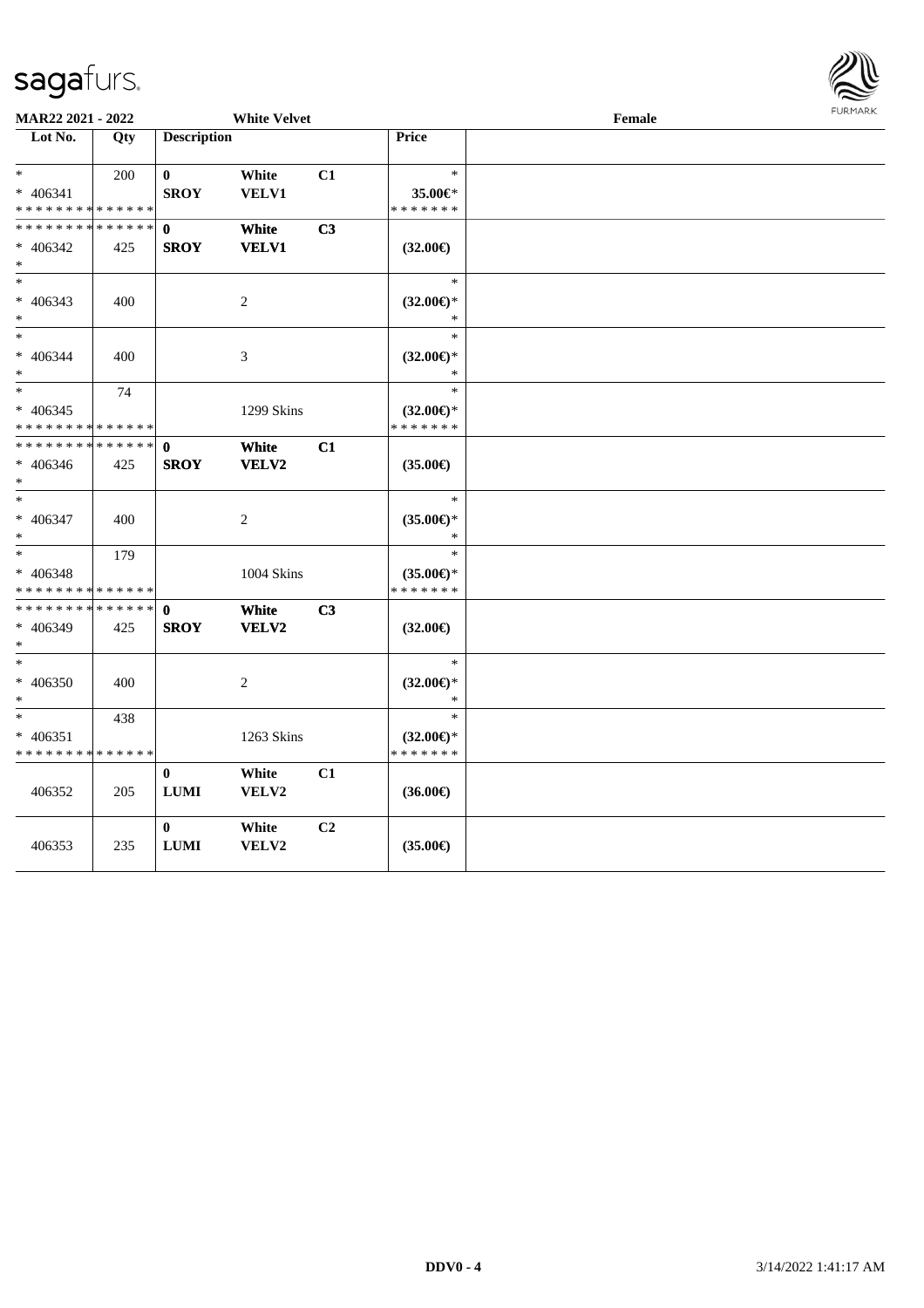**MAR22 2021 - 2022** **White Velvet** **Female**

| Lot No. | Qty | Description | | | Price | |
|---|---|---|---|---|---|---|
| * | 200 | **0** | **White** | **C1** | * | |
| * 406341 | | **SROY** | **VELV1** | | **35.00€*** | |
| * * * * * * * * * * * * * * | | | | | * * * * * * * | |
| * * * * * * * * * * * * * * | | **0** | **White** | **C3** | | |
| * 406342 | 425 | **SROY** | **VELV1** | | **(32.00€)** | |
| * | | | | | | |
| * | | | | | * | |
| * 406343 | 400 | | 2 | | **(32.00€)*** | |
| * | | | | | * | |
| * | | | | | * | |
| * 406344 | 400 | | 3 | | **(32.00€)*** | |
| * | | | | | * | |
| * | 74 | | | | * | |
| * 406345 | | | 1299 Skins | | **(32.00€)*** | |
| * * * * * * * * * * * * * * | | | | | * * * * * * * | |
| * * * * * * * * * * * * * * | | **0** | **White** | **C1** | | |
| * 406346 | 425 | **SROY** | **VELV2** | | **(35.00€)** | |
| * | | | | | | |
| * | | | | | * | |
| * 406347 | 400 | | 2 | | **(35.00€)*** | |
| * | | | | | * | |
| * | 179 | | | | * | |
| * 406348 | | | 1004 Skins | | **(35.00€)*** | |
| * * * * * * * * * * * * * * | | | | | * * * * * * * | |
| * * * * * * * * * * * * * * | | **0** | **White** | **C3** | | |
| * 406349 | 425 | **SROY** | **VELV2** | | **(32.00€)** | |
| * | | | | | | |
| * | | | | | * | |
| * 406350 | 400 | | 2 | | **(32.00€)*** | |
| * | | | | | * | |
| * | 438 | | | | * | |
| * 406351 | | | 1263 Skins | | **(32.00€)*** | |
| * * * * * * * * * * * * * * | | | | | * * * * * * * | |
| | | **0** | **White** | **C1** | | |
| 406352 | 205 | **LUMI** | **VELV2** | | **(36.00€)** | |
| | | **0** | **White** | **C2** | | |
| 406353 | 235 | **LUMI** | **VELV2** | | **(35.00€)** | |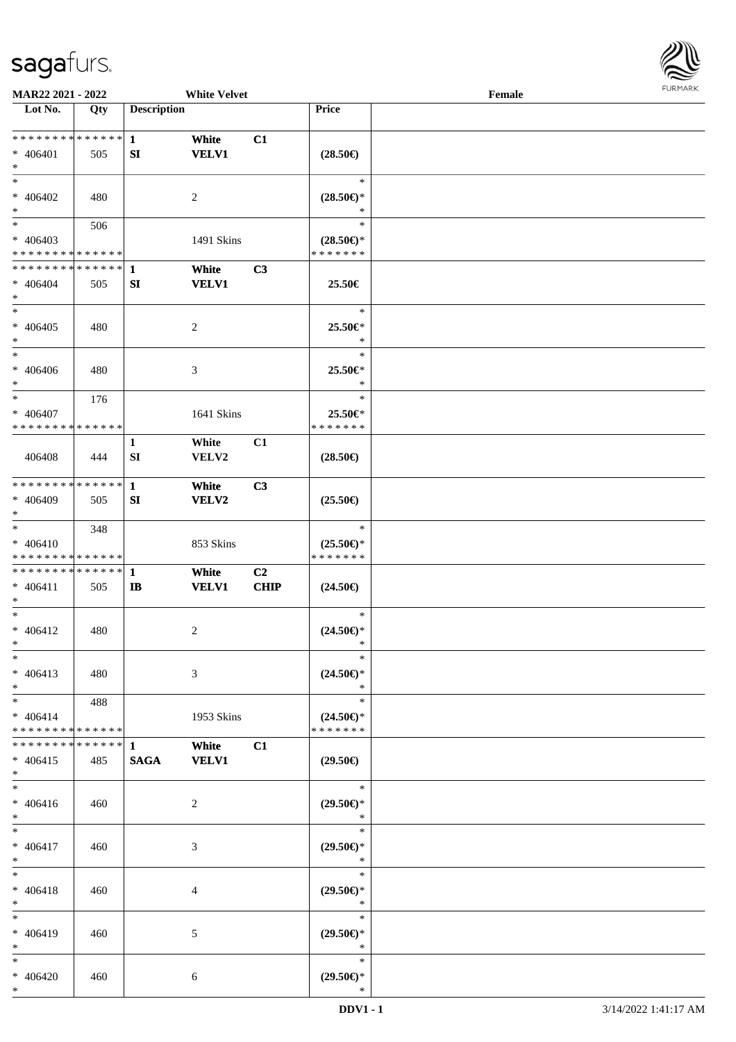MAR22 2021 - 2022 White Velvet Female

| Lot No. | Qty | Description | | | Price | |
|---|---|---|---|---|---|---|
| * * * * * * * * * * * * * * | | 1 | White | C1 | | |
| * 406401 | 505 | SI | VELV1 | | (28.50€) | |
| * | | | | | | |
| * | | | | | * | |
| * 406402 | 480 | | 2 | | (28.50€)* | |
| * | | | | | * | |
| * | 506 | | | | * | |
| * 406403 | | | 1491 Skins | | (28.50€)* | |
| * * * * * * * * * * * * * * | | | | | * * * * * * * | |
| * * * * * * * * * * * * * * | | 1 | White | C3 | | |
| * 406404 | 505 | SI | VELV1 | | 25.50€ | |
| * | | | | | | |
| * | | | | | * | |
| * 406405 | 480 | | 2 | | 25.50€* | |
| * | | | | | * | |
| * | | | | | * | |
| * 406406 | 480 | | 3 | | 25.50€* | |
| * | | | | | * | |
| * | 176 | | | | * | |
| * 406407 | | | 1641 Skins | | 25.50€* | |
| * * * * * * * * * * * * * * | | | | | * * * * * * * | |
| | | 1 | White | C1 | | |
| 406408 | 444 | SI | VELV2 | | (28.50€) | |
| * * * * * * * * * * * * * * | | 1 | White | C3 | | |
| * 406409 | 505 | SI | VELV2 | | (25.50€) | |
| * | | | | | | |
| * | 348 | | | | * | |
| * 406410 | | | 853 Skins | | (25.50€)* | |
| * * * * * * * * * * * * * * | | | | | * * * * * * * | |
| * * * * * * * * * * * * * * | | 1 | White | C2 | | |
| * 406411 | 505 | IB | VELV1 | CHIP | (24.50€) | |
| * | | | | | | |
| * | | | | | * | |
| * 406412 | 480 | | 2 | | (24.50€)* | |
| * | | | | | * | |
| * | | | | | * | |
| * 406413 | 480 | | 3 | | (24.50€)* | |
| * | | | | | * | |
| * | 488 | | | | * | |
| * 406414 | | | 1953 Skins | | (24.50€)* | |
| * * * * * * * * * * * * * * | | | | | * * * * * * * | |
| * * * * * * * * * * * * * * | | 1 | White | C1 | | |
| * 406415 | 485 | SAGA | VELV1 | | (29.50€) | |
| * | | | | | | |
| * | | | | | * | |
| * 406416 | 460 | | 2 | | (29.50€)* | |
| * | | | | | * | |
| * | | | | | * | |
| * 406417 | 460 | | 3 | | (29.50€)* | |
| * | | | | | * | |
| * | | | | | * | |
| * 406418 | 460 | | 4 | | (29.50€)* | |
| * | | | | | * | |
| * | | | | | * | |
| * 406419 | 460 | | 5 | | (29.50€)* | |
| * | | | | | * | |
| * | | | | | * | |
| * 406420 | 460 | | 6 | | (29.50€)* | |
| * | | | | | * | |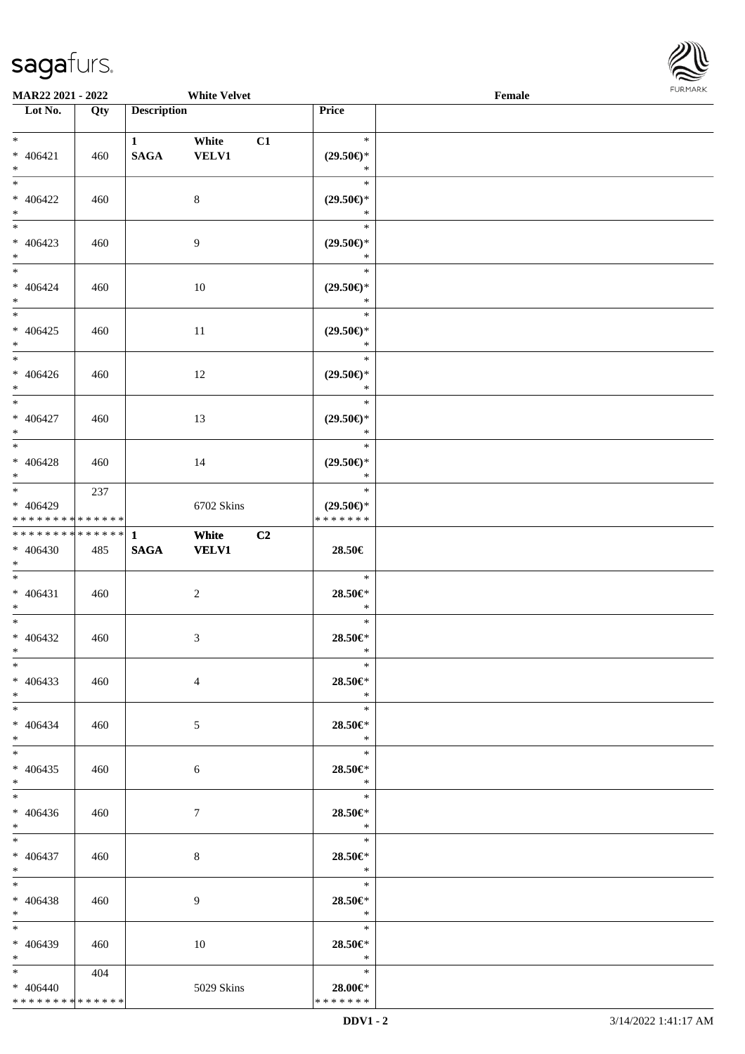**MAR22 2021 - 2022** **White Velvet** **Female**

| Lot No. | Qty | Description | Price | |
|---|---|---|---|---|
| * 406421 * | 460 | 1 SAGA White VELV1 C1 | * (29.50€)* * | |
| * 406422 * | 460 | 8 | * (29.50€)* * | |
| * 406423 * | 460 | 9 | * (29.50€)* * | |
| * 406424 * | 460 | 10 | * (29.50€)* * | |
| * 406425 * | 460 | 11 | * (29.50€)* * | |
| * 406426 * | 460 | 12 | * (29.50€)* * | |
| * 406427 * | 460 | 13 | * (29.50€)* * | |
| * 406428 * | 460 | 14 | * (29.50€)* * | |
| * 406429 * * * * * * * * * * * * * * | 237 | 6702 Skins | * (29.50€)* * * * * * * * | |
| * * * * * * * * * * * * * * 406430 * | 485 | 1 SAGA White VELV1 C2 | 28.50€ | |
| * 406431 * | 460 | 2 | * 28.50€* * | |
| * 406432 * | 460 | 3 | * 28.50€* * | |
| * 406433 * | 460 | 4 | * 28.50€* * | |
| * 406434 * | 460 | 5 | * 28.50€* * | |
| * 406435 * | 460 | 6 | * 28.50€* * | |
| * 406436 * | 460 | 7 | * 28.50€* * | |
| * 406437 * | 460 | 8 | * 28.50€* * | |
| * 406438 * | 460 | 9 | * 28.50€* * | |
| * 406439 * | 460 | 10 | * 28.50€* * | |
| * 406440 * * * * * * * * * * * * * * | 404 | 5029 Skins | * 28.00€* * * * * * * * | |

DDV1 - 2 3/14/2022 1:41:17 AM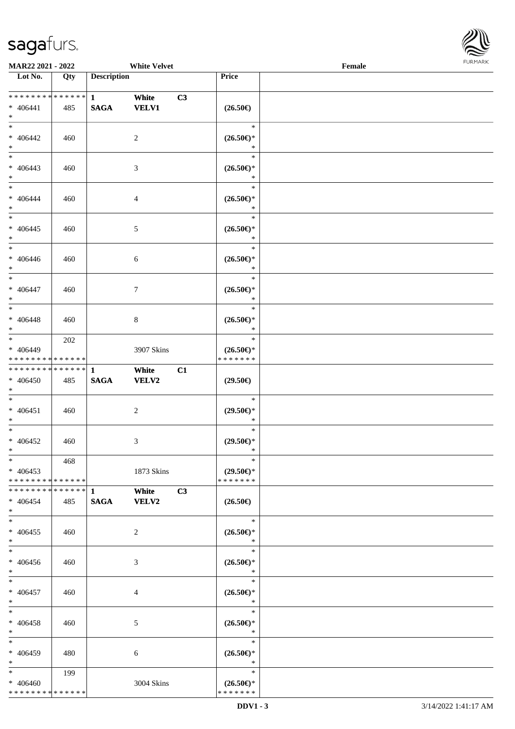| Lot No. | Qty | Description | | | Price | |
|---|---|---|---|---|---|---|
| * * * * * * * * * * * * * * | | 1 | White | C3 | | |
| * 406441 | 485 | SAGA | VELV1 | | (26.50€) | |
| * | | | | | | |
| * 406442 | 460 | | 2 | | * (26.50€)* * | |
| * 406443 | 460 | | 3 | | * (26.50€)* * | |
| * 406444 | 460 | | 4 | | * (26.50€)* * | |
| * 406445 | 460 | | 5 | | * (26.50€)* * | |
| * 406446 | 460 | | 6 | | * (26.50€)* * | |
| * 406447 | 460 | | 7 | | * (26.50€)* * | |
| * 406448 | 460 | | 8 | | * (26.50€)* * | |
| * 406449 | 202 | | 3907 Skins | | * (26.50€)* * * * * * * * | |
| * * * * * * * * * * * * * * | | 1 | White | C1 | | |
| * 406450 | 485 | SAGA | VELV2 | | (29.50€) | |
| * 406451 | 460 | | 2 | | * (29.50€)* * | |
| * 406452 | 460 | | 3 | | * (29.50€)* * | |
| * 406453 | 468 | | 1873 Skins | | * (29.50€)* * * * * * * * | |
| * * * * * * * * * * * * * * | | 1 | White | C3 | | |
| * 406454 | 485 | SAGA | VELV2 | | (26.50€) | |
| * 406455 | 460 | | 2 | | * (26.50€)* * | |
| * 406456 | 460 | | 3 | | * (26.50€)* * | |
| * 406457 | 460 | | 4 | | * (26.50€)* * | |
| * 406458 | 460 | | 5 | | * (26.50€)* * | |
| * 406459 | 480 | | 6 | | * (26.50€)* * | |
| * 406460 | 199 | | 3004 Skins | | * (26.50€)* * * * * * * * | |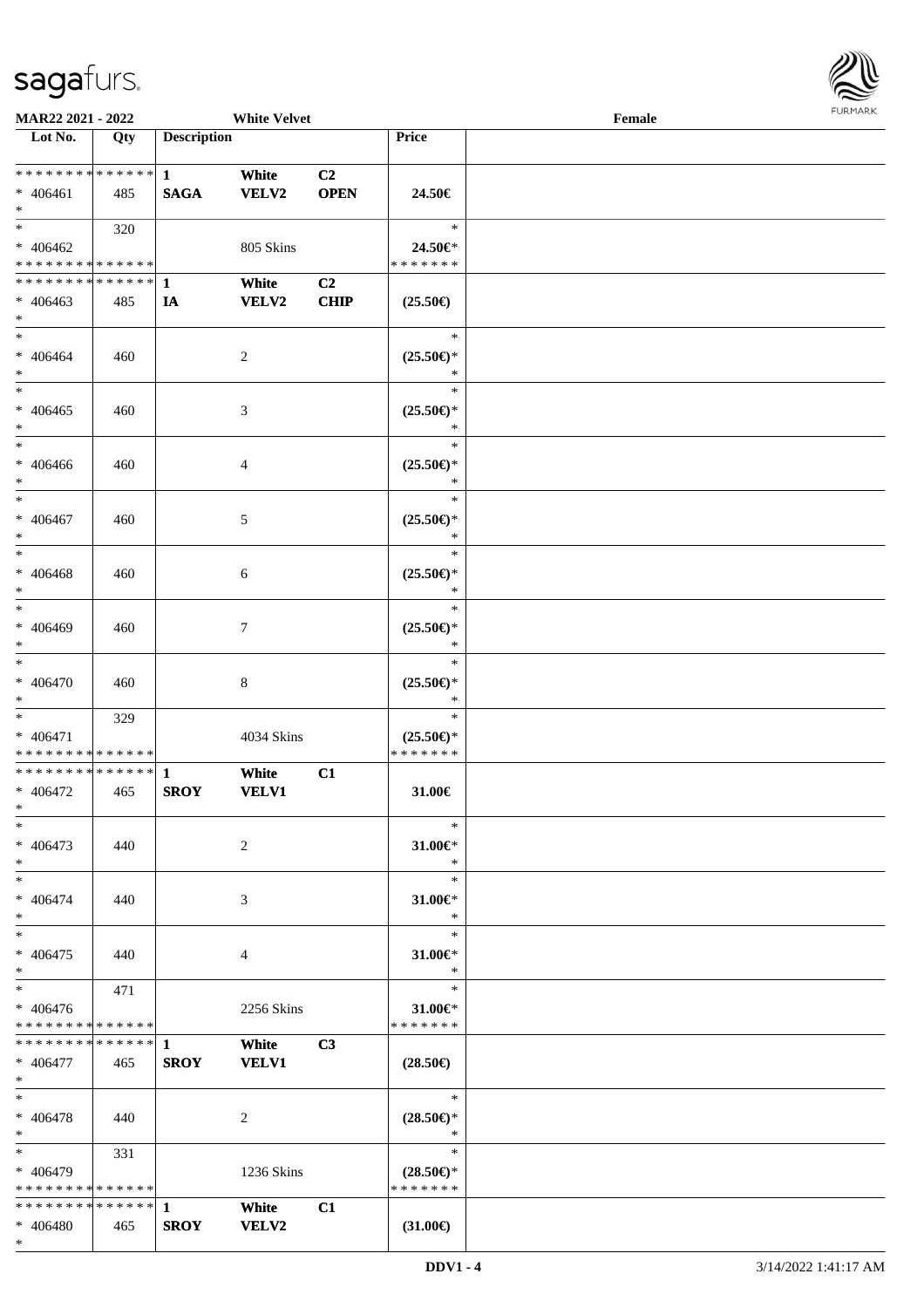MAR22 2021 - 2022 White Velvet Female

| Lot No. | Qty | Description | | | Price | |
|---|---|---|---|---|---|---|
| * * * * * * * * * * * * * * | | 1 | White | C2 | | |
| * 406461 | 485 | SAGA | VELV2 | OPEN | 24.50€ | |
| * | | | | | | |
| * | 320 | | | | * | |
| * 406462 | | | 805 Skins | | 24.50€* | |
| * * * * * * * * * * * * * * | | | | | * * * * * * * | |
| * * * * * * * * * * * * * * | | 1 | White | C2 | | |
| * 406463 | 485 | IA | VELV2 | CHIP | (25.50€) | |
| * | | | | | | |
| * 406464 | 460 | | 2 | | (25.50€)* | |
| * 406465 | 460 | | 3 | | (25.50€)* | |
| * 406466 | 460 | | 4 | | (25.50€)* | |
| * 406467 | 460 | | 5 | | (25.50€)* | |
| * 406468 | 460 | | 6 | | (25.50€)* | |
| * 406469 | 460 | | 7 | | (25.50€)* | |
| * 406470 | 460 | | 8 | | (25.50€)* | |
| * | 329 | | | | * | |
| * 406471 | | | 4034 Skins | | (25.50€)* | |
| * * * * * * * * * * * * * * | | | | | * * * * * * * | |
| * * * * * * * * * * * * * * | | 1 | White | C1 | | |
| * 406472 | 465 | SROY | VELV1 | | 31.00€ | |
| * 406473 | 440 | | 2 | | 31.00€* | |
| * 406474 | 440 | | 3 | | 31.00€* | |
| * 406475 | 440 | | 4 | | 31.00€* | |
| * | 471 | | | | * | |
| * 406476 | | | 2256 Skins | | 31.00€* | |
| * * * * * * * * * * * * * * | | | | | * * * * * * * | |
| * * * * * * * * * * * * * * | | 1 | White | C3 | | |
| * 406477 | 465 | SROY | VELV1 | | (28.50€) | |
| * 406478 | 440 | | 2 | | (28.50€)* | |
| * | 331 | | | | * | |
| * 406479 | | | 1236 Skins | | (28.50€)* | |
| * * * * * * * * * * * * * * | | | | | * * * * * * * | |
| * * * * * * * * * * * * * * | | 1 | White | C1 | | |
| * 406480 | 465 | SROY | VELV2 | | (31.00€) | |
| * | | | | | | |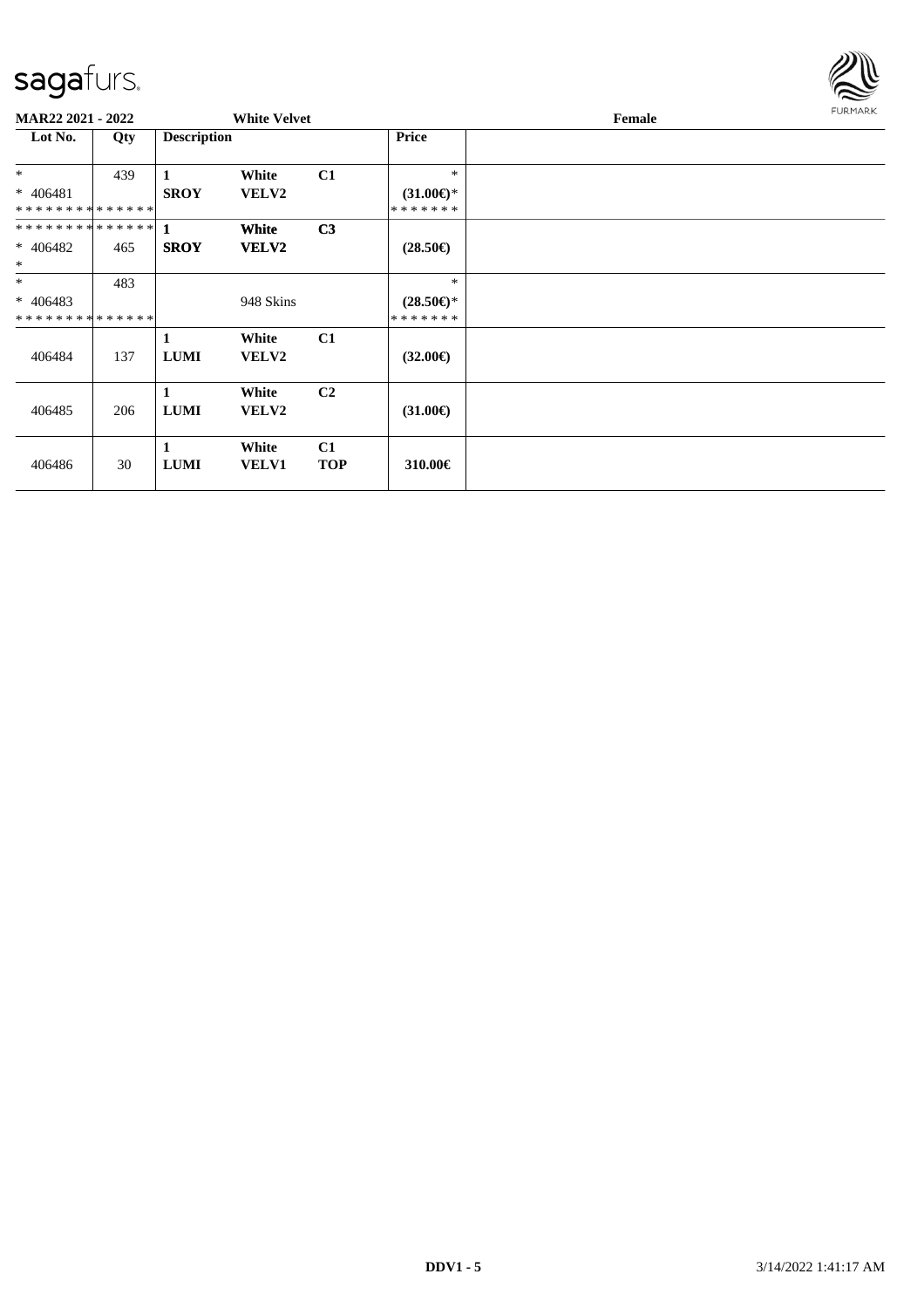**MAR22 2021 - 2022** | **White Velvet** | **Female**

| Lot No. | Qty | Description | | | Price | |
|---|---|---|---|---|---|---|
| * | 439 | **1** | **White** | **C1** | * | |
| * 406481 | | **SROY** | **VELV2** | | **(31.00€)*** | |
| ************** | | | | | ******* | |
| ************** | | **1** | **White** | **C3** | | |
| * 406482 | 465 | **SROY** | **VELV2** | | **(28.50€)** | |
| * | | | | | | |
| * | 483 | | | | * | |
| * 406483 | | | 948 Skins | | **(28.50€)*** | |
| ************** | | | | | ******* | |
| 406484 | 137 | **1** **LUMI** | **White** **VELV2** | **C1** | **(32.00€)** | |
| 406485 | 206 | **1** **LUMI** | **White** **VELV2** | **C2** | **(31.00€)** | |
| 406486 | 30 | **1** **LUMI** | **White** **VELV1** | **C1** **TOP** | **310.00€** | |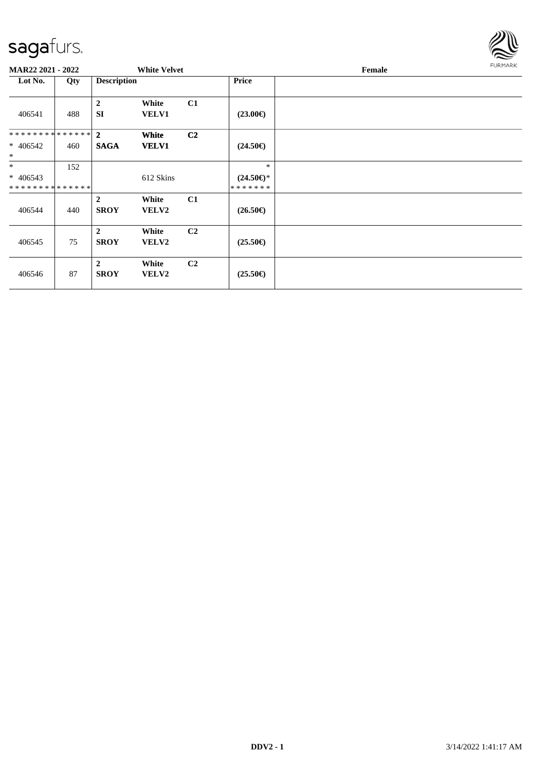**MAR22 2021 - 2022** | **White Velvet** | **Female**

| Lot No. | Qty | Description | | | Price | |
|---|---|---|---|---|---|---|
| 406541 | 488 | **2** **SI** | **White** **VELV1** | **C1** | **(23.00€)** | |
| * * * * * * * * * * * * * * <br> * 406542 <br> * | 460 | **2** **SAGA** | **White** **VELV1** | **C2** | **(24.50€)** | |
| * <br> * 406543 <br> * * * * * * * * * * * * * * | 152 | | 612 Skins | | * <br> **(24.50€)*** <br> * * * * * * * | |
| 406544 | 440 | **2** **SROY** | **White** **VELV2** | **C1** | **(26.50€)** | |
| 406545 | 75 | **2** **SROY** | **White** **VELV2** | **C2** | **(25.50€)** | |
| 406546 | 87 | **2** **SROY** | **White** **VELV2** | **C2** | **(25.50€)** | |

**DDV2 - 1** 3/14/2022 1:41:17 AM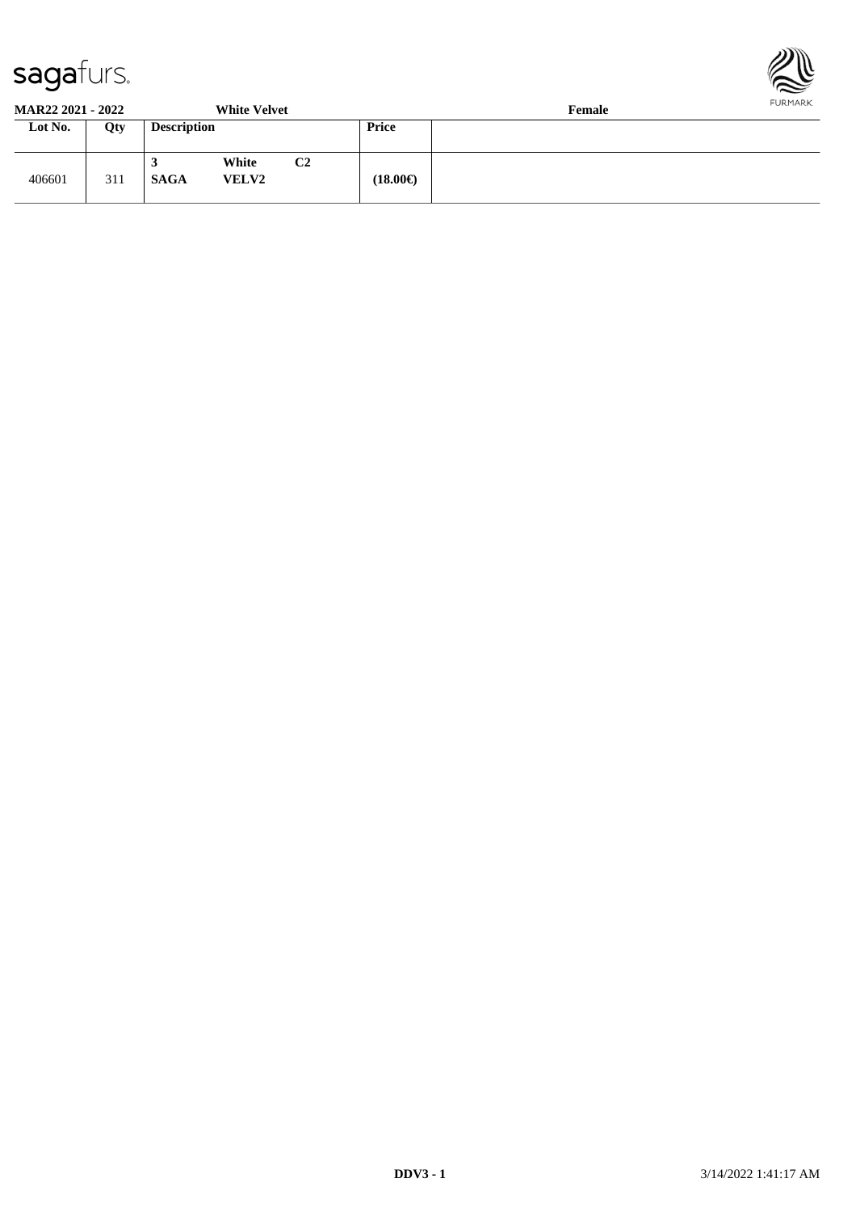MAR22 2021 - 2022 | White Velvet | Female

| Lot No. | Qty | Description | Price | |
|---|---|---|---|---|
| 406601 | 311 | 3 White C2<br>SAGA VELV2 | (18.00€) | |